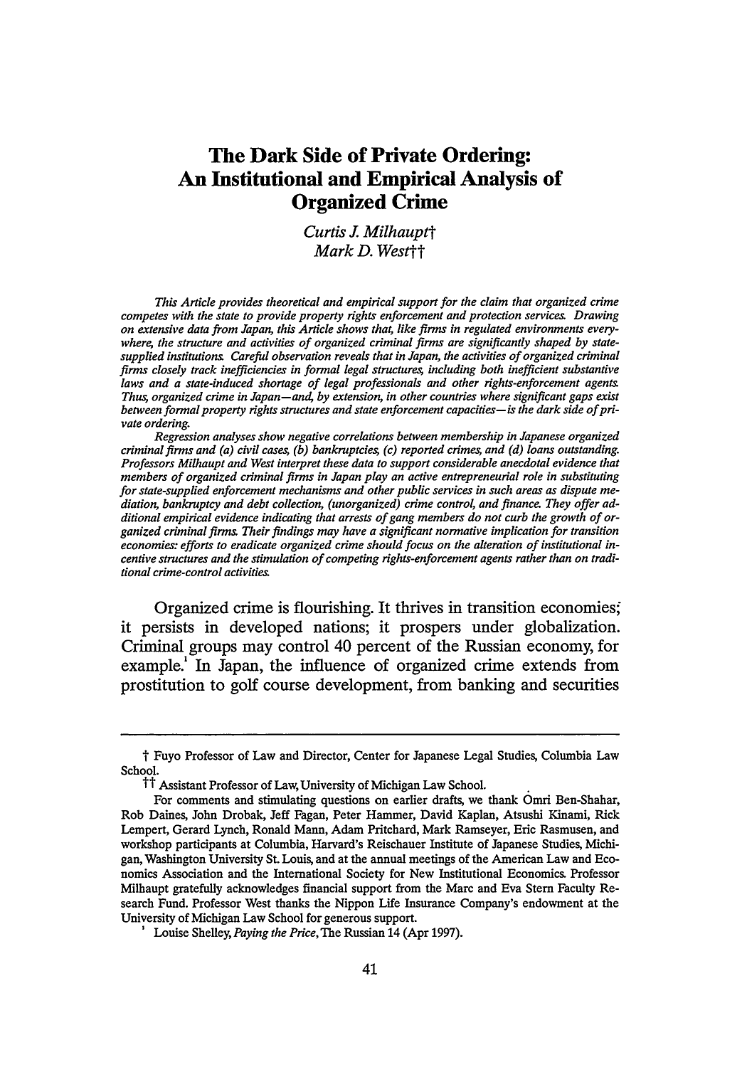# The Dark Side of Private Ordering: An Institutional and Empirical Analysis of Organized Crime

*Curtis J. Milhaupt*†
*Mark D. West*††

*This Article provides theoretical and empirical support for the claim that organized crime competes with the state to provide property rights enforcement and protection services. Drawing on extensive data from Japan, this Article shows that, like firms in regulated environments everywhere, the structure and activities of organized criminal firms are significantly shaped by state-supplied institutions. Careful observation reveals that in Japan, the activities of organized criminal firms closely track inefficiencies in formal legal structures, including both inefficient substantive laws and a state-induced shortage of legal professionals and other rights-enforcement agents. Thus, organized crime in Japan—and, by extension, in other countries where significant gaps exist between formal property rights structures and state enforcement capacities—is the dark side of private ordering.*

*Regression analyses show negative correlations between membership in Japanese organized criminal firms and (a) civil cases, (b) bankruptcies, (c) reported crimes, and (d) loans outstanding. Professors Milhaupt and West interpret these data to support considerable anecdotal evidence that members of organized criminal firms in Japan play an active entrepreneurial role in substituting for state-supplied enforcement mechanisms and other public services in such areas as dispute mediation, bankruptcy and debt collection, (unorganized) crime control, and finance. They offer additional empirical evidence indicating that arrests of gang members do not curb the growth of organized criminal firms. Their findings may have a significant normative implication for transition economies: efforts to eradicate organized crime should focus on the alteration of institutional incentive structures and the stimulation of competing rights-enforcement agents rather than on traditional crime-control activities.*

Organized crime is flourishing. It thrives in transition economies; it persists in developed nations; it prospers under globalization. Criminal groups may control 40 percent of the Russian economy, for example.[1] In Japan, the influence of organized crime extends from prostitution to golf course development, from banking and securities

---

† Fuyo Professor of Law and Director, Center for Japanese Legal Studies, Columbia Law School.

†† Assistant Professor of Law, University of Michigan Law School.

For comments and stimulating questions on earlier drafts, we thank Omri Ben-Shahar, Rob Daines, John Drobak, Jeff Fagan, Peter Hammer, David Kaplan, Atsushi Kinami, Rick Lempert, Gerard Lynch, Ronald Mann, Adam Pritchard, Mark Ramseyer, Eric Rasmusen, and workshop participants at Columbia, Harvard's Reischauer Institute of Japanese Studies, Michigan, Washington University St. Louis, and at the annual meetings of the American Law and Economics Association and the International Society for New Institutional Economics. Professor Milhaupt gratefully acknowledges financial support from the Marc and Eva Stern Faculty Research Fund. Professor West thanks the Nippon Life Insurance Company's endowment at the University of Michigan Law School for generous support.

[1] Louise Shelley, *Paying the Price*, The Russian 14 (Apr 1997).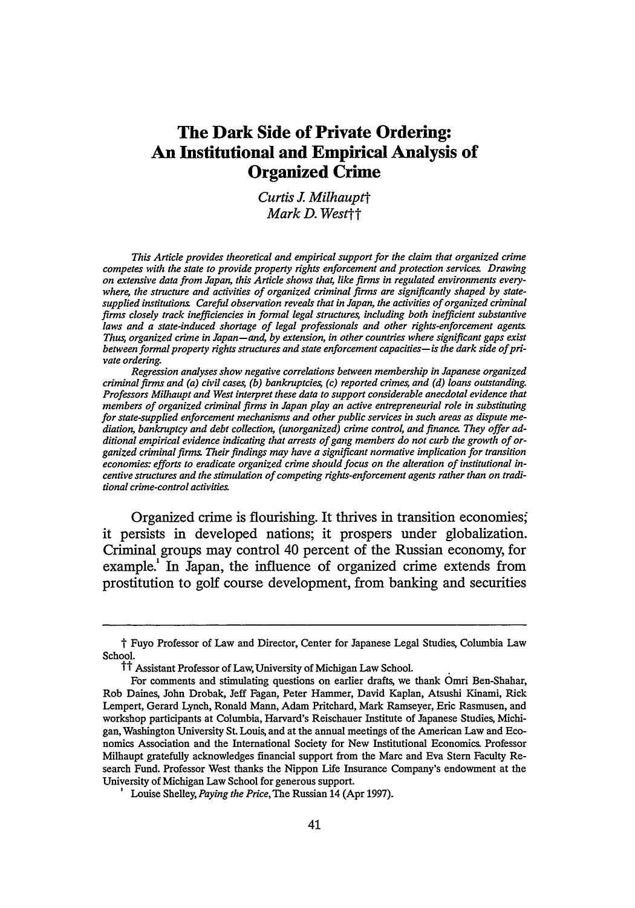# The Dark Side of Private Ordering: An Institutional and Empirical Analysis of Organized Crime

*Curtis J. Milhaupt*†
*Mark D. West*††

*This Article provides theoretical and empirical support for the claim that organized crime competes with the state to provide property rights enforcement and protection services. Drawing on extensive data from Japan, this Article shows that, like firms in regulated environments everywhere, the structure and activities of organized criminal firms are significantly shaped by state-supplied institutions. Careful observation reveals that in Japan, the activities of organized criminal firms closely track inefficiencies in formal legal structures, including both inefficient substantive laws and a state-induced shortage of legal professionals and other rights-enforcement agents. Thus, organized crime in Japan—and, by extension, in other countries where significant gaps exist between formal property rights structures and state enforcement capacities—is the dark side of private ordering.*

*Regression analyses show negative correlations between membership in Japanese organized criminal firms and (a) civil cases, (b) bankruptcies, (c) reported crimes, and (d) loans outstanding. Professors Milhaupt and West interpret these data to support considerable anecdotal evidence that members of organized criminal firms in Japan play an active entrepreneurial role in substituting for state-supplied enforcement mechanisms and other public services in such areas as dispute mediation, bankruptcy and debt collection, (unorganized) crime control, and finance. They offer additional empirical evidence indicating that arrests of gang members do not curb the growth of organized criminal firms. Their findings may have a significant normative implication for transition economies: efforts to eradicate organized crime should focus on the alteration of institutional incentive structures and the stimulation of competing rights-enforcement agents rather than on traditional crime-control activities.*

Organized crime is flourishing. It thrives in transition economies; it persists in developed nations; it prospers under globalization. Criminal groups may control 40 percent of the Russian economy, for example.[1] In Japan, the influence of organized crime extends from prostitution to golf course development, from banking and securities

---

† Fuyo Professor of Law and Director, Center for Japanese Legal Studies, Columbia Law School.

†† Assistant Professor of Law, University of Michigan Law School.

For comments and stimulating questions on earlier drafts, we thank Omri Ben-Shahar, Rob Daines, John Drobak, Jeff Fagan, Peter Hammer, David Kaplan, Atsushi Kinami, Rick Lempert, Gerard Lynch, Ronald Mann, Adam Pritchard, Mark Ramseyer, Eric Rasmusen, and workshop participants at Columbia, Harvard's Reischauer Institute of Japanese Studies, Michigan, Washington University St. Louis, and at the annual meetings of the American Law and Economics Association and the International Society for New Institutional Economics. Professor Milhaupt gratefully acknowledges financial support from the Marc and Eva Stern Faculty Research Fund. Professor West thanks the Nippon Life Insurance Company's endowment at the University of Michigan Law School for generous support.

[1] Louise Shelley, *Paying the Price*, The Russian 14 (Apr 1997).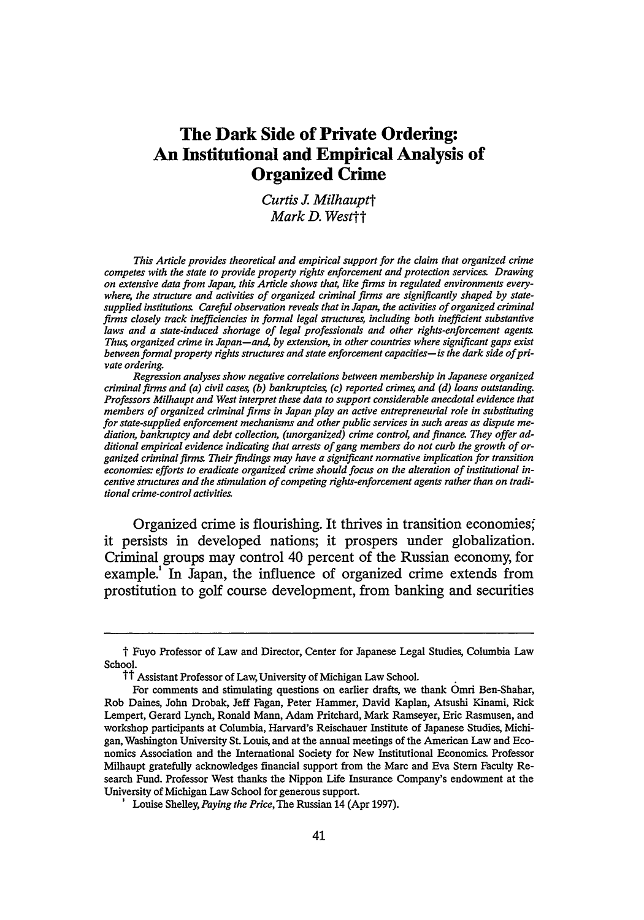# The Dark Side of Private Ordering: An Institutional and Empirical Analysis of Organized Crime

*Curtis J. Milhaupt*†
*Mark D. West*††

*This Article provides theoretical and empirical support for the claim that organized crime competes with the state to provide property rights enforcement and protection services. Drawing on extensive data from Japan, this Article shows that, like firms in regulated environments everywhere, the structure and activities of organized criminal firms are significantly shaped by state-supplied institutions. Careful observation reveals that in Japan, the activities of organized criminal firms closely track inefficiencies in formal legal structures, including both inefficient substantive laws and a state-induced shortage of legal professionals and other rights-enforcement agents. Thus, organized crime in Japan—and, by extension, in other countries where significant gaps exist between formal property rights structures and state enforcement capacities—is the dark side of private ordering.*

*Regression analyses show negative correlations between membership in Japanese organized criminal firms and (a) civil cases, (b) bankruptcies, (c) reported crimes, and (d) loans outstanding. Professors Milhaupt and West interpret these data to support considerable anecdotal evidence that members of organized criminal firms in Japan play an active entrepreneurial role in substituting for state-supplied enforcement mechanisms and other public services in such areas as dispute mediation, bankruptcy and debt collection, (unorganized) crime control, and finance. They offer additional empirical evidence indicating that arrests of gang members do not curb the growth of organized criminal firms. Their findings may have a significant normative implication for transition economies: efforts to eradicate organized crime should focus on the alteration of institutional incentive structures and the stimulation of competing rights-enforcement agents rather than on traditional crime-control activities.*

Organized crime is flourishing. It thrives in transition economies; it persists in developed nations; it prospers under globalization. Criminal groups may control 40 percent of the Russian economy, for example.[1] In Japan, the influence of organized crime extends from prostitution to golf course development, from banking and securities

---

† Fuyo Professor of Law and Director, Center for Japanese Legal Studies, Columbia Law School.

†† Assistant Professor of Law, University of Michigan Law School.

For comments and stimulating questions on earlier drafts, we thank Omri Ben-Shahar, Rob Daines, John Drobak, Jeff Fagan, Peter Hammer, David Kaplan, Atsushi Kinami, Rick Lempert, Gerard Lynch, Ronald Mann, Adam Pritchard, Mark Ramseyer, Eric Rasmusen, and workshop participants at Columbia, Harvard's Reischauer Institute of Japanese Studies, Michigan, Washington University St. Louis, and at the annual meetings of the American Law and Economics Association and the International Society for New Institutional Economics. Professor Milhaupt gratefully acknowledges financial support from the Marc and Eva Stern Faculty Research Fund. Professor West thanks the Nippon Life Insurance Company's endowment at the University of Michigan Law School for generous support.

[1] Louise Shelley, *Paying the Price*, The Russian 14 (Apr 1997).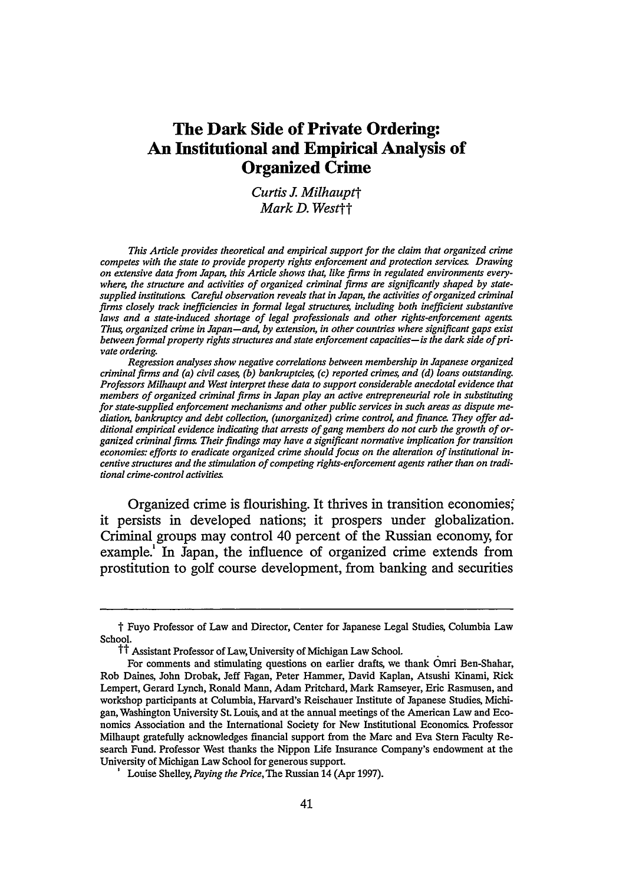# The Dark Side of Private Ordering: An Institutional and Empirical Analysis of Organized Crime

*Curtis J. Milhaupt†*
*Mark D. West††*

*This Article provides theoretical and empirical support for the claim that organized crime competes with the state to provide property rights enforcement and protection services. Drawing on extensive data from Japan, this Article shows that, like firms in regulated environments everywhere, the structure and activities of organized criminal firms are significantly shaped by state-supplied institutions. Careful observation reveals that in Japan, the activities of organized criminal firms closely track inefficiencies in formal legal structures, including both inefficient substantive laws and a state-induced shortage of legal professionals and other rights-enforcement agents. Thus, organized crime in Japan—and, by extension, in other countries where significant gaps exist between formal property rights structures and state enforcement capacities—is the dark side of private ordering.*

*Regression analyses show negative correlations between membership in Japanese organized criminal firms and (a) civil cases, (b) bankruptcies, (c) reported crimes, and (d) loans outstanding. Professors Milhaupt and West interpret these data to support considerable anecdotal evidence that members of organized criminal firms in Japan play an active entrepreneurial role in substituting for state-supplied enforcement mechanisms and other public services in such areas as dispute mediation, bankruptcy and debt collection, (unorganized) crime control, and finance. They offer additional empirical evidence indicating that arrests of gang members do not curb the growth of organized criminal firms. Their findings may have a significant normative implication for transition economies: efforts to eradicate organized crime should focus on the alteration of institutional incentive structures and the stimulation of competing rights-enforcement agents rather than on traditional crime-control activities.*

Organized crime is flourishing. It thrives in transition economies; it persists in developed nations; it prospers under globalization. Criminal groups may control 40 percent of the Russian economy, for example.[1] In Japan, the influence of organized crime extends from prostitution to golf course development, from banking and securities

---

† Fuyo Professor of Law and Director, Center for Japanese Legal Studies, Columbia Law School.

†† Assistant Professor of Law, University of Michigan Law School.

For comments and stimulating questions on earlier drafts, we thank Omri Ben-Shahar, Rob Daines, John Drobak, Jeff Fagan, Peter Hammer, David Kaplan, Atsushi Kinami, Rick Lempert, Gerard Lynch, Ronald Mann, Adam Pritchard, Mark Ramseyer, Eric Rasmusen, and workshop participants at Columbia, Harvard's Reischauer Institute of Japanese Studies, Michigan, Washington University St. Louis, and at the annual meetings of the American Law and Economics Association and the International Society for New Institutional Economics. Professor Milhaupt gratefully acknowledges financial support from the Marc and Eva Stern Faculty Research Fund. Professor West thanks the Nippon Life Insurance Company's endowment at the University of Michigan Law School for generous support.

[1] Louise Shelley, *Paying the Price*, The Russian 14 (Apr 1997).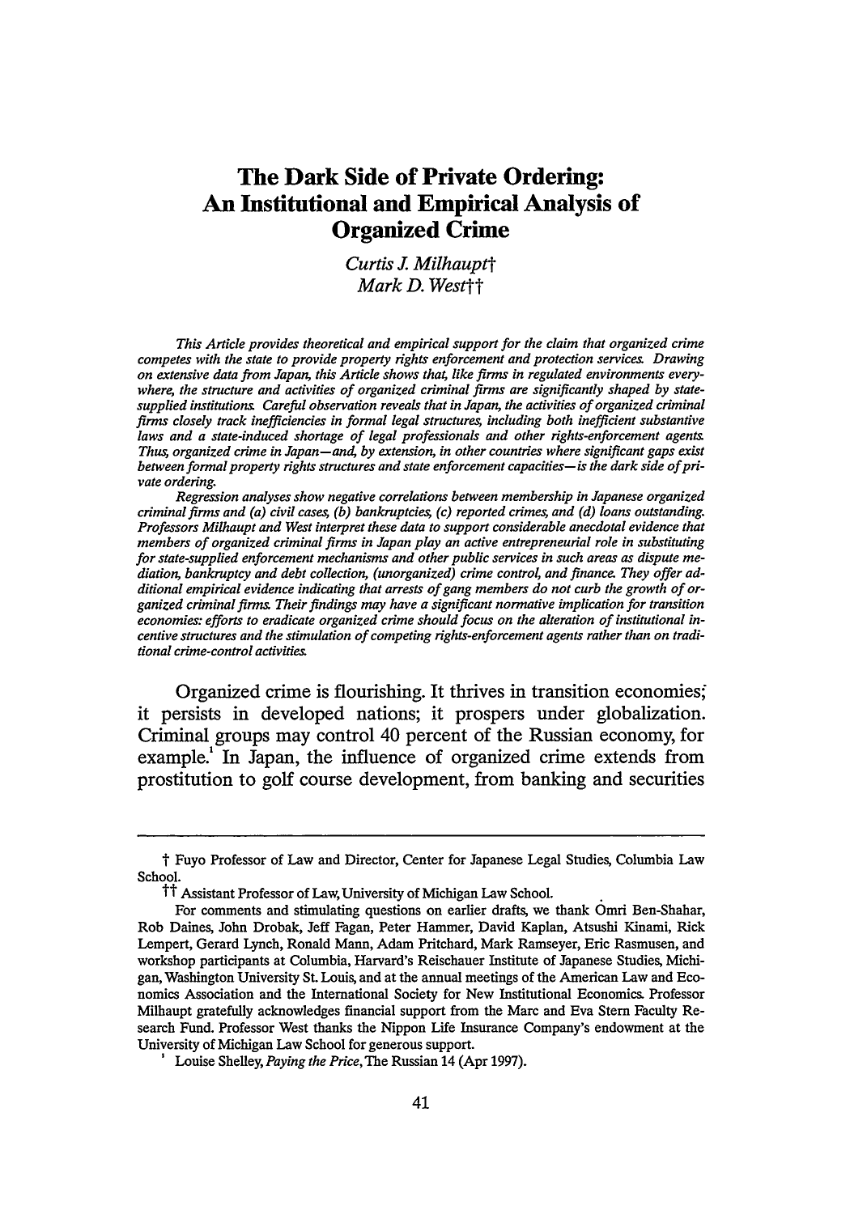# The Dark Side of Private Ordering: An Institutional and Empirical Analysis of Organized Crime

*Curtis J. Milhaupt†*
*Mark D. West††*

*This Article provides theoretical and empirical support for the claim that organized crime competes with the state to provide property rights enforcement and protection services. Drawing on extensive data from Japan, this Article shows that, like firms in regulated environments everywhere, the structure and activities of organized criminal firms are significantly shaped by state-supplied institutions. Careful observation reveals that in Japan, the activities of organized criminal firms closely track inefficiencies in formal legal structures, including both inefficient substantive laws and a state-induced shortage of legal professionals and other rights-enforcement agents. Thus, organized crime in Japan—and, by extension, in other countries where significant gaps exist between formal property rights structures and state enforcement capacities—is the dark side of private ordering.*

*Regression analyses show negative correlations between membership in Japanese organized criminal firms and (a) civil cases, (b) bankruptcies, (c) reported crimes, and (d) loans outstanding. Professors Milhaupt and West interpret these data to support considerable anecdotal evidence that members of organized criminal firms in Japan play an active entrepreneurial role in substituting for state-supplied enforcement mechanisms and other public services in such areas as dispute mediation, bankruptcy and debt collection, (unorganized) crime control, and finance. They offer additional empirical evidence indicating that arrests of gang members do not curb the growth of organized criminal firms. Their findings may have a significant normative implication for transition economies: efforts to eradicate organized crime should focus on the alteration of institutional incentive structures and the stimulation of competing rights-enforcement agents rather than on traditional crime-control activities.*

Organized crime is flourishing. It thrives in transition economies; it persists in developed nations; it prospers under globalization. Criminal groups may control 40 percent of the Russian economy, for example.[1] In Japan, the influence of organized crime extends from prostitution to golf course development, from banking and securities

---

† Fuyo Professor of Law and Director, Center for Japanese Legal Studies, Columbia Law School.

†† Assistant Professor of Law, University of Michigan Law School.

For comments and stimulating questions on earlier drafts, we thank Omri Ben-Shahar, Rob Daines, John Drobak, Jeff Fagan, Peter Hammer, David Kaplan, Atsushi Kinami, Rick Lempert, Gerard Lynch, Ronald Mann, Adam Pritchard, Mark Ramseyer, Eric Rasmusen, and workshop participants at Columbia, Harvard's Reischauer Institute of Japanese Studies, Michigan, Washington University St. Louis, and at the annual meetings of the American Law and Economics Association and the International Society for New Institutional Economics. Professor Milhaupt gratefully acknowledges financial support from the Marc and Eva Stern Faculty Research Fund. Professor West thanks the Nippon Life Insurance Company's endowment at the University of Michigan Law School for generous support.

[1] Louise Shelley, *Paying the Price*, The Russian 14 (Apr 1997).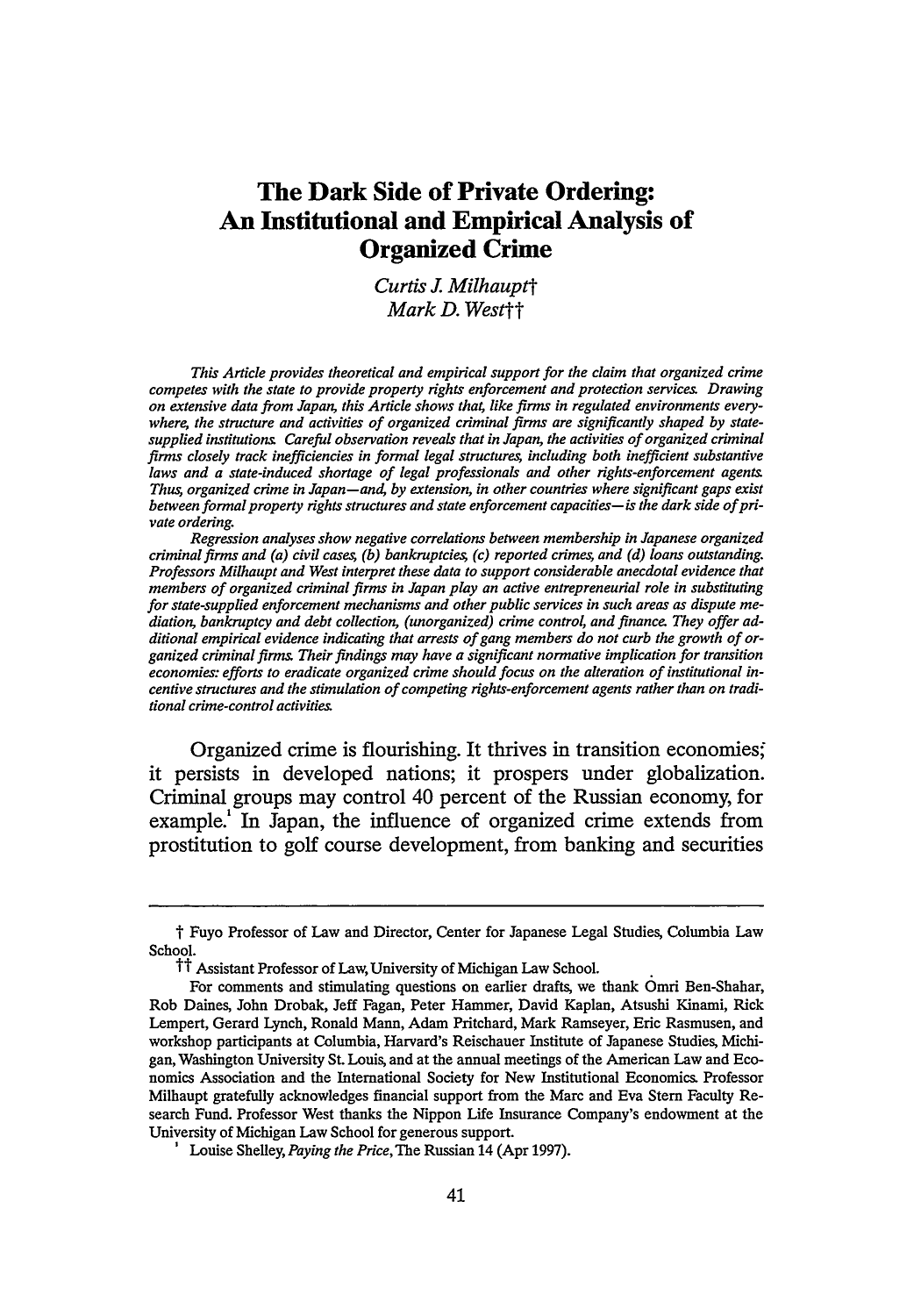# The Dark Side of Private Ordering: An Institutional and Empirical Analysis of Organized Crime

*Curtis J. Milhaupt*†
*Mark D. West*††

*This Article provides theoretical and empirical support for the claim that organized crime competes with the state to provide property rights enforcement and protection services. Drawing on extensive data from Japan, this Article shows that, like firms in regulated environments everywhere, the structure and activities of organized criminal firms are significantly shaped by state-supplied institutions. Careful observation reveals that in Japan, the activities of organized criminal firms closely track inefficiencies in formal legal structures, including both inefficient substantive laws and a state-induced shortage of legal professionals and other rights-enforcement agents. Thus, organized crime in Japan—and, by extension, in other countries where significant gaps exist between formal property rights structures and state enforcement capacities—is the dark side of private ordering.*

*Regression analyses show negative correlations between membership in Japanese organized criminal firms and (a) civil cases, (b) bankruptcies, (c) reported crimes, and (d) loans outstanding. Professors Milhaupt and West interpret these data to support considerable anecdotal evidence that members of organized criminal firms in Japan play an active entrepreneurial role in substituting for state-supplied enforcement mechanisms and other public services in such areas as dispute mediation, bankruptcy and debt collection, (unorganized) crime control, and finance. They offer additional empirical evidence indicating that arrests of gang members do not curb the growth of organized criminal firms. Their findings may have a significant normative implication for transition economies: efforts to eradicate organized crime should focus on the alteration of institutional incentive structures and the stimulation of competing rights-enforcement agents rather than on traditional crime-control activities.*

Organized crime is flourishing. It thrives in transition economies; it persists in developed nations; it prospers under globalization. Criminal groups may control 40 percent of the Russian economy, for example.[1] In Japan, the influence of organized crime extends from prostitution to golf course development, from banking and securities

---

† Fuyo Professor of Law and Director, Center for Japanese Legal Studies, Columbia Law School.

†† Assistant Professor of Law, University of Michigan Law School.

For comments and stimulating questions on earlier drafts, we thank Omri Ben-Shahar, Rob Daines, John Drobak, Jeff Fagan, Peter Hammer, David Kaplan, Atsushi Kinami, Rick Lempert, Gerard Lynch, Ronald Mann, Adam Pritchard, Mark Ramseyer, Eric Rasmusen, and workshop participants at Columbia, Harvard's Reischauer Institute of Japanese Studies, Michigan, Washington University St. Louis, and at the annual meetings of the American Law and Economics Association and the International Society for New Institutional Economics. Professor Milhaupt gratefully acknowledges financial support from the Marc and Eva Stern Faculty Research Fund. Professor West thanks the Nippon Life Insurance Company's endowment at the University of Michigan Law School for generous support.

[1] Louise Shelley, *Paying the Price*, The Russian 14 (Apr 1997).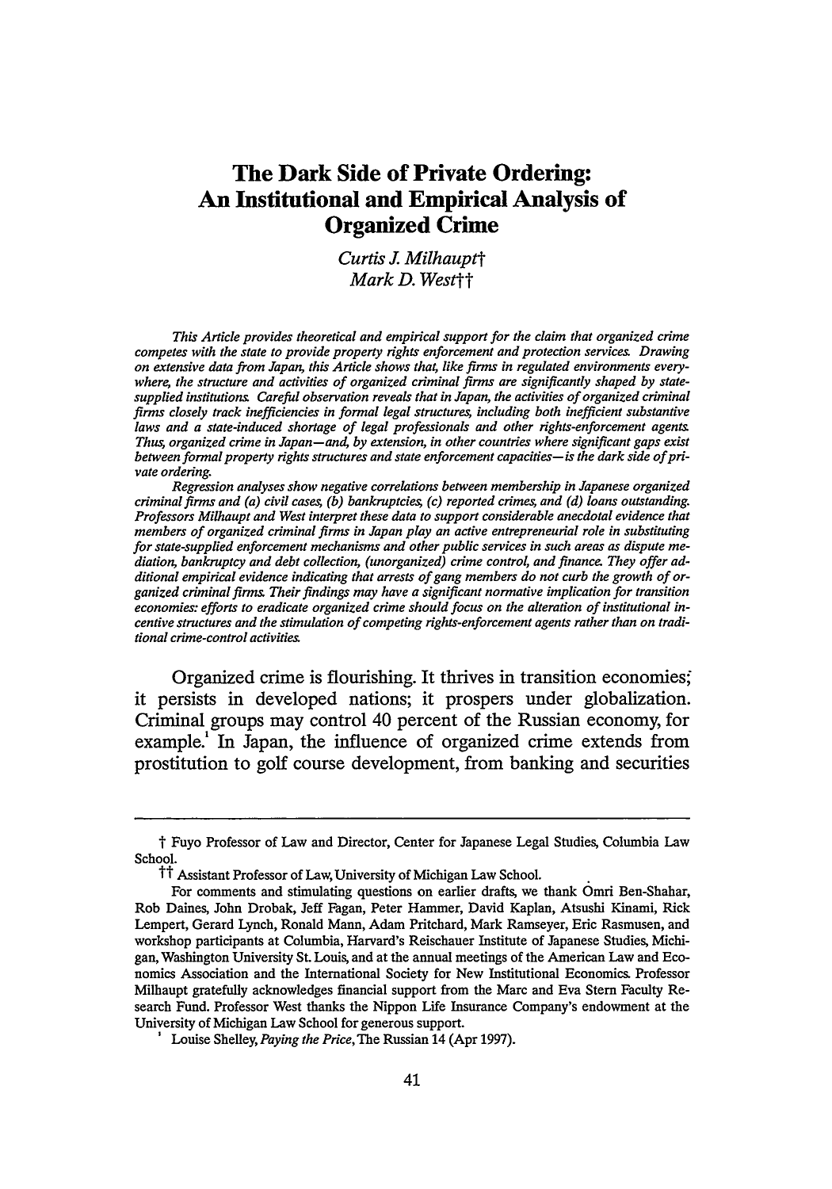# The Dark Side of Private Ordering: An Institutional and Empirical Analysis of Organized Crime

*Curtis J. Milhaupt*†
*Mark D. West*††

*This Article provides theoretical and empirical support for the claim that organized crime competes with the state to provide property rights enforcement and protection services. Drawing on extensive data from Japan, this Article shows that, like firms in regulated environments everywhere, the structure and activities of organized criminal firms are significantly shaped by state-supplied institutions. Careful observation reveals that in Japan, the activities of organized criminal firms closely track inefficiencies in formal legal structures, including both inefficient substantive laws and a state-induced shortage of legal professionals and other rights-enforcement agents. Thus, organized crime in Japan—and, by extension, in other countries where significant gaps exist between formal property rights structures and state enforcement capacities—is the dark side of private ordering.*

*Regression analyses show negative correlations between membership in Japanese organized criminal firms and (a) civil cases, (b) bankruptcies, (c) reported crimes, and (d) loans outstanding. Professors Milhaupt and West interpret these data to support considerable anecdotal evidence that members of organized criminal firms in Japan play an active entrepreneurial role in substituting for state-supplied enforcement mechanisms and other public services in such areas as dispute mediation, bankruptcy and debt collection, (unorganized) crime control, and finance. They offer additional empirical evidence indicating that arrests of gang members do not curb the growth of organized criminal firms. Their findings may have a significant normative implication for transition economies: efforts to eradicate organized crime should focus on the alteration of institutional incentive structures and the stimulation of competing rights-enforcement agents rather than on traditional crime-control activities.*

Organized crime is flourishing. It thrives in transition economies; it persists in developed nations; it prospers under globalization. Criminal groups may control 40 percent of the Russian economy, for example.[1] In Japan, the influence of organized crime extends from prostitution to golf course development, from banking and securities

---

† Fuyo Professor of Law and Director, Center for Japanese Legal Studies, Columbia Law School.

†† Assistant Professor of Law, University of Michigan Law School.

For comments and stimulating questions on earlier drafts, we thank Omri Ben-Shahar, Rob Daines, John Drobak, Jeff Fagan, Peter Hammer, David Kaplan, Atsushi Kinami, Rick Lempert, Gerard Lynch, Ronald Mann, Adam Pritchard, Mark Ramseyer, Eric Rasmusen, and workshop participants at Columbia, Harvard's Reischauer Institute of Japanese Studies, Michigan, Washington University St. Louis, and at the annual meetings of the American Law and Economics Association and the International Society for New Institutional Economics. Professor Milhaupt gratefully acknowledges financial support from the Marc and Eva Stern Faculty Research Fund. Professor West thanks the Nippon Life Insurance Company's endowment at the University of Michigan Law School for generous support.

[1] Louise Shelley, *Paying the Price*, The Russian 14 (Apr 1997).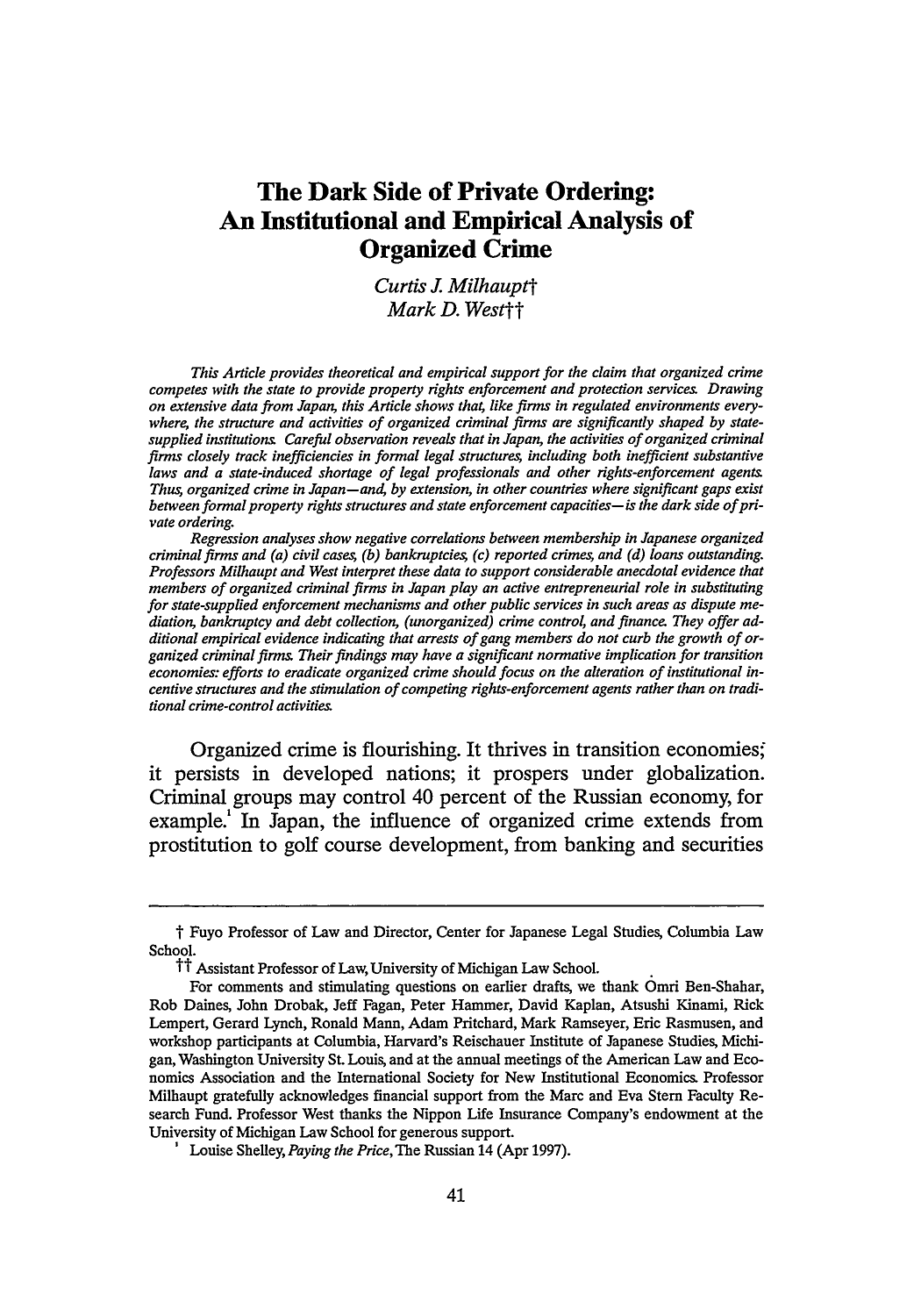# The Dark Side of Private Ordering: An Institutional and Empirical Analysis of Organized Crime

*Curtis J. Milhaupt*†
*Mark D. West*††

*This Article provides theoretical and empirical support for the claim that organized crime competes with the state to provide property rights enforcement and protection services. Drawing on extensive data from Japan, this Article shows that, like firms in regulated environments everywhere, the structure and activities of organized criminal firms are significantly shaped by state-supplied institutions. Careful observation reveals that in Japan, the activities of organized criminal firms closely track inefficiencies in formal legal structures, including both inefficient substantive laws and a state-induced shortage of legal professionals and other rights-enforcement agents. Thus, organized crime in Japan—and, by extension, in other countries where significant gaps exist between formal property rights structures and state enforcement capacities—is the dark side of private ordering.*

*Regression analyses show negative correlations between membership in Japanese organized criminal firms and (a) civil cases, (b) bankruptcies, (c) reported crimes, and (d) loans outstanding. Professors Milhaupt and West interpret these data to support considerable anecdotal evidence that members of organized criminal firms in Japan play an active entrepreneurial role in substituting for state-supplied enforcement mechanisms and other public services in such areas as dispute mediation, bankruptcy and debt collection, (unorganized) crime control, and finance. They offer additional empirical evidence indicating that arrests of gang members do not curb the growth of organized criminal firms. Their findings may have a significant normative implication for transition economies: efforts to eradicate organized crime should focus on the alteration of institutional incentive structures and the stimulation of competing rights-enforcement agents rather than on traditional crime-control activities.*

Organized crime is flourishing. It thrives in transition economies; it persists in developed nations; it prospers under globalization. Criminal groups may control 40 percent of the Russian economy, for example.[1] In Japan, the influence of organized crime extends from prostitution to golf course development, from banking and securities

---

† Fuyo Professor of Law and Director, Center for Japanese Legal Studies, Columbia Law School.

†† Assistant Professor of Law, University of Michigan Law School.

For comments and stimulating questions on earlier drafts, we thank Omri Ben-Shahar, Rob Daines, John Drobak, Jeff Fagan, Peter Hammer, David Kaplan, Atsushi Kinami, Rick Lempert, Gerard Lynch, Ronald Mann, Adam Pritchard, Mark Ramseyer, Eric Rasmusen, and workshop participants at Columbia, Harvard's Reischauer Institute of Japanese Studies, Michigan, Washington University St. Louis, and at the annual meetings of the American Law and Economics Association and the International Society for New Institutional Economics. Professor Milhaupt gratefully acknowledges financial support from the Marc and Eva Stern Faculty Research Fund. Professor West thanks the Nippon Life Insurance Company's endowment at the University of Michigan Law School for generous support.

[1] Louise Shelley, *Paying the Price*, The Russian 14 (Apr 1997).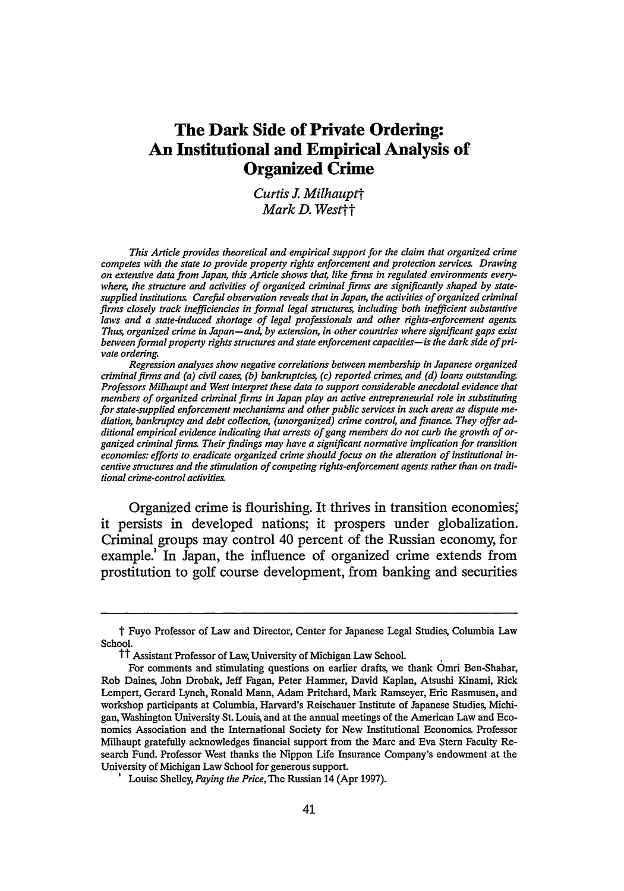# The Dark Side of Private Ordering: An Institutional and Empirical Analysis of Organized Crime

*Curtis J. Milhaupt*†
*Mark D. West*††

*This Article provides theoretical and empirical support for the claim that organized crime competes with the state to provide property rights enforcement and protection services. Drawing on extensive data from Japan, this Article shows that, like firms in regulated environments everywhere, the structure and activities of organized criminal firms are significantly shaped by state-supplied institutions. Careful observation reveals that in Japan, the activities of organized criminal firms closely track inefficiencies in formal legal structures, including both inefficient substantive laws and a state-induced shortage of legal professionals and other rights-enforcement agents. Thus, organized crime in Japan—and, by extension, in other countries where significant gaps exist between formal property rights structures and state enforcement capacities—is the dark side of private ordering.*

*Regression analyses show negative correlations between membership in Japanese organized criminal firms and (a) civil cases, (b) bankruptcies, (c) reported crimes, and (d) loans outstanding. Professors Milhaupt and West interpret these data to support considerable anecdotal evidence that members of organized criminal firms in Japan play an active entrepreneurial role in substituting for state-supplied enforcement mechanisms and other public services in such areas as dispute mediation, bankruptcy and debt collection, (unorganized) crime control, and finance. They offer additional empirical evidence indicating that arrests of gang members do not curb the growth of organized criminal firms. Their findings may have a significant normative implication for transition economies: efforts to eradicate organized crime should focus on the alteration of institutional incentive structures and the stimulation of competing rights-enforcement agents rather than on traditional crime-control activities.*

Organized crime is flourishing. It thrives in transition economies; it persists in developed nations; it prospers under globalization. Criminal groups may control 40 percent of the Russian economy, for example.[1] In Japan, the influence of organized crime extends from prostitution to golf course development, from banking and securities

---

† Fuyo Professor of Law and Director, Center for Japanese Legal Studies, Columbia Law School.

†† Assistant Professor of Law, University of Michigan Law School.

For comments and stimulating questions on earlier drafts, we thank Omri Ben-Shahar, Rob Daines, John Drobak, Jeff Fagan, Peter Hammer, David Kaplan, Atsushi Kinami, Rick Lempert, Gerard Lynch, Ronald Mann, Adam Pritchard, Mark Ramseyer, Eric Rasmusen, and workshop participants at Columbia, Harvard's Reischauer Institute of Japanese Studies, Michigan, Washington University St. Louis, and at the annual meetings of the American Law and Economics Association and the International Society for New Institutional Economics. Professor Milhaupt gratefully acknowledges financial support from the Marc and Eva Stern Faculty Research Fund. Professor West thanks the Nippon Life Insurance Company's endowment at the University of Michigan Law School for generous support.

[1] Louise Shelley, *Paying the Price*, The Russian 14 (Apr 1997).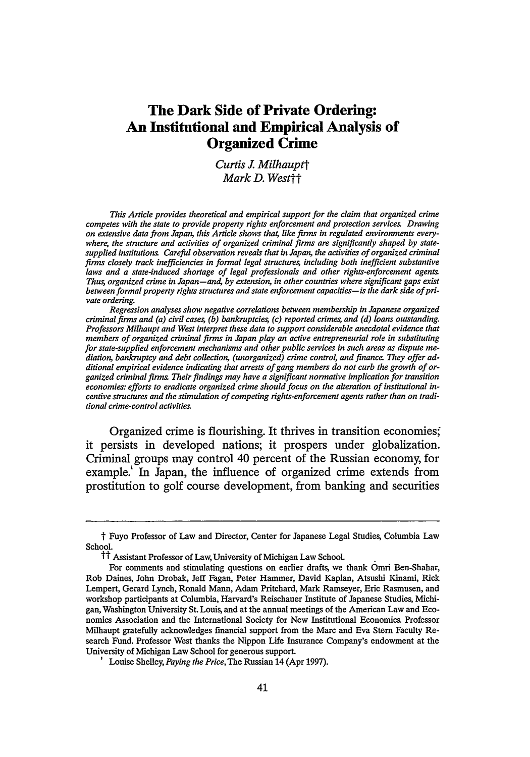# The Dark Side of Private Ordering: An Institutional and Empirical Analysis of Organized Crime

*Curtis J. Milhaupt†*
*Mark D. West††*

*This Article provides theoretical and empirical support for the claim that organized crime competes with the state to provide property rights enforcement and protection services. Drawing on extensive data from Japan, this Article shows that, like firms in regulated environments everywhere, the structure and activities of organized criminal firms are significantly shaped by state-supplied institutions. Careful observation reveals that in Japan, the activities of organized criminal firms closely track inefficiencies in formal legal structures, including both inefficient substantive laws and a state-induced shortage of legal professionals and other rights-enforcement agents. Thus, organized crime in Japan—and, by extension, in other countries where significant gaps exist between formal property rights structures and state enforcement capacities—is the dark side of private ordering.*

*Regression analyses show negative correlations between membership in Japanese organized criminal firms and (a) civil cases, (b) bankruptcies, (c) reported crimes, and (d) loans outstanding. Professors Milhaupt and West interpret these data to support considerable anecdotal evidence that members of organized criminal firms in Japan play an active entrepreneurial role in substituting for state-supplied enforcement mechanisms and other public services in such areas as dispute mediation, bankruptcy and debt collection, (unorganized) crime control, and finance. They offer additional empirical evidence indicating that arrests of gang members do not curb the growth of organized criminal firms. Their findings may have a significant normative implication for transition economies: efforts to eradicate organized crime should focus on the alteration of institutional incentive structures and the stimulation of competing rights-enforcement agents rather than on traditional crime-control activities.*

Organized crime is flourishing. It thrives in transition economies; it persists in developed nations; it prospers under globalization. Criminal groups may control 40 percent of the Russian economy, for example.[1] In Japan, the influence of organized crime extends from prostitution to golf course development, from banking and securities

---

† Fuyo Professor of Law and Director, Center for Japanese Legal Studies, Columbia Law School.

†† Assistant Professor of Law, University of Michigan Law School.

For comments and stimulating questions on earlier drafts, we thank Omri Ben-Shahar, Rob Daines, John Drobak, Jeff Fagan, Peter Hammer, David Kaplan, Atsushi Kinami, Rick Lempert, Gerard Lynch, Ronald Mann, Adam Pritchard, Mark Ramseyer, Eric Rasmusen, and workshop participants at Columbia, Harvard's Reischauer Institute of Japanese Studies, Michigan, Washington University St. Louis, and at the annual meetings of the American Law and Economics Association and the International Society for New Institutional Economics. Professor Milhaupt gratefully acknowledges financial support from the Marc and Eva Stern Faculty Research Fund. Professor West thanks the Nippon Life Insurance Company's endowment at the University of Michigan Law School for generous support.

[1] Louise Shelley, *Paying the Price*, The Russian 14 (Apr 1997).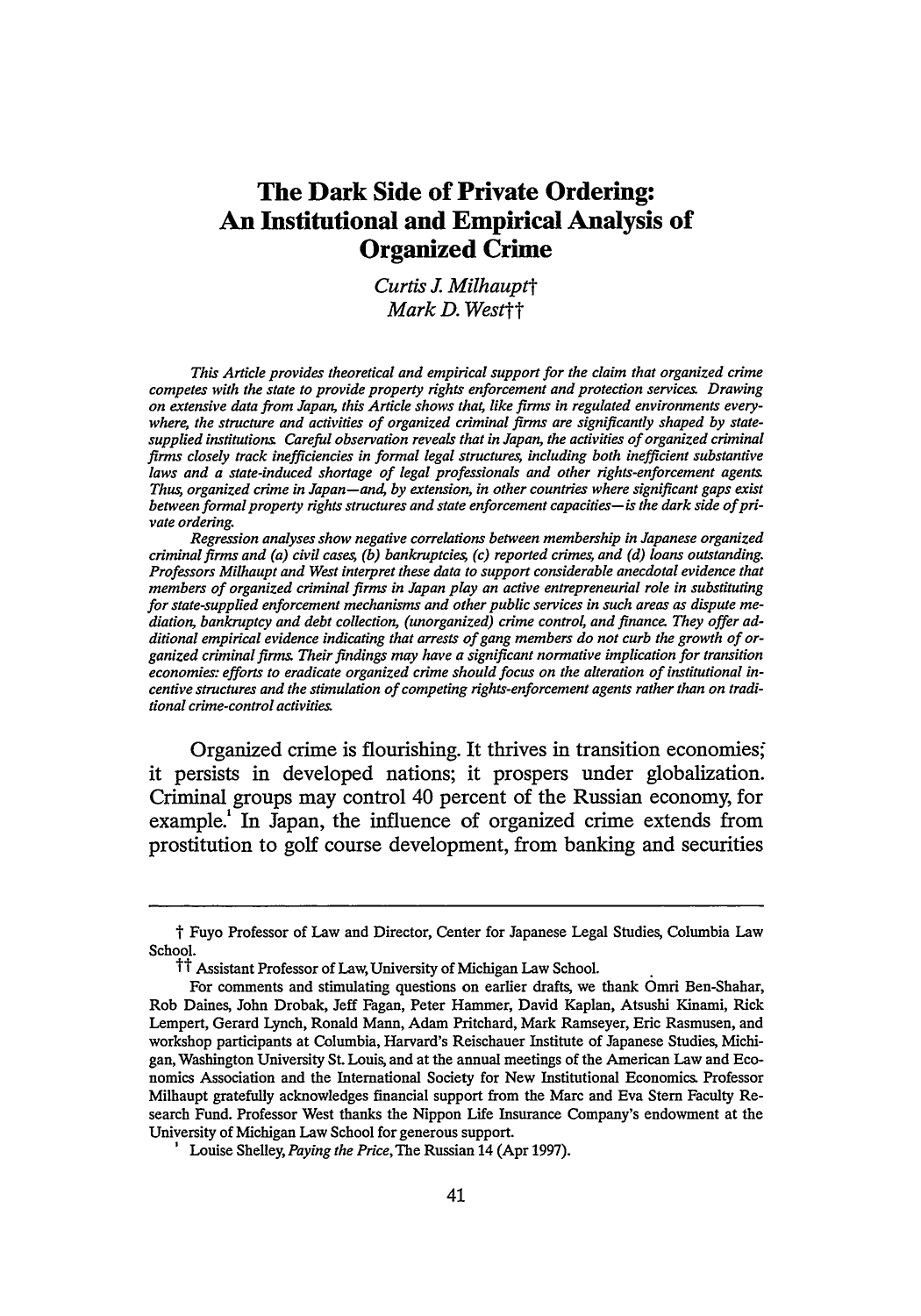# The Dark Side of Private Ordering: An Institutional and Empirical Analysis of Organized Crime

*Curtis J. Milhaupt†*
*Mark D. West††*

*This Article provides theoretical and empirical support for the claim that organized crime competes with the state to provide property rights enforcement and protection services. Drawing on extensive data from Japan, this Article shows that, like firms in regulated environments everywhere, the structure and activities of organized criminal firms are significantly shaped by state-supplied institutions. Careful observation reveals that in Japan, the activities of organized criminal firms closely track inefficiencies in formal legal structures, including both inefficient substantive laws and a state-induced shortage of legal professionals and other rights-enforcement agents. Thus, organized crime in Japan—and, by extension, in other countries where significant gaps exist between formal property rights structures and state enforcement capacities—is the dark side of private ordering.*

*Regression analyses show negative correlations between membership in Japanese organized criminal firms and (a) civil cases, (b) bankruptcies, (c) reported crimes, and (d) loans outstanding. Professors Milhaupt and West interpret these data to support considerable anecdotal evidence that members of organized criminal firms in Japan play an active entrepreneurial role in substituting for state-supplied enforcement mechanisms and other public services in such areas as dispute mediation, bankruptcy and debt collection, (unorganized) crime control, and finance. They offer additional empirical evidence indicating that arrests of gang members do not curb the growth of organized criminal firms. Their findings may have a significant normative implication for transition economies: efforts to eradicate organized crime should focus on the alteration of institutional incentive structures and the stimulation of competing rights-enforcement agents rather than on traditional crime-control activities.*

Organized crime is flourishing. It thrives in transition economies; it persists in developed nations; it prospers under globalization. Criminal groups may control 40 percent of the Russian economy, for example.[1] In Japan, the influence of organized crime extends from prostitution to golf course development, from banking and securities

---

† Fuyo Professor of Law and Director, Center for Japanese Legal Studies, Columbia Law School.

†† Assistant Professor of Law, University of Michigan Law School.

For comments and stimulating questions on earlier drafts, we thank Omri Ben-Shahar, Rob Daines, John Drobak, Jeff Fagan, Peter Hammer, David Kaplan, Atsushi Kinami, Rick Lempert, Gerard Lynch, Ronald Mann, Adam Pritchard, Mark Ramseyer, Eric Rasmusen, and workshop participants at Columbia, Harvard's Reischauer Institute of Japanese Studies, Michigan, Washington University St. Louis, and at the annual meetings of the American Law and Economics Association and the International Society for New Institutional Economics. Professor Milhaupt gratefully acknowledges financial support from the Marc and Eva Stern Faculty Research Fund. Professor West thanks the Nippon Life Insurance Company's endowment at the University of Michigan Law School for generous support.

[1] Louise Shelley, *Paying the Price*, The Russian 14 (Apr 1997).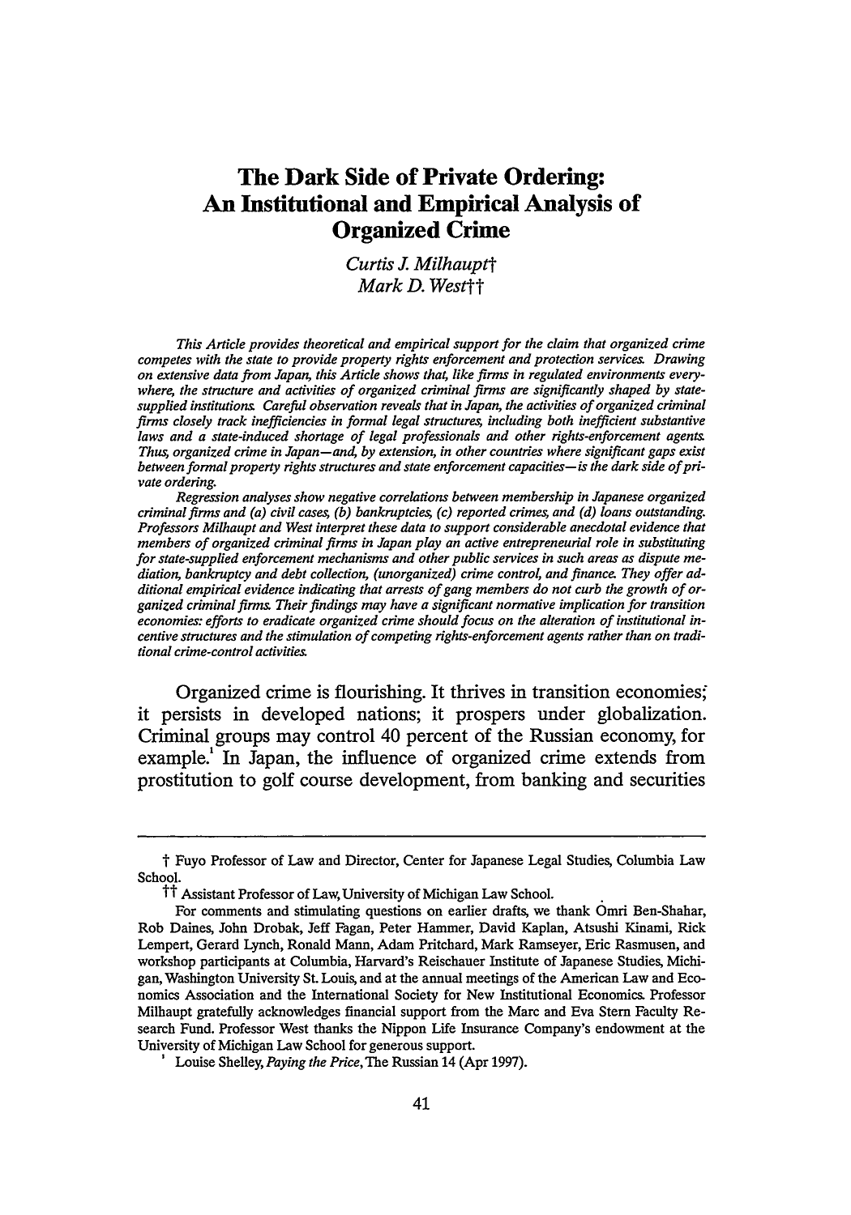# The Dark Side of Private Ordering: An Institutional and Empirical Analysis of Organized Crime

*Curtis J. Milhaupt*†

*Mark D. West*††

*This Article provides theoretical and empirical support for the claim that organized crime competes with the state to provide property rights enforcement and protection services. Drawing on extensive data from Japan, this Article shows that, like firms in regulated environments everywhere, the structure and activities of organized criminal firms are significantly shaped by state-supplied institutions. Careful observation reveals that in Japan, the activities of organized criminal firms closely track inefficiencies in formal legal structures, including both inefficient substantive laws and a state-induced shortage of legal professionals and other rights-enforcement agents. Thus, organized crime in Japan—and, by extension, in other countries where significant gaps exist between formal property rights structures and state enforcement capacities—is the dark side of private ordering.*

*Regression analyses show negative correlations between membership in Japanese organized criminal firms and (a) civil cases, (b) bankruptcies, (c) reported crimes, and (d) loans outstanding. Professors Milhaupt and West interpret these data to support considerable anecdotal evidence that members of organized criminal firms in Japan play an active entrepreneurial role in substituting for state-supplied enforcement mechanisms and other public services in such areas as dispute mediation, bankruptcy and debt collection, (unorganized) crime control, and finance. They offer additional empirical evidence indicating that arrests of gang members do not curb the growth of organized criminal firms. Their findings may have a significant normative implication for transition economies: efforts to eradicate organized crime should focus on the alteration of institutional incentive structures and the stimulation of competing rights-enforcement agents rather than on traditional crime-control activities.*

Organized crime is flourishing. It thrives in transition economies; it persists in developed nations; it prospers under globalization. Criminal groups may control 40 percent of the Russian economy, for example.[1] In Japan, the influence of organized crime extends from prostitution to golf course development, from banking and securities

---

† Fuyo Professor of Law and Director, Center for Japanese Legal Studies, Columbia Law School.

†† Assistant Professor of Law, University of Michigan Law School.

For comments and stimulating questions on earlier drafts, we thank Omri Ben-Shahar, Rob Daines, John Drobak, Jeff Fagan, Peter Hammer, David Kaplan, Atsushi Kinami, Rick Lempert, Gerard Lynch, Ronald Mann, Adam Pritchard, Mark Ramseyer, Eric Rasmusen, and workshop participants at Columbia, Harvard's Reischauer Institute of Japanese Studies, Michigan, Washington University St. Louis, and at the annual meetings of the American Law and Economics Association and the International Society for New Institutional Economics. Professor Milhaupt gratefully acknowledges financial support from the Marc and Eva Stern Faculty Research Fund. Professor West thanks the Nippon Life Insurance Company's endowment at the University of Michigan Law School for generous support.

[1] Louise Shelley, *Paying the Price*, The Russian 14 (Apr 1997).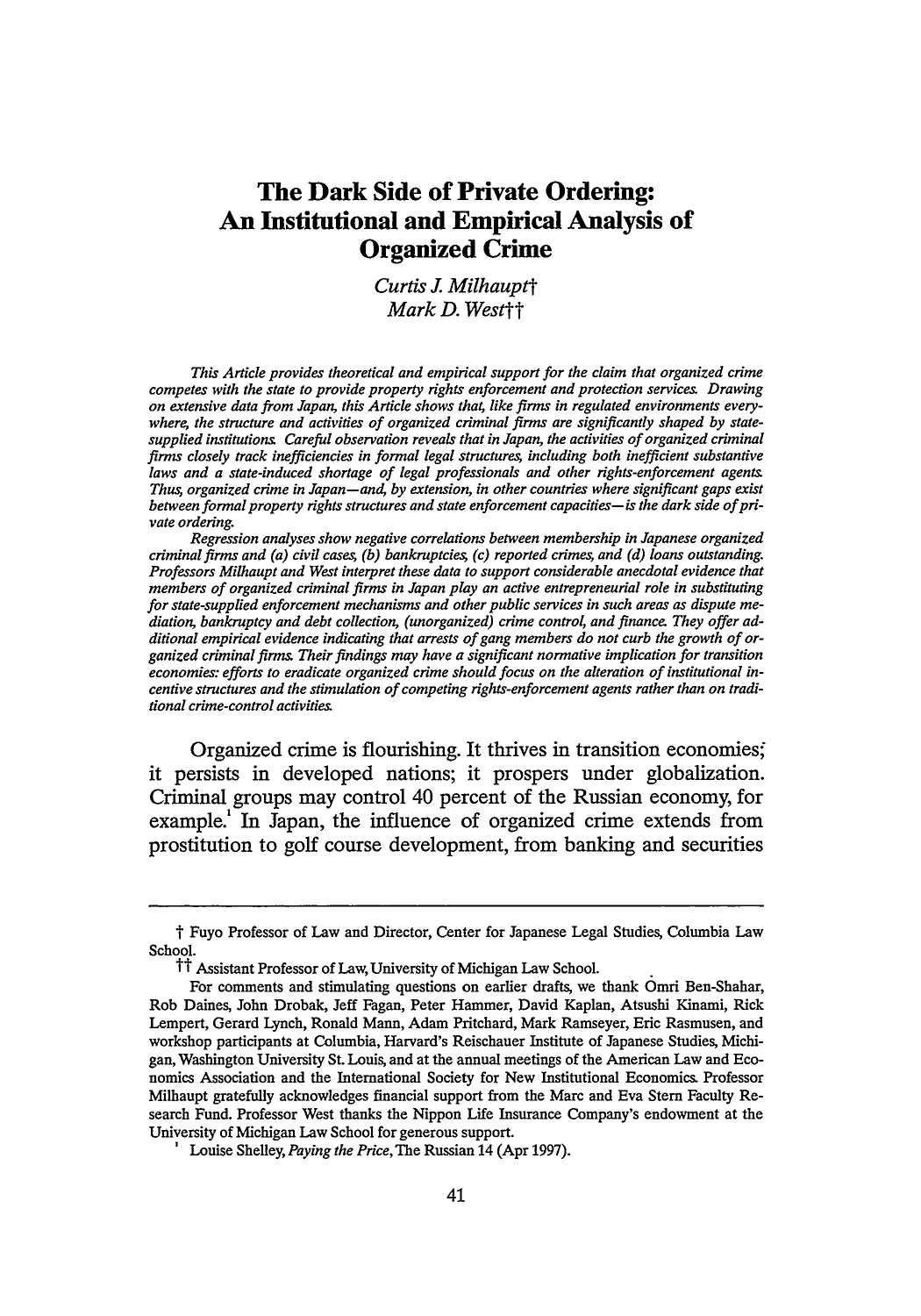# The Dark Side of Private Ordering: An Institutional and Empirical Analysis of Organized Crime

*Curtis J. Milhaupt*†
*Mark D. West*††

*This Article provides theoretical and empirical support for the claim that organized crime competes with the state to provide property rights enforcement and protection services. Drawing on extensive data from Japan, this Article shows that, like firms in regulated environments everywhere, the structure and activities of organized criminal firms are significantly shaped by state-supplied institutions. Careful observation reveals that in Japan, the activities of organized criminal firms closely track inefficiencies in formal legal structures, including both inefficient substantive laws and a state-induced shortage of legal professionals and other rights-enforcement agents. Thus, organized crime in Japan—and, by extension, in other countries where significant gaps exist between formal property rights structures and state enforcement capacities—is the dark side of private ordering.*

*Regression analyses show negative correlations between membership in Japanese organized criminal firms and (a) civil cases, (b) bankruptcies, (c) reported crimes, and (d) loans outstanding. Professors Milhaupt and West interpret these data to support considerable anecdotal evidence that members of organized criminal firms in Japan play an active entrepreneurial role in substituting for state-supplied enforcement mechanisms and other public services in such areas as dispute mediation, bankruptcy and debt collection, (unorganized) crime control, and finance. They offer additional empirical evidence indicating that arrests of gang members do not curb the growth of organized criminal firms. Their findings may have a significant normative implication for transition economies: efforts to eradicate organized crime should focus on the alteration of institutional incentive structures and the stimulation of competing rights-enforcement agents rather than on traditional crime-control activities.*

Organized crime is flourishing. It thrives in transition economies; it persists in developed nations; it prospers under globalization. Criminal groups may control 40 percent of the Russian economy, for example.[1] In Japan, the influence of organized crime extends from prostitution to golf course development, from banking and securities

---

† Fuyo Professor of Law and Director, Center for Japanese Legal Studies, Columbia Law School.

†† Assistant Professor of Law, University of Michigan Law School.

For comments and stimulating questions on earlier drafts, we thank Omri Ben-Shahar, Rob Daines, John Drobak, Jeff Fagan, Peter Hammer, David Kaplan, Atsushi Kinami, Rick Lempert, Gerard Lynch, Ronald Mann, Adam Pritchard, Mark Ramseyer, Eric Rasmusen, and workshop participants at Columbia, Harvard's Reischauer Institute of Japanese Studies, Michigan, Washington University St. Louis, and at the annual meetings of the American Law and Economics Association and the International Society for New Institutional Economics. Professor Milhaupt gratefully acknowledges financial support from the Marc and Eva Stern Faculty Research Fund. Professor West thanks the Nippon Life Insurance Company's endowment at the University of Michigan Law School for generous support.

[1] Louise Shelley, *Paying the Price*, The Russian 14 (Apr 1997).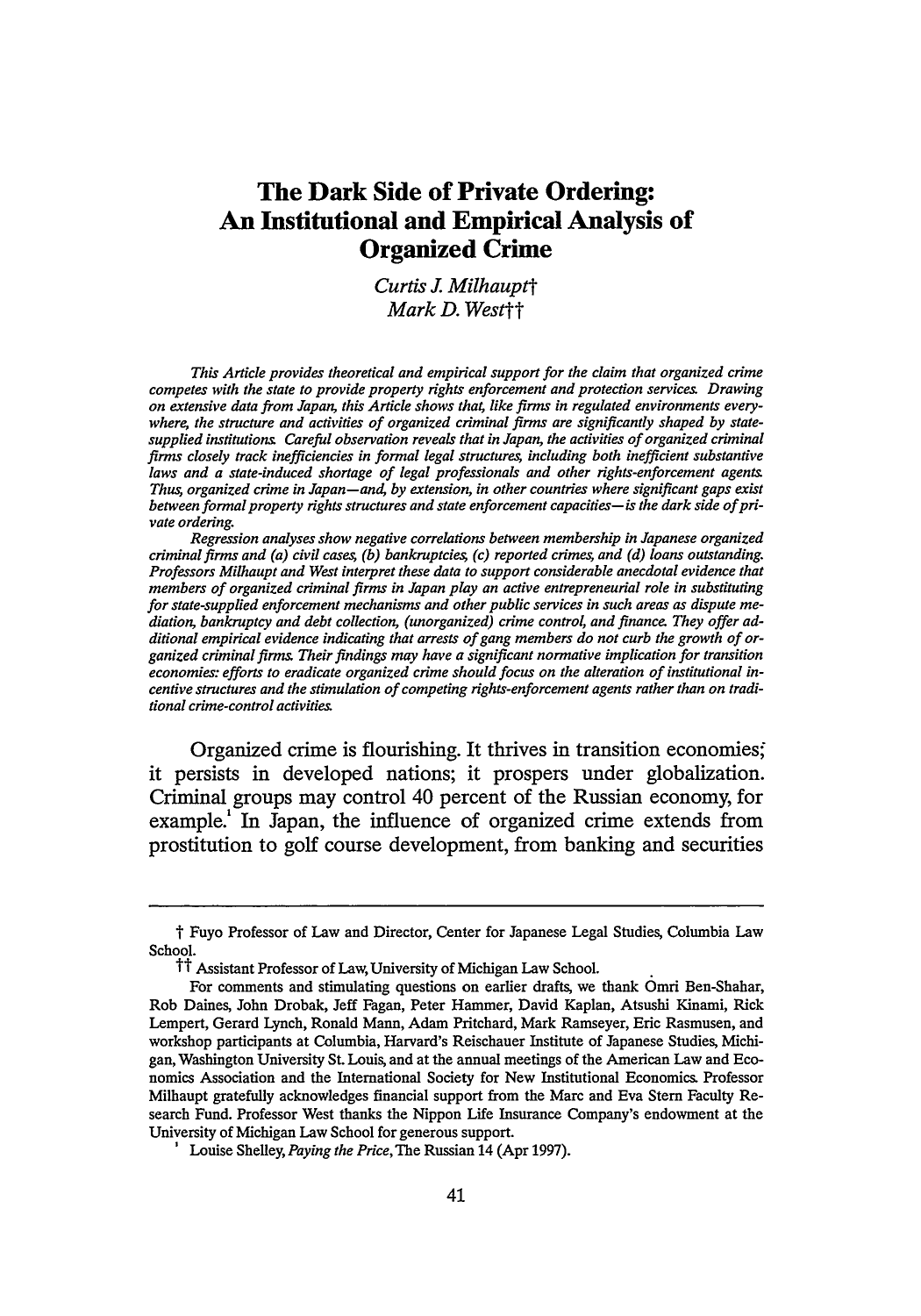# The Dark Side of Private Ordering: An Institutional and Empirical Analysis of Organized Crime

*Curtis J. Milhaupt*†

*Mark D. West*††

*This Article provides theoretical and empirical support for the claim that organized crime competes with the state to provide property rights enforcement and protection services. Drawing on extensive data from Japan, this Article shows that, like firms in regulated environments everywhere, the structure and activities of organized criminal firms are significantly shaped by state-supplied institutions. Careful observation reveals that in Japan, the activities of organized criminal firms closely track inefficiencies in formal legal structures, including both inefficient substantive laws and a state-induced shortage of legal professionals and other rights-enforcement agents. Thus, organized crime in Japan—and, by extension, in other countries where significant gaps exist between formal property rights structures and state enforcement capacities—is the dark side of private ordering.*

*Regression analyses show negative correlations between membership in Japanese organized criminal firms and (a) civil cases, (b) bankruptcies, (c) reported crimes, and (d) loans outstanding. Professors Milhaupt and West interpret these data to support considerable anecdotal evidence that members of organized criminal firms in Japan play an active entrepreneurial role in substituting for state-supplied enforcement mechanisms and other public services in such areas as dispute mediation, bankruptcy and debt collection, (unorganized) crime control, and finance. They offer additional empirical evidence indicating that arrests of gang members do not curb the growth of organized criminal firms. Their findings may have a significant normative implication for transition economies: efforts to eradicate organized crime should focus on the alteration of institutional incentive structures and the stimulation of competing rights-enforcement agents rather than on traditional crime-control activities.*

Organized crime is flourishing. It thrives in transition economies; it persists in developed nations; it prospers under globalization. Criminal groups may control 40 percent of the Russian economy, for example.[1] In Japan, the influence of organized crime extends from prostitution to golf course development, from banking and securities

---

† Fuyo Professor of Law and Director, Center for Japanese Legal Studies, Columbia Law School.

†† Assistant Professor of Law, University of Michigan Law School.

For comments and stimulating questions on earlier drafts, we thank Omri Ben-Shahar, Rob Daines, John Drobak, Jeff Fagan, Peter Hammer, David Kaplan, Atsushi Kinami, Rick Lempert, Gerard Lynch, Ronald Mann, Adam Pritchard, Mark Ramseyer, Eric Rasmusen, and workshop participants at Columbia, Harvard's Reischauer Institute of Japanese Studies, Michigan, Washington University St. Louis, and at the annual meetings of the American Law and Economics Association and the International Society for New Institutional Economics. Professor Milhaupt gratefully acknowledges financial support from the Marc and Eva Stern Faculty Research Fund. Professor West thanks the Nippon Life Insurance Company's endowment at the University of Michigan Law School for generous support.

[1] Louise Shelley, *Paying the Price*, The Russian 14 (Apr 1997).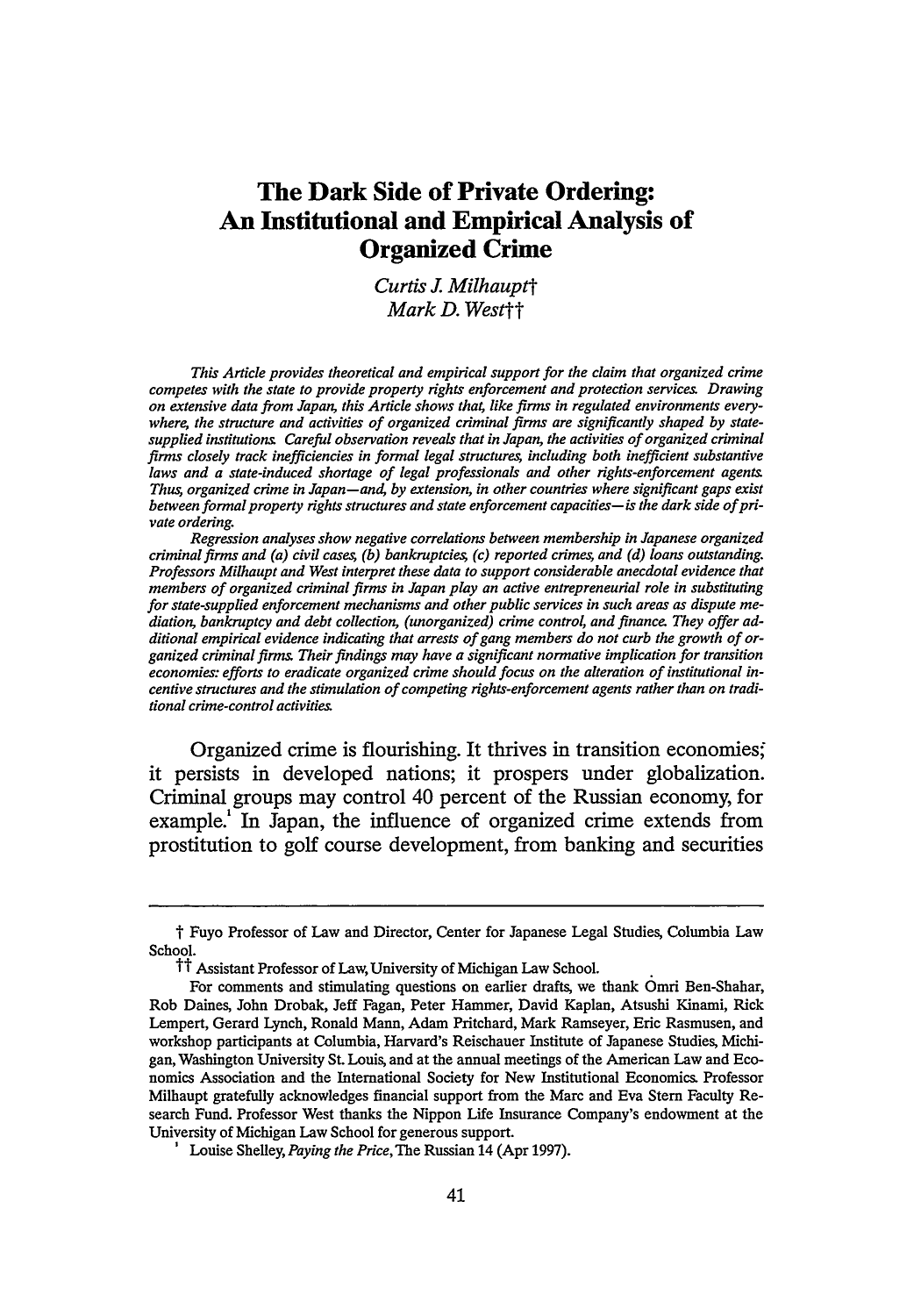# The Dark Side of Private Ordering: An Institutional and Empirical Analysis of Organized Crime

*Curtis J. Milhaupt*†
*Mark D. West*††

*This Article provides theoretical and empirical support for the claim that organized crime competes with the state to provide property rights enforcement and protection services. Drawing on extensive data from Japan, this Article shows that, like firms in regulated environments everywhere, the structure and activities of organized criminal firms are significantly shaped by state-supplied institutions. Careful observation reveals that in Japan, the activities of organized criminal firms closely track inefficiencies in formal legal structures, including both inefficient substantive laws and a state-induced shortage of legal professionals and other rights-enforcement agents. Thus, organized crime in Japan—and, by extension, in other countries where significant gaps exist between formal property rights structures and state enforcement capacities—is the dark side of private ordering.*

*Regression analyses show negative correlations between membership in Japanese organized criminal firms and (a) civil cases, (b) bankruptcies, (c) reported crimes, and (d) loans outstanding. Professors Milhaupt and West interpret these data to support considerable anecdotal evidence that members of organized criminal firms in Japan play an active entrepreneurial role in substituting for state-supplied enforcement mechanisms and other public services in such areas as dispute mediation, bankruptcy and debt collection, (unorganized) crime control, and finance. They offer additional empirical evidence indicating that arrests of gang members do not curb the growth of organized criminal firms. Their findings may have a significant normative implication for transition economies: efforts to eradicate organized crime should focus on the alteration of institutional incentive structures and the stimulation of competing rights-enforcement agents rather than on traditional crime-control activities.*

Organized crime is flourishing. It thrives in transition economies; it persists in developed nations; it prospers under globalization. Criminal groups may control 40 percent of the Russian economy, for example.[1] In Japan, the influence of organized crime extends from prostitution to golf course development, from banking and securities

---

† Fuyo Professor of Law and Director, Center for Japanese Legal Studies, Columbia Law School.

†† Assistant Professor of Law, University of Michigan Law School.

For comments and stimulating questions on earlier drafts, we thank Omri Ben-Shahar, Rob Daines, John Drobak, Jeff Fagan, Peter Hammer, David Kaplan, Atsushi Kinami, Rick Lempert, Gerard Lynch, Ronald Mann, Adam Pritchard, Mark Ramseyer, Eric Rasmusen, and workshop participants at Columbia, Harvard's Reischauer Institute of Japanese Studies, Michigan, Washington University St. Louis, and at the annual meetings of the American Law and Economics Association and the International Society for New Institutional Economics. Professor Milhaupt gratefully acknowledges financial support from the Marc and Eva Stern Faculty Research Fund. Professor West thanks the Nippon Life Insurance Company's endowment at the University of Michigan Law School for generous support.

[1] Louise Shelley, *Paying the Price*, The Russian 14 (Apr 1997).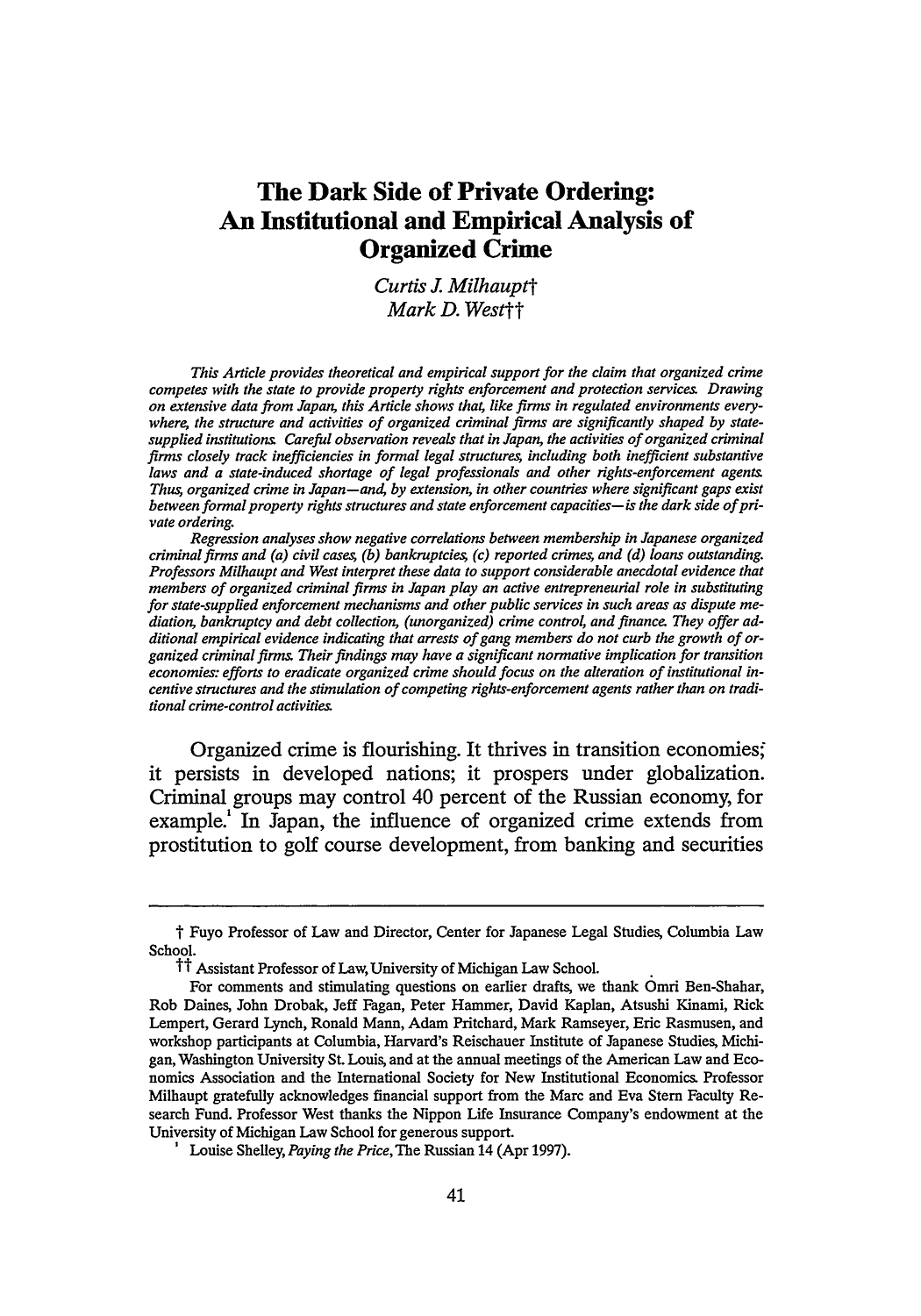# The Dark Side of Private Ordering: An Institutional and Empirical Analysis of Organized Crime

*Curtis J. Milhaupt*†

*Mark D. West*††

*This Article provides theoretical and empirical support for the claim that organized crime competes with the state to provide property rights enforcement and protection services. Drawing on extensive data from Japan, this Article shows that, like firms in regulated environments everywhere, the structure and activities of organized criminal firms are significantly shaped by state-supplied institutions. Careful observation reveals that in Japan, the activities of organized criminal firms closely track inefficiencies in formal legal structures, including both inefficient substantive laws and a state-induced shortage of legal professionals and other rights-enforcement agents. Thus, organized crime in Japan—and, by extension, in other countries where significant gaps exist between formal property rights structures and state enforcement capacities—is the dark side of private ordering.*

*Regression analyses show negative correlations between membership in Japanese organized criminal firms and (a) civil cases, (b) bankruptcies, (c) reported crimes, and (d) loans outstanding. Professors Milhaupt and West interpret these data to support considerable anecdotal evidence that members of organized criminal firms in Japan play an active entrepreneurial role in substituting for state-supplied enforcement mechanisms and other public services in such areas as dispute mediation, bankruptcy and debt collection, (unorganized) crime control, and finance. They offer additional empirical evidence indicating that arrests of gang members do not curb the growth of organized criminal firms. Their findings may have a significant normative implication for transition economies: efforts to eradicate organized crime should focus on the alteration of institutional incentive structures and the stimulation of competing rights-enforcement agents rather than on traditional crime-control activities.*

Organized crime is flourishing. It thrives in transition economies; it persists in developed nations; it prospers under globalization. Criminal groups may control 40 percent of the Russian economy, for example.[1] In Japan, the influence of organized crime extends from prostitution to golf course development, from banking and securities

---

† Fuyo Professor of Law and Director, Center for Japanese Legal Studies, Columbia Law School.

†† Assistant Professor of Law, University of Michigan Law School.

For comments and stimulating questions on earlier drafts, we thank Omri Ben-Shahar, Rob Daines, John Drobak, Jeff Fagan, Peter Hammer, David Kaplan, Atsushi Kinami, Rick Lempert, Gerard Lynch, Ronald Mann, Adam Pritchard, Mark Ramseyer, Eric Rasmusen, and workshop participants at Columbia, Harvard's Reischauer Institute of Japanese Studies, Michigan, Washington University St. Louis, and at the annual meetings of the American Law and Economics Association and the International Society for New Institutional Economics. Professor Milhaupt gratefully acknowledges financial support from the Marc and Eva Stern Faculty Research Fund. Professor West thanks the Nippon Life Insurance Company's endowment at the University of Michigan Law School for generous support.

[1] Louise Shelley, *Paying the Price*, The Russian 14 (Apr 1997).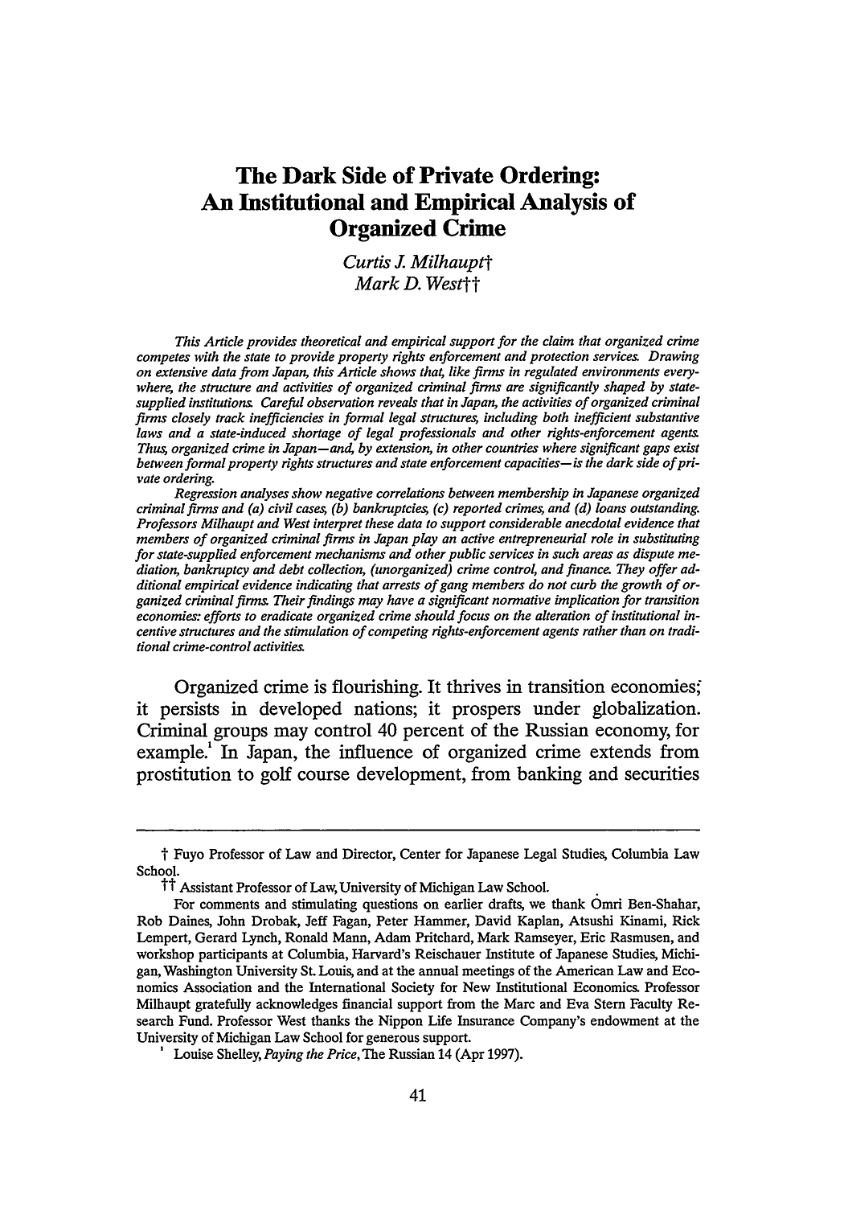# The Dark Side of Private Ordering: An Institutional and Empirical Analysis of Organized Crime

*Curtis J. Milhaupt†*
*Mark D. West††*

*This Article provides theoretical and empirical support for the claim that organized crime competes with the state to provide property rights enforcement and protection services. Drawing on extensive data from Japan, this Article shows that, like firms in regulated environments everywhere, the structure and activities of organized criminal firms are significantly shaped by state-supplied institutions. Careful observation reveals that in Japan, the activities of organized criminal firms closely track inefficiencies in formal legal structures, including both inefficient substantive laws and a state-induced shortage of legal professionals and other rights-enforcement agents. Thus, organized crime in Japan—and, by extension, in other countries where significant gaps exist between formal property rights structures and state enforcement capacities—is the dark side of private ordering.*

*Regression analyses show negative correlations between membership in Japanese organized criminal firms and (a) civil cases, (b) bankruptcies, (c) reported crimes, and (d) loans outstanding. Professors Milhaupt and West interpret these data to support considerable anecdotal evidence that members of organized criminal firms in Japan play an active entrepreneurial role in substituting for state-supplied enforcement mechanisms and other public services in such areas as dispute mediation, bankruptcy and debt collection, (unorganized) crime control, and finance. They offer additional empirical evidence indicating that arrests of gang members do not curb the growth of organized criminal firms. Their findings may have a significant normative implication for transition economies: efforts to eradicate organized crime should focus on the alteration of institutional incentive structures and the stimulation of competing rights-enforcement agents rather than on traditional crime-control activities.*

Organized crime is flourishing. It thrives in transition economies; it persists in developed nations; it prospers under globalization. Criminal groups may control 40 percent of the Russian economy, for example.[1] In Japan, the influence of organized crime extends from prostitution to golf course development, from banking and securities

---

† Fuyo Professor of Law and Director, Center for Japanese Legal Studies, Columbia Law School.

†† Assistant Professor of Law, University of Michigan Law School.

For comments and stimulating questions on earlier drafts, we thank Omri Ben-Shahar, Rob Daines, John Drobak, Jeff Fagan, Peter Hammer, David Kaplan, Atsushi Kinami, Rick Lempert, Gerard Lynch, Ronald Mann, Adam Pritchard, Mark Ramseyer, Eric Rasmusen, and workshop participants at Columbia, Harvard's Reischauer Institute of Japanese Studies, Michigan, Washington University St. Louis, and at the annual meetings of the American Law and Economics Association and the International Society for New Institutional Economics. Professor Milhaupt gratefully acknowledges financial support from the Marc and Eva Stern Faculty Research Fund. Professor West thanks the Nippon Life Insurance Company's endowment at the University of Michigan Law School for generous support.

[1] Louise Shelley, *Paying the Price*, The Russian 14 (Apr 1997).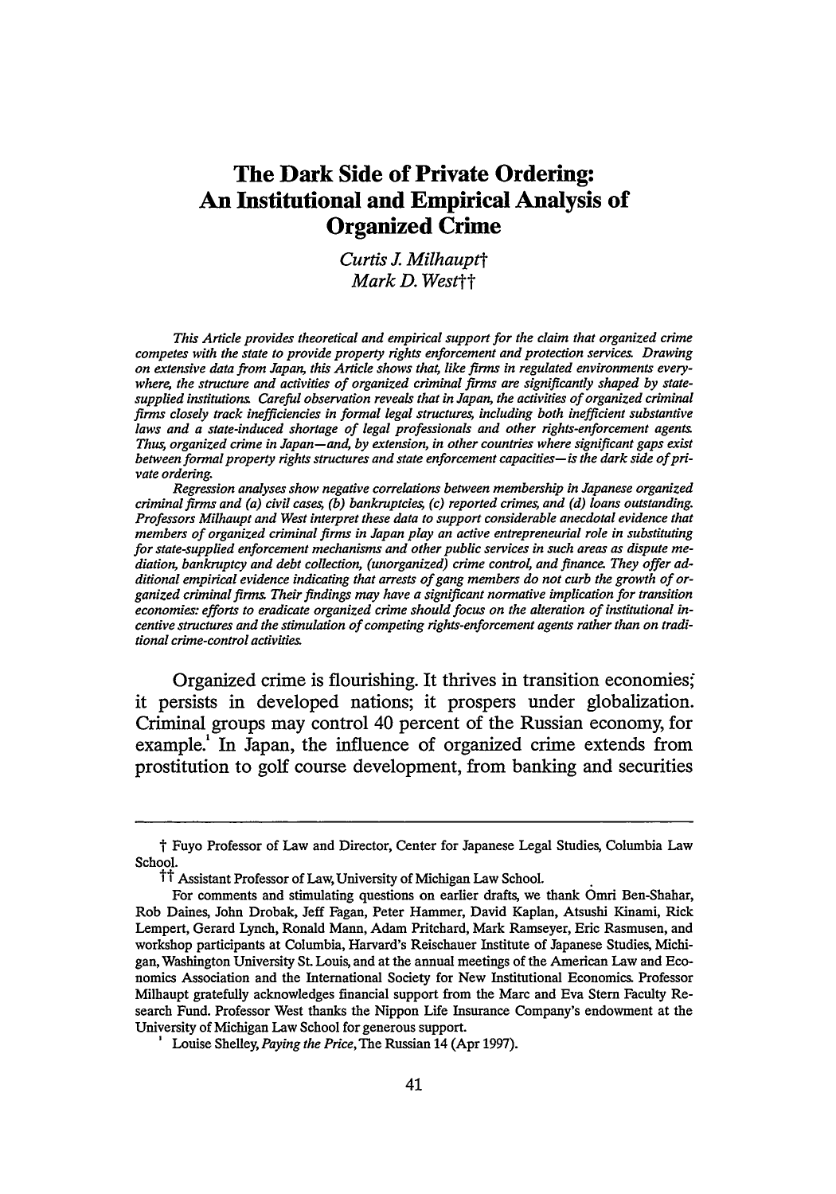# The Dark Side of Private Ordering: An Institutional and Empirical Analysis of Organized Crime

*Curtis J. Milhaupt*†
*Mark D. West*††

*This Article provides theoretical and empirical support for the claim that organized crime competes with the state to provide property rights enforcement and protection services. Drawing on extensive data from Japan, this Article shows that, like firms in regulated environments everywhere, the structure and activities of organized criminal firms are significantly shaped by state-supplied institutions. Careful observation reveals that in Japan, the activities of organized criminal firms closely track inefficiencies in formal legal structures, including both inefficient substantive laws and a state-induced shortage of legal professionals and other rights-enforcement agents. Thus, organized crime in Japan—and, by extension, in other countries where significant gaps exist between formal property rights structures and state enforcement capacities—is the dark side of private ordering.*

*Regression analyses show negative correlations between membership in Japanese organized criminal firms and (a) civil cases, (b) bankruptcies, (c) reported crimes, and (d) loans outstanding. Professors Milhaupt and West interpret these data to support considerable anecdotal evidence that members of organized criminal firms in Japan play an active entrepreneurial role in substituting for state-supplied enforcement mechanisms and other public services in such areas as dispute mediation, bankruptcy and debt collection, (unorganized) crime control, and finance. They offer additional empirical evidence indicating that arrests of gang members do not curb the growth of organized criminal firms. Their findings may have a significant normative implication for transition economies: efforts to eradicate organized crime should focus on the alteration of institutional incentive structures and the stimulation of competing rights-enforcement agents rather than on traditional crime-control activities.*

Organized crime is flourishing. It thrives in transition economies; it persists in developed nations; it prospers under globalization. Criminal groups may control 40 percent of the Russian economy, for example.[1] In Japan, the influence of organized crime extends from prostitution to golf course development, from banking and securities

---

† Fuyo Professor of Law and Director, Center for Japanese Legal Studies, Columbia Law School.

†† Assistant Professor of Law, University of Michigan Law School.

For comments and stimulating questions on earlier drafts, we thank Omri Ben-Shahar, Rob Daines, John Drobak, Jeff Fagan, Peter Hammer, David Kaplan, Atsushi Kinami, Rick Lempert, Gerard Lynch, Ronald Mann, Adam Pritchard, Mark Ramseyer, Eric Rasmusen, and workshop participants at Columbia, Harvard's Reischauer Institute of Japanese Studies, Michigan, Washington University St. Louis, and at the annual meetings of the American Law and Economics Association and the International Society for New Institutional Economics. Professor Milhaupt gratefully acknowledges financial support from the Marc and Eva Stern Faculty Research Fund. Professor West thanks the Nippon Life Insurance Company's endowment at the University of Michigan Law School for generous support.

[1] Louise Shelley, *Paying the Price*, The Russian 14 (Apr 1997).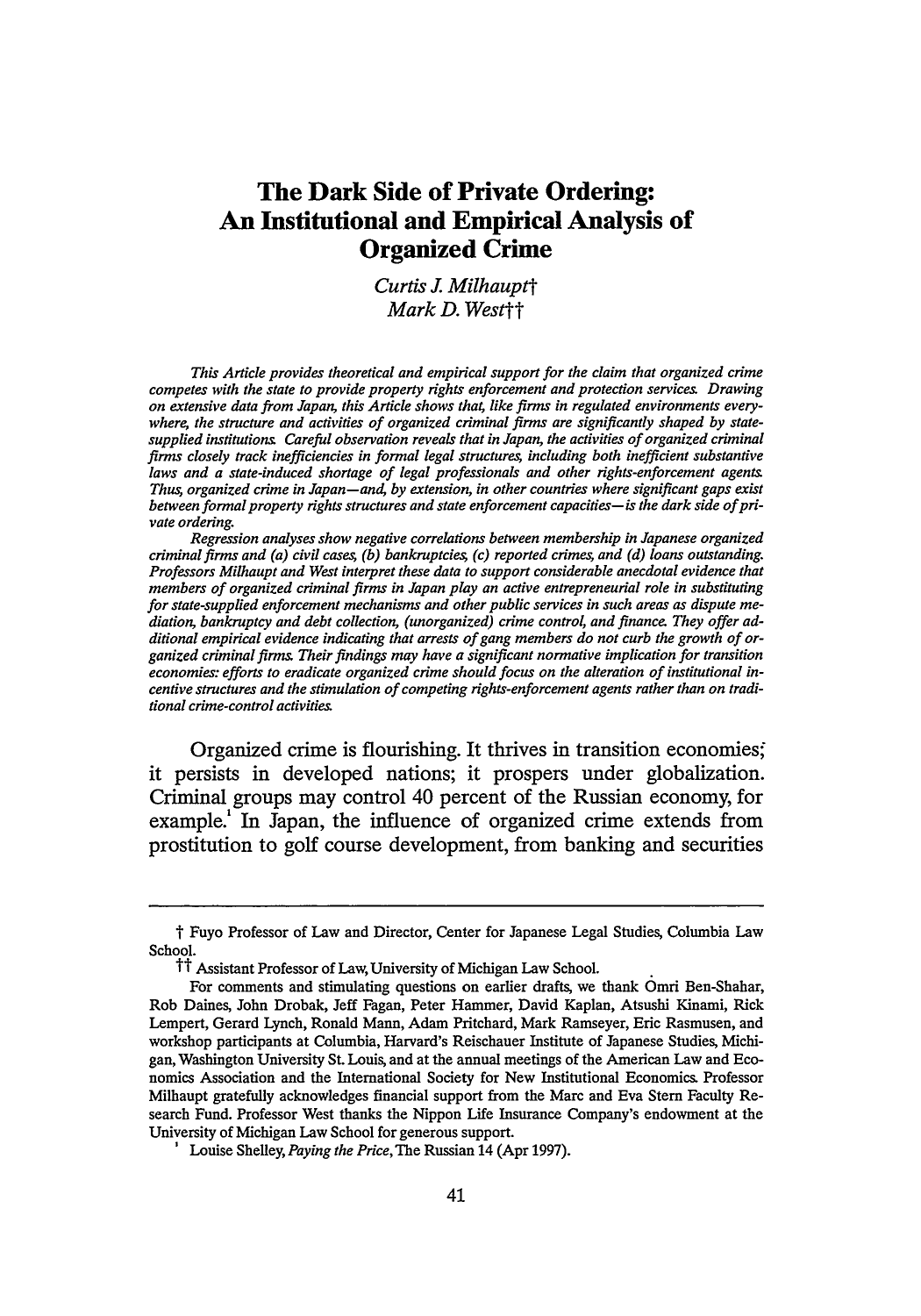# The Dark Side of Private Ordering: An Institutional and Empirical Analysis of Organized Crime

*Curtis J. Milhaupt*†
*Mark D. West*††

*This Article provides theoretical and empirical support for the claim that organized crime competes with the state to provide property rights enforcement and protection services. Drawing on extensive data from Japan, this Article shows that, like firms in regulated environments everywhere, the structure and activities of organized criminal firms are significantly shaped by state-supplied institutions. Careful observation reveals that in Japan, the activities of organized criminal firms closely track inefficiencies in formal legal structures, including both inefficient substantive laws and a state-induced shortage of legal professionals and other rights-enforcement agents. Thus, organized crime in Japan—and, by extension, in other countries where significant gaps exist between formal property rights structures and state enforcement capacities—is the dark side of private ordering.*

*Regression analyses show negative correlations between membership in Japanese organized criminal firms and (a) civil cases, (b) bankruptcies, (c) reported crimes, and (d) loans outstanding. Professors Milhaupt and West interpret these data to support considerable anecdotal evidence that members of organized criminal firms in Japan play an active entrepreneurial role in substituting for state-supplied enforcement mechanisms and other public services in such areas as dispute mediation, bankruptcy and debt collection, (unorganized) crime control, and finance. They offer additional empirical evidence indicating that arrests of gang members do not curb the growth of organized criminal firms. Their findings may have a significant normative implication for transition economies: efforts to eradicate organized crime should focus on the alteration of institutional incentive structures and the stimulation of competing rights-enforcement agents rather than on traditional crime-control activities.*

Organized crime is flourishing. It thrives in transition economies; it persists in developed nations; it prospers under globalization. Criminal groups may control 40 percent of the Russian economy, for example.[1] In Japan, the influence of organized crime extends from prostitution to golf course development, from banking and securities

---

† Fuyo Professor of Law and Director, Center for Japanese Legal Studies, Columbia Law School.

†† Assistant Professor of Law, University of Michigan Law School.

For comments and stimulating questions on earlier drafts, we thank Omri Ben-Shahar, Rob Daines, John Drobak, Jeff Fagan, Peter Hammer, David Kaplan, Atsushi Kinami, Rick Lempert, Gerard Lynch, Ronald Mann, Adam Pritchard, Mark Ramseyer, Eric Rasmusen, and workshop participants at Columbia, Harvard's Reischauer Institute of Japanese Studies, Michigan, Washington University St. Louis, and at the annual meetings of the American Law and Economics Association and the International Society for New Institutional Economics. Professor Milhaupt gratefully acknowledges financial support from the Marc and Eva Stern Faculty Research Fund. Professor West thanks the Nippon Life Insurance Company's endowment at the University of Michigan Law School for generous support.

[1] Louise Shelley, *Paying the Price*, The Russian 14 (Apr 1997).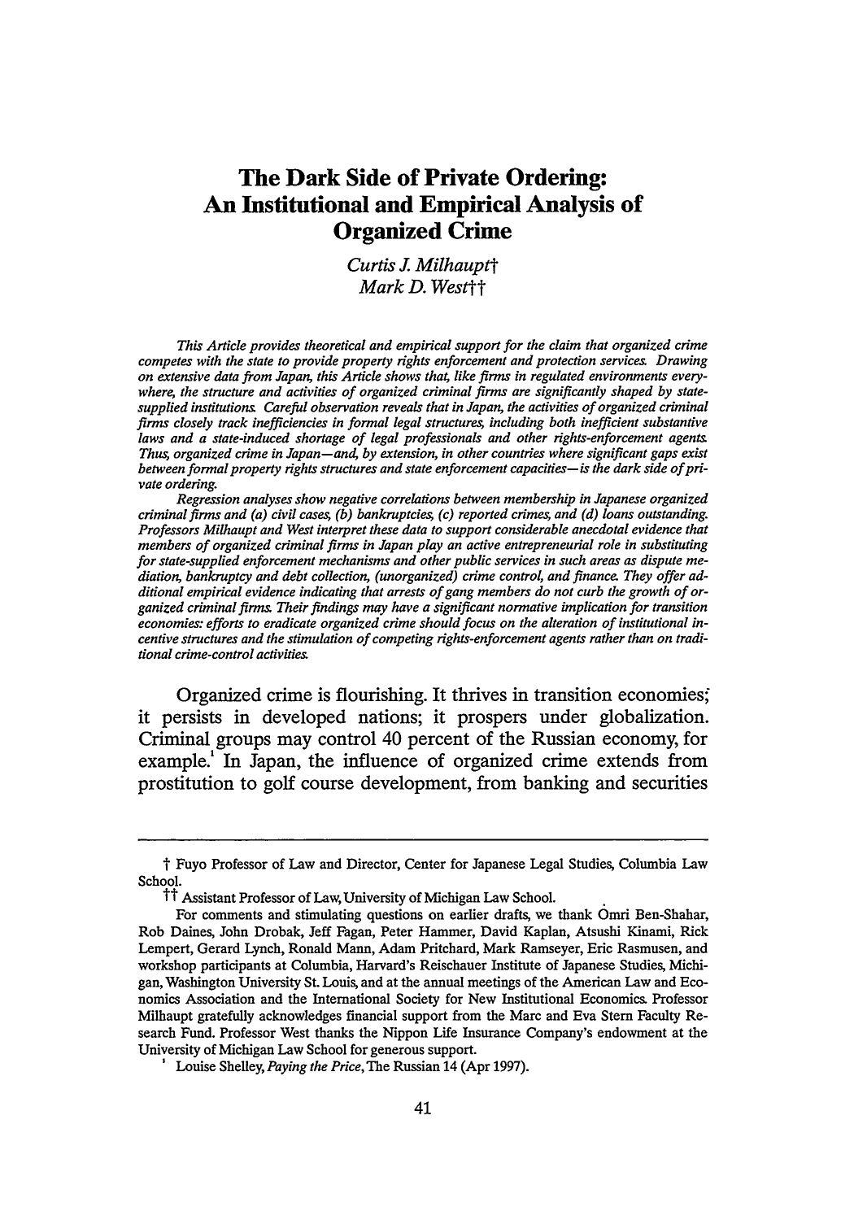# The Dark Side of Private Ordering: An Institutional and Empirical Analysis of Organized Crime

*Curtis J. Milhaupt*†
*Mark D. West*††

*This Article provides theoretical and empirical support for the claim that organized crime competes with the state to provide property rights enforcement and protection services. Drawing on extensive data from Japan, this Article shows that, like firms in regulated environments everywhere, the structure and activities of organized criminal firms are significantly shaped by state-supplied institutions. Careful observation reveals that in Japan, the activities of organized criminal firms closely track inefficiencies in formal legal structures, including both inefficient substantive laws and a state-induced shortage of legal professionals and other rights-enforcement agents. Thus, organized crime in Japan—and, by extension, in other countries where significant gaps exist between formal property rights structures and state enforcement capacities—is the dark side of private ordering.*

*Regression analyses show negative correlations between membership in Japanese organized criminal firms and (a) civil cases, (b) bankruptcies, (c) reported crimes, and (d) loans outstanding. Professors Milhaupt and West interpret these data to support considerable anecdotal evidence that members of organized criminal firms in Japan play an active entrepreneurial role in substituting for state-supplied enforcement mechanisms and other public services in such areas as dispute mediation, bankruptcy and debt collection, (unorganized) crime control, and finance. They offer additional empirical evidence indicating that arrests of gang members do not curb the growth of organized criminal firms. Their findings may have a significant normative implication for transition economies: efforts to eradicate organized crime should focus on the alteration of institutional incentive structures and the stimulation of competing rights-enforcement agents rather than on traditional crime-control activities.*

Organized crime is flourishing. It thrives in transition economies; it persists in developed nations; it prospers under globalization. Criminal groups may control 40 percent of the Russian economy, for example.[1] In Japan, the influence of organized crime extends from prostitution to golf course development, from banking and securities

---

† Fuyo Professor of Law and Director, Center for Japanese Legal Studies, Columbia Law School.

†† Assistant Professor of Law, University of Michigan Law School.

For comments and stimulating questions on earlier drafts, we thank Omri Ben-Shahar, Rob Daines, John Drobak, Jeff Fagan, Peter Hammer, David Kaplan, Atsushi Kinami, Rick Lempert, Gerard Lynch, Ronald Mann, Adam Pritchard, Mark Ramseyer, Eric Rasmusen, and workshop participants at Columbia, Harvard's Reischauer Institute of Japanese Studies, Michigan, Washington University St. Louis, and at the annual meetings of the American Law and Economics Association and the International Society for New Institutional Economics. Professor Milhaupt gratefully acknowledges financial support from the Marc and Eva Stern Faculty Research Fund. Professor West thanks the Nippon Life Insurance Company's endowment at the University of Michigan Law School for generous support.

[1] Louise Shelley, *Paying the Price*, The Russian 14 (Apr 1997).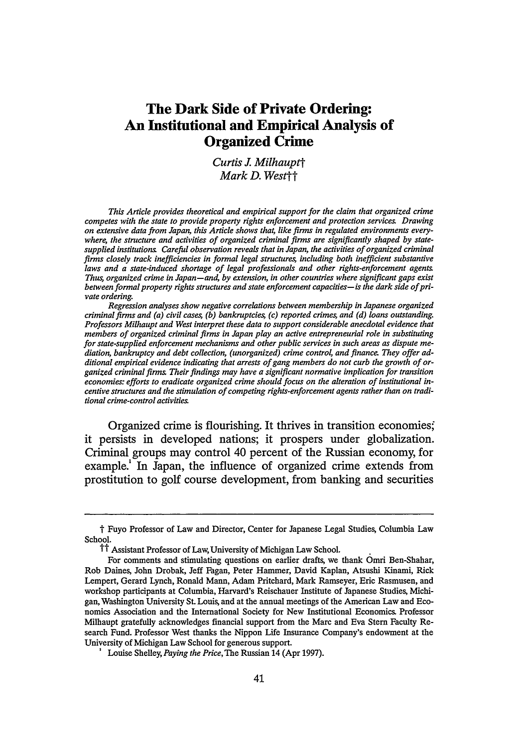# The Dark Side of Private Ordering: An Institutional and Empirical Analysis of Organized Crime

*Curtis J. Milhaupt*†
*Mark D. West*††

*This Article provides theoretical and empirical support for the claim that organized crime competes with the state to provide property rights enforcement and protection services. Drawing on extensive data from Japan, this Article shows that, like firms in regulated environments everywhere, the structure and activities of organized criminal firms are significantly shaped by state-supplied institutions. Careful observation reveals that in Japan, the activities of organized criminal firms closely track inefficiencies in formal legal structures, including both inefficient substantive laws and a state-induced shortage of legal professionals and other rights-enforcement agents. Thus, organized crime in Japan—and, by extension, in other countries where significant gaps exist between formal property rights structures and state enforcement capacities—is the dark side of private ordering.*

*Regression analyses show negative correlations between membership in Japanese organized criminal firms and (a) civil cases, (b) bankruptcies, (c) reported crimes, and (d) loans outstanding. Professors Milhaupt and West interpret these data to support considerable anecdotal evidence that members of organized criminal firms in Japan play an active entrepreneurial role in substituting for state-supplied enforcement mechanisms and other public services in such areas as dispute mediation, bankruptcy and debt collection, (unorganized) crime control, and finance. They offer additional empirical evidence indicating that arrests of gang members do not curb the growth of organized criminal firms. Their findings may have a significant normative implication for transition economies: efforts to eradicate organized crime should focus on the alteration of institutional incentive structures and the stimulation of competing rights-enforcement agents rather than on traditional crime-control activities.*

Organized crime is flourishing. It thrives in transition economies; it persists in developed nations; it prospers under globalization. Criminal groups may control 40 percent of the Russian economy, for example.[1] In Japan, the influence of organized crime extends from prostitution to golf course development, from banking and securities

---

† Fuyo Professor of Law and Director, Center for Japanese Legal Studies, Columbia Law School.

†† Assistant Professor of Law, University of Michigan Law School.

For comments and stimulating questions on earlier drafts, we thank Omri Ben-Shahar, Rob Daines, John Drobak, Jeff Fagan, Peter Hammer, David Kaplan, Atsushi Kinami, Rick Lempert, Gerard Lynch, Ronald Mann, Adam Pritchard, Mark Ramseyer, Eric Rasmusen, and workshop participants at Columbia, Harvard's Reischauer Institute of Japanese Studies, Michigan, Washington University St. Louis, and at the annual meetings of the American Law and Economics Association and the International Society for New Institutional Economics. Professor Milhaupt gratefully acknowledges financial support from the Marc and Eva Stern Faculty Research Fund. Professor West thanks the Nippon Life Insurance Company's endowment at the University of Michigan Law School for generous support.

[1] Louise Shelley, *Paying the Price*, The Russian 14 (Apr 1997).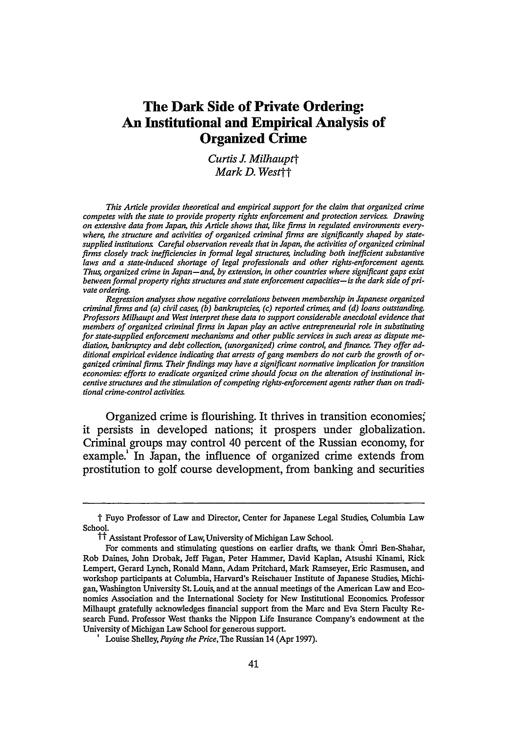# The Dark Side of Private Ordering: An Institutional and Empirical Analysis of Organized Crime

*Curtis J. Milhaupt*†
*Mark D. West*††

*This Article provides theoretical and empirical support for the claim that organized crime competes with the state to provide property rights enforcement and protection services. Drawing on extensive data from Japan, this Article shows that, like firms in regulated environments everywhere, the structure and activities of organized criminal firms are significantly shaped by state-supplied institutions. Careful observation reveals that in Japan, the activities of organized criminal firms closely track inefficiencies in formal legal structures, including both inefficient substantive laws and a state-induced shortage of legal professionals and other rights-enforcement agents. Thus, organized crime in Japan—and, by extension, in other countries where significant gaps exist between formal property rights structures and state enforcement capacities—is the dark side of private ordering.*

*Regression analyses show negative correlations between membership in Japanese organized criminal firms and (a) civil cases, (b) bankruptcies, (c) reported crimes, and (d) loans outstanding. Professors Milhaupt and West interpret these data to support considerable anecdotal evidence that members of organized criminal firms in Japan play an active entrepreneurial role in substituting for state-supplied enforcement mechanisms and other public services in such areas as dispute mediation, bankruptcy and debt collection, (unorganized) crime control, and finance. They offer additional empirical evidence indicating that arrests of gang members do not curb the growth of organized criminal firms. Their findings may have a significant normative implication for transition economies: efforts to eradicate organized crime should focus on the alteration of institutional incentive structures and the stimulation of competing rights-enforcement agents rather than on traditional crime-control activities.*

Organized crime is flourishing. It thrives in transition economies; it persists in developed nations; it prospers under globalization. Criminal groups may control 40 percent of the Russian economy, for example.[1] In Japan, the influence of organized crime extends from prostitution to golf course development, from banking and securities

---

† Fuyo Professor of Law and Director, Center for Japanese Legal Studies, Columbia Law School.

†† Assistant Professor of Law, University of Michigan Law School.

For comments and stimulating questions on earlier drafts, we thank Omri Ben-Shahar, Rob Daines, John Drobak, Jeff Fagan, Peter Hammer, David Kaplan, Atsushi Kinami, Rick Lempert, Gerard Lynch, Ronald Mann, Adam Pritchard, Mark Ramseyer, Eric Rasmusen, and workshop participants at Columbia, Harvard's Reischauer Institute of Japanese Studies, Michigan, Washington University St. Louis, and at the annual meetings of the American Law and Economics Association and the International Society for New Institutional Economics. Professor Milhaupt gratefully acknowledges financial support from the Marc and Eva Stern Faculty Research Fund. Professor West thanks the Nippon Life Insurance Company's endowment at the University of Michigan Law School for generous support.

[1] Louise Shelley, *Paying the Price*, The Russian 14 (Apr 1997).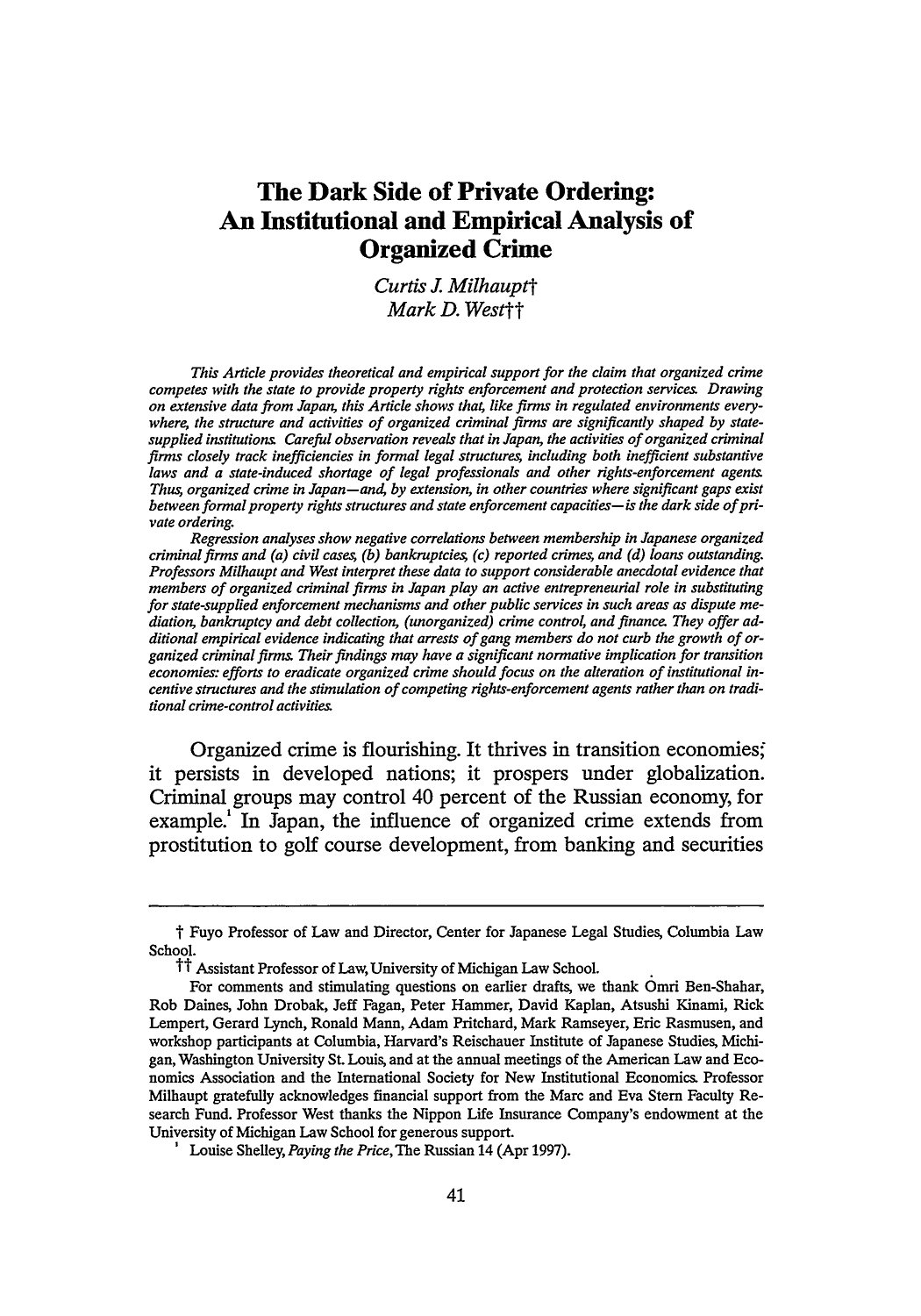# The Dark Side of Private Ordering: An Institutional and Empirical Analysis of Organized Crime

*Curtis J. Milhaupt*†
*Mark D. West*††

*This Article provides theoretical and empirical support for the claim that organized crime competes with the state to provide property rights enforcement and protection services. Drawing on extensive data from Japan, this Article shows that, like firms in regulated environments everywhere, the structure and activities of organized criminal firms are significantly shaped by state-supplied institutions. Careful observation reveals that in Japan, the activities of organized criminal firms closely track inefficiencies in formal legal structures, including both inefficient substantive laws and a state-induced shortage of legal professionals and other rights-enforcement agents. Thus, organized crime in Japan—and, by extension, in other countries where significant gaps exist between formal property rights structures and state enforcement capacities—is the dark side of private ordering.*

*Regression analyses show negative correlations between membership in Japanese organized criminal firms and (a) civil cases, (b) bankruptcies, (c) reported crimes, and (d) loans outstanding. Professors Milhaupt and West interpret these data to support considerable anecdotal evidence that members of organized criminal firms in Japan play an active entrepreneurial role in substituting for state-supplied enforcement mechanisms and other public services in such areas as dispute mediation, bankruptcy and debt collection, (unorganized) crime control, and finance. They offer additional empirical evidence indicating that arrests of gang members do not curb the growth of organized criminal firms. Their findings may have a significant normative implication for transition economies: efforts to eradicate organized crime should focus on the alteration of institutional incentive structures and the stimulation of competing rights-enforcement agents rather than on traditional crime-control activities.*

Organized crime is flourishing. It thrives in transition economies; it persists in developed nations; it prospers under globalization. Criminal groups may control 40 percent of the Russian economy, for example.[1] In Japan, the influence of organized crime extends from prostitution to golf course development, from banking and securities

---

† Fuyo Professor of Law and Director, Center for Japanese Legal Studies, Columbia Law School.

†† Assistant Professor of Law, University of Michigan Law School.

For comments and stimulating questions on earlier drafts, we thank Omri Ben-Shahar, Rob Daines, John Drobak, Jeff Fagan, Peter Hammer, David Kaplan, Atsushi Kinami, Rick Lempert, Gerard Lynch, Ronald Mann, Adam Pritchard, Mark Ramseyer, Eric Rasmusen, and workshop participants at Columbia, Harvard's Reischauer Institute of Japanese Studies, Michigan, Washington University St. Louis, and at the annual meetings of the American Law and Economics Association and the International Society for New Institutional Economics. Professor Milhaupt gratefully acknowledges financial support from the Marc and Eva Stern Faculty Research Fund. Professor West thanks the Nippon Life Insurance Company's endowment at the University of Michigan Law School for generous support.

[1] Louise Shelley, *Paying the Price*, The Russian 14 (Apr 1997).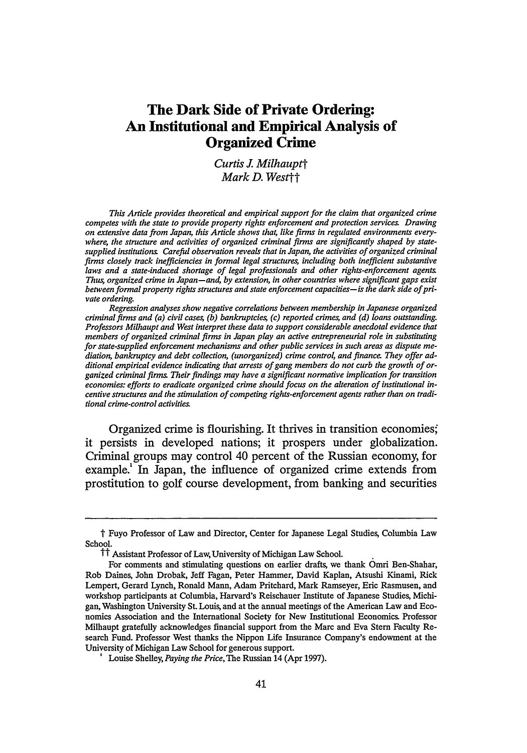# The Dark Side of Private Ordering: An Institutional and Empirical Analysis of Organized Crime

*Curtis J. Milhaupt*†
*Mark D. West*††

*This Article provides theoretical and empirical support for the claim that organized crime competes with the state to provide property rights enforcement and protection services. Drawing on extensive data from Japan, this Article shows that, like firms in regulated environments everywhere, the structure and activities of organized criminal firms are significantly shaped by state-supplied institutions. Careful observation reveals that in Japan, the activities of organized criminal firms closely track inefficiencies in formal legal structures, including both inefficient substantive laws and a state-induced shortage of legal professionals and other rights-enforcement agents. Thus, organized crime in Japan—and, by extension, in other countries where significant gaps exist between formal property rights structures and state enforcement capacities—is the dark side of private ordering.*

*Regression analyses show negative correlations between membership in Japanese organized criminal firms and (a) civil cases, (b) bankruptcies, (c) reported crimes, and (d) loans outstanding. Professors Milhaupt and West interpret these data to support considerable anecdotal evidence that members of organized criminal firms in Japan play an active entrepreneurial role in substituting for state-supplied enforcement mechanisms and other public services in such areas as dispute mediation, bankruptcy and debt collection, (unorganized) crime control, and finance. They offer additional empirical evidence indicating that arrests of gang members do not curb the growth of organized criminal firms. Their findings may have a significant normative implication for transition economies: efforts to eradicate organized crime should focus on the alteration of institutional incentive structures and the stimulation of competing rights-enforcement agents rather than on traditional crime-control activities.*

Organized crime is flourishing. It thrives in transition economies; it persists in developed nations; it prospers under globalization. Criminal groups may control 40 percent of the Russian economy, for example.[1] In Japan, the influence of organized crime extends from prostitution to golf course development, from banking and securities

---

† Fuyo Professor of Law and Director, Center for Japanese Legal Studies, Columbia Law School.

†† Assistant Professor of Law, University of Michigan Law School.

For comments and stimulating questions on earlier drafts, we thank Omri Ben-Shahar, Rob Daines, John Drobak, Jeff Fagan, Peter Hammer, David Kaplan, Atsushi Kinami, Rick Lempert, Gerard Lynch, Ronald Mann, Adam Pritchard, Mark Ramseyer, Eric Rasmusen, and workshop participants at Columbia, Harvard's Reischauer Institute of Japanese Studies, Michigan, Washington University St. Louis, and at the annual meetings of the American Law and Economics Association and the International Society for New Institutional Economics. Professor Milhaupt gratefully acknowledges financial support from the Marc and Eva Stern Faculty Research Fund. Professor West thanks the Nippon Life Insurance Company's endowment at the University of Michigan Law School for generous support.

[1] Louise Shelley, *Paying the Price*, The Russian 14 (Apr 1997).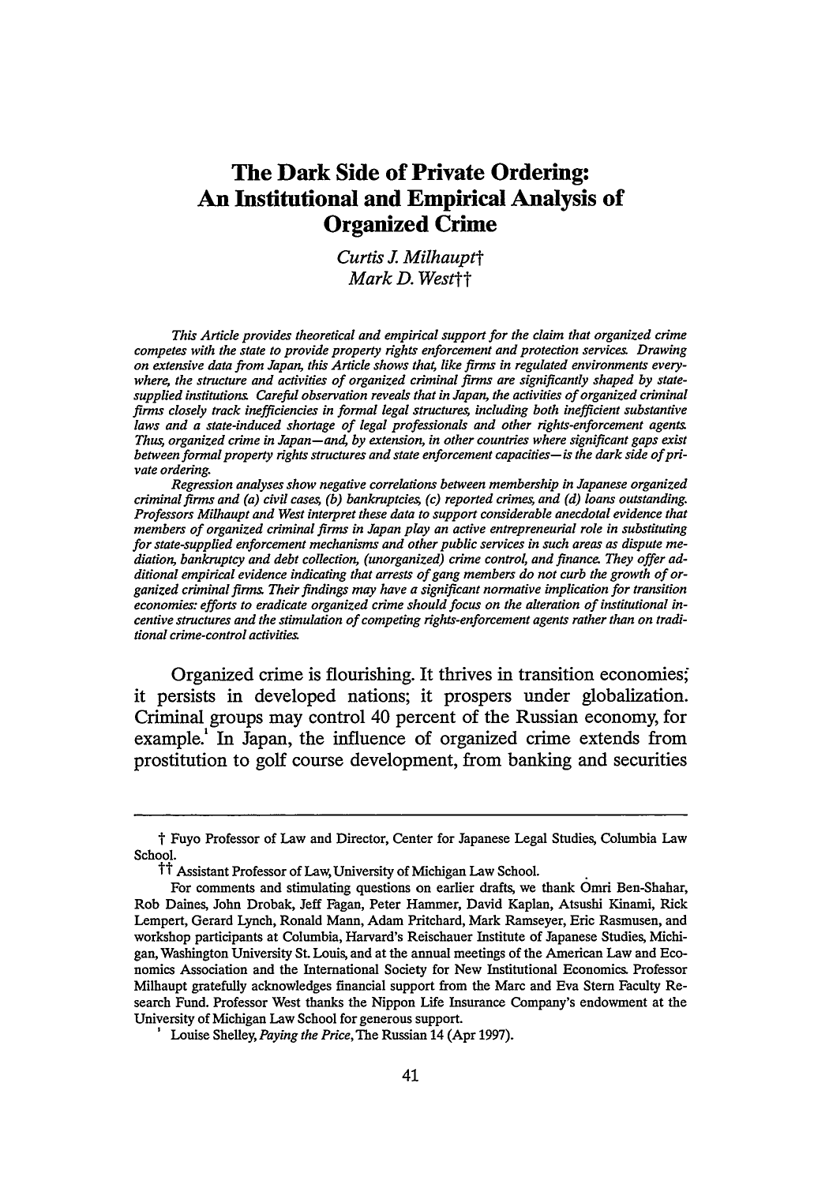# The Dark Side of Private Ordering: An Institutional and Empirical Analysis of Organized Crime

*Curtis J. Milhaupt*†
*Mark D. West*††

*This Article provides theoretical and empirical support for the claim that organized crime competes with the state to provide property rights enforcement and protection services. Drawing on extensive data from Japan, this Article shows that, like firms in regulated environments everywhere, the structure and activities of organized criminal firms are significantly shaped by state-supplied institutions. Careful observation reveals that in Japan, the activities of organized criminal firms closely track inefficiencies in formal legal structures, including both inefficient substantive laws and a state-induced shortage of legal professionals and other rights-enforcement agents. Thus, organized crime in Japan—and, by extension, in other countries where significant gaps exist between formal property rights structures and state enforcement capacities—is the dark side of private ordering.*

*Regression analyses show negative correlations between membership in Japanese organized criminal firms and (a) civil cases, (b) bankruptcies, (c) reported crimes, and (d) loans outstanding. Professors Milhaupt and West interpret these data to support considerable anecdotal evidence that members of organized criminal firms in Japan play an active entrepreneurial role in substituting for state-supplied enforcement mechanisms and other public services in such areas as dispute mediation, bankruptcy and debt collection, (unorganized) crime control, and finance. They offer additional empirical evidence indicating that arrests of gang members do not curb the growth of organized criminal firms. Their findings may have a significant normative implication for transition economies: efforts to eradicate organized crime should focus on the alteration of institutional incentive structures and the stimulation of competing rights-enforcement agents rather than on traditional crime-control activities.*

Organized crime is flourishing. It thrives in transition economies; it persists in developed nations; it prospers under globalization. Criminal groups may control 40 percent of the Russian economy, for example.[1] In Japan, the influence of organized crime extends from prostitution to golf course development, from banking and securities

---

† Fuyo Professor of Law and Director, Center for Japanese Legal Studies, Columbia Law School.

†† Assistant Professor of Law, University of Michigan Law School.

For comments and stimulating questions on earlier drafts, we thank Omri Ben-Shahar, Rob Daines, John Drobak, Jeff Fagan, Peter Hammer, David Kaplan, Atsushi Kinami, Rick Lempert, Gerard Lynch, Ronald Mann, Adam Pritchard, Mark Ramseyer, Eric Rasmusen, and workshop participants at Columbia, Harvard's Reischauer Institute of Japanese Studies, Michigan, Washington University St. Louis, and at the annual meetings of the American Law and Economics Association and the International Society for New Institutional Economics. Professor Milhaupt gratefully acknowledges financial support from the Marc and Eva Stern Faculty Research Fund. Professor West thanks the Nippon Life Insurance Company's endowment at the University of Michigan Law School for generous support.

[1] Louise Shelley, *Paying the Price*, The Russian 14 (Apr 1997).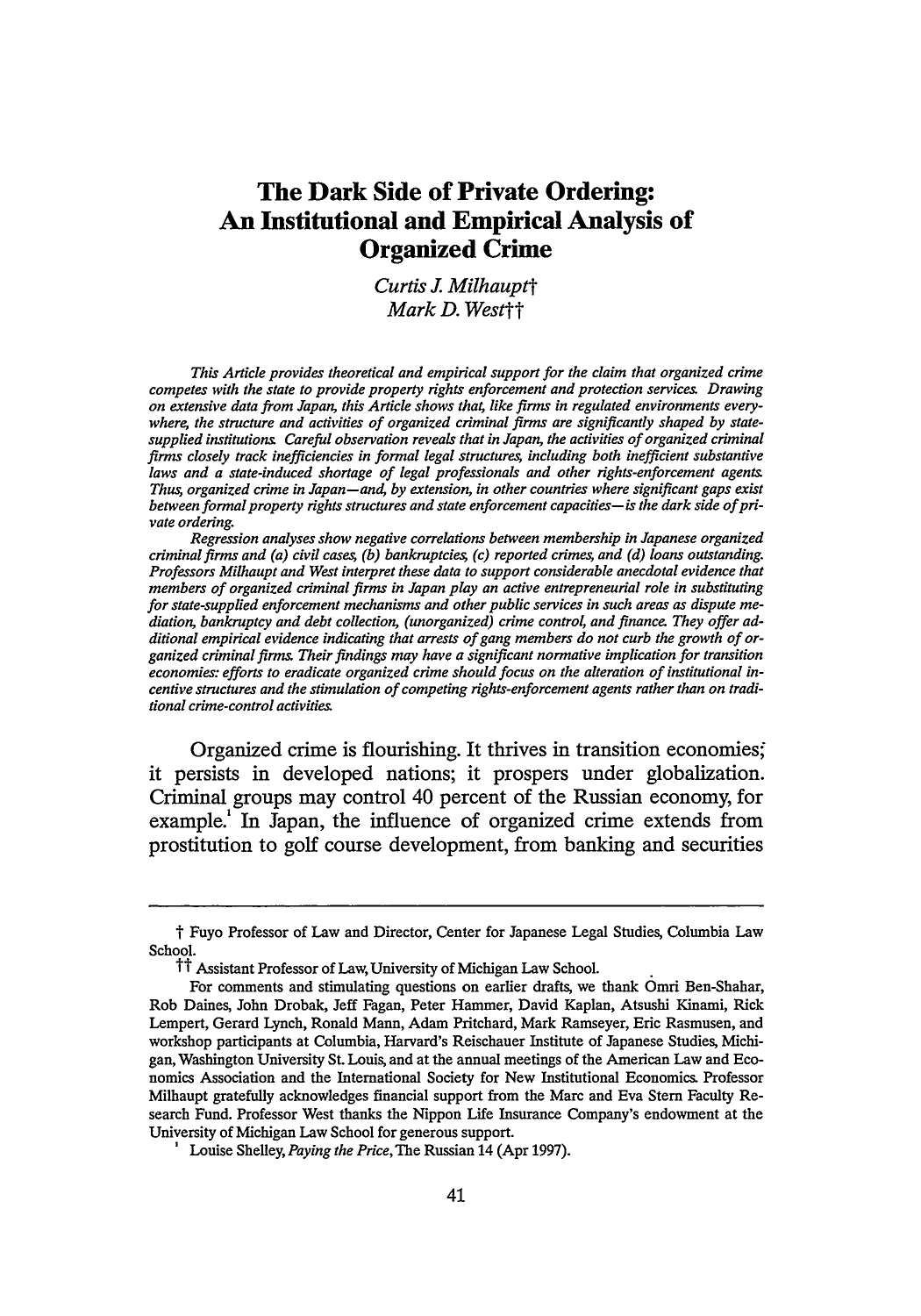# The Dark Side of Private Ordering: An Institutional and Empirical Analysis of Organized Crime

*Curtis J. Milhaupt*†
*Mark D. West*††

*This Article provides theoretical and empirical support for the claim that organized crime competes with the state to provide property rights enforcement and protection services. Drawing on extensive data from Japan, this Article shows that, like firms in regulated environments everywhere, the structure and activities of organized criminal firms are significantly shaped by state-supplied institutions. Careful observation reveals that in Japan, the activities of organized criminal firms closely track inefficiencies in formal legal structures, including both inefficient substantive laws and a state-induced shortage of legal professionals and other rights-enforcement agents. Thus, organized crime in Japan—and, by extension, in other countries where significant gaps exist between formal property rights structures and state enforcement capacities—is the dark side of private ordering.*

*Regression analyses show negative correlations between membership in Japanese organized criminal firms and (a) civil cases, (b) bankruptcies, (c) reported crimes, and (d) loans outstanding. Professors Milhaupt and West interpret these data to support considerable anecdotal evidence that members of organized criminal firms in Japan play an active entrepreneurial role in substituting for state-supplied enforcement mechanisms and other public services in such areas as dispute mediation, bankruptcy and debt collection, (unorganized) crime control, and finance. They offer additional empirical evidence indicating that arrests of gang members do not curb the growth of organized criminal firms. Their findings may have a significant normative implication for transition economies: efforts to eradicate organized crime should focus on the alteration of institutional incentive structures and the stimulation of competing rights-enforcement agents rather than on traditional crime-control activities.*

Organized crime is flourishing. It thrives in transition economies; it persists in developed nations; it prospers under globalization. Criminal groups may control 40 percent of the Russian economy, for example.[1] In Japan, the influence of organized crime extends from prostitution to golf course development, from banking and securities

---

† Fuyo Professor of Law and Director, Center for Japanese Legal Studies, Columbia Law School.

†† Assistant Professor of Law, University of Michigan Law School.

For comments and stimulating questions on earlier drafts, we thank Omri Ben-Shahar, Rob Daines, John Drobak, Jeff Fagan, Peter Hammer, David Kaplan, Atsushi Kinami, Rick Lempert, Gerard Lynch, Ronald Mann, Adam Pritchard, Mark Ramseyer, Eric Rasmusen, and workshop participants at Columbia, Harvard's Reischauer Institute of Japanese Studies, Michigan, Washington University St. Louis, and at the annual meetings of the American Law and Economics Association and the International Society for New Institutional Economics. Professor Milhaupt gratefully acknowledges financial support from the Marc and Eva Stern Faculty Research Fund. Professor West thanks the Nippon Life Insurance Company's endowment at the University of Michigan Law School for generous support.

[1] Louise Shelley, *Paying the Price*, The Russian 14 (Apr 1997).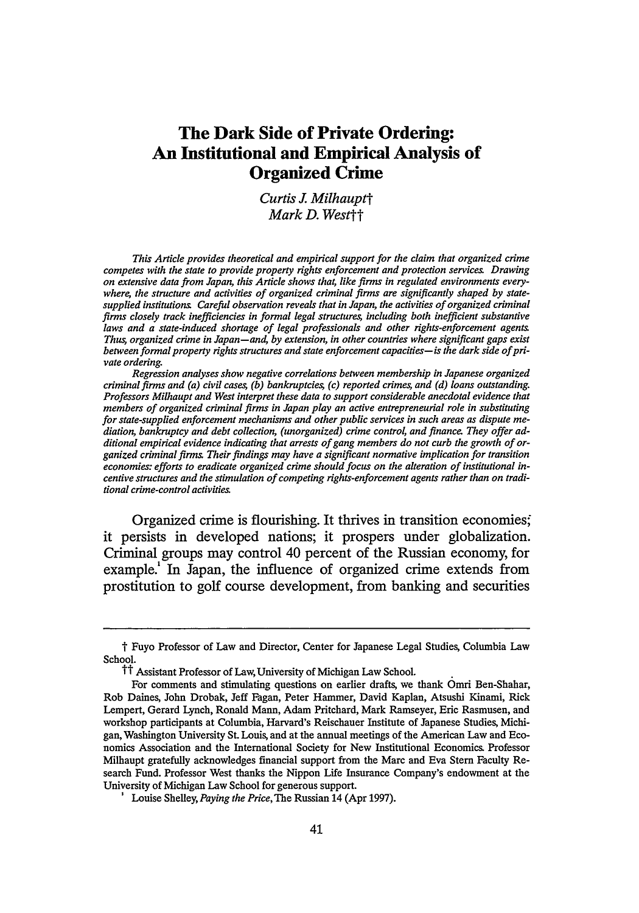# The Dark Side of Private Ordering: An Institutional and Empirical Analysis of Organized Crime

*Curtis J. Milhaupt*†

*Mark D. West*††

*This Article provides theoretical and empirical support for the claim that organized crime competes with the state to provide property rights enforcement and protection services. Drawing on extensive data from Japan, this Article shows that, like firms in regulated environments everywhere, the structure and activities of organized criminal firms are significantly shaped by state-supplied institutions. Careful observation reveals that in Japan, the activities of organized criminal firms closely track inefficiencies in formal legal structures, including both inefficient substantive laws and a state-induced shortage of legal professionals and other rights-enforcement agents. Thus, organized crime in Japan—and, by extension, in other countries where significant gaps exist between formal property rights structures and state enforcement capacities—is the dark side of private ordering.*

*Regression analyses show negative correlations between membership in Japanese organized criminal firms and (a) civil cases, (b) bankruptcies, (c) reported crimes, and (d) loans outstanding. Professors Milhaupt and West interpret these data to support considerable anecdotal evidence that members of organized criminal firms in Japan play an active entrepreneurial role in substituting for state-supplied enforcement mechanisms and other public services in such areas as dispute mediation, bankruptcy and debt collection, (unorganized) crime control, and finance. They offer additional empirical evidence indicating that arrests of gang members do not curb the growth of organized criminal firms. Their findings may have a significant normative implication for transition economies: efforts to eradicate organized crime should focus on the alteration of institutional incentive structures and the stimulation of competing rights-enforcement agents rather than on traditional crime-control activities.*

Organized crime is flourishing. It thrives in transition economies; it persists in developed nations; it prospers under globalization. Criminal groups may control 40 percent of the Russian economy, for example.[1] In Japan, the influence of organized crime extends from prostitution to golf course development, from banking and securities

---

† Fuyo Professor of Law and Director, Center for Japanese Legal Studies, Columbia Law School.

†† Assistant Professor of Law, University of Michigan Law School.

For comments and stimulating questions on earlier drafts, we thank Omri Ben-Shahar, Rob Daines, John Drobak, Jeff Fagan, Peter Hammer, David Kaplan, Atsushi Kinami, Rick Lempert, Gerard Lynch, Ronald Mann, Adam Pritchard, Mark Ramseyer, Eric Rasmusen, and workshop participants at Columbia, Harvard's Reischauer Institute of Japanese Studies, Michigan, Washington University St. Louis, and at the annual meetings of the American Law and Economics Association and the International Society for New Institutional Economics. Professor Milhaupt gratefully acknowledges financial support from the Marc and Eva Stern Faculty Research Fund. Professor West thanks the Nippon Life Insurance Company's endowment at the University of Michigan Law School for generous support.

[1] Louise Shelley, *Paying the Price*, The Russian 14 (Apr 1997).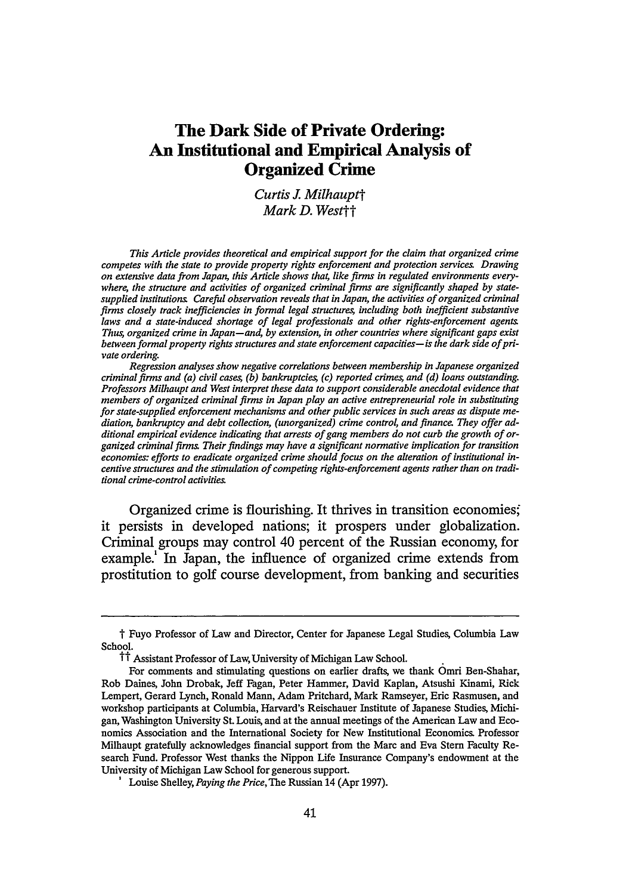# The Dark Side of Private Ordering: An Institutional and Empirical Analysis of Organized Crime

*Curtis J. Milhaupt*†

*Mark D. West*††

*This Article provides theoretical and empirical support for the claim that organized crime competes with the state to provide property rights enforcement and protection services. Drawing on extensive data from Japan, this Article shows that, like firms in regulated environments everywhere, the structure and activities of organized criminal firms are significantly shaped by state-supplied institutions. Careful observation reveals that in Japan, the activities of organized criminal firms closely track inefficiencies in formal legal structures, including both inefficient substantive laws and a state-induced shortage of legal professionals and other rights-enforcement agents. Thus, organized crime in Japan—and, by extension, in other countries where significant gaps exist between formal property rights structures and state enforcement capacities—is the dark side of private ordering.*

*Regression analyses show negative correlations between membership in Japanese organized criminal firms and (a) civil cases, (b) bankruptcies, (c) reported crimes, and (d) loans outstanding. Professors Milhaupt and West interpret these data to support considerable anecdotal evidence that members of organized criminal firms in Japan play an active entrepreneurial role in substituting for state-supplied enforcement mechanisms and other public services in such areas as dispute mediation, bankruptcy and debt collection, (unorganized) crime control, and finance. They offer additional empirical evidence indicating that arrests of gang members do not curb the growth of organized criminal firms. Their findings may have a significant normative implication for transition economies: efforts to eradicate organized crime should focus on the alteration of institutional incentive structures and the stimulation of competing rights-enforcement agents rather than on traditional crime-control activities.*

Organized crime is flourishing. It thrives in transition economies; it persists in developed nations; it prospers under globalization. Criminal groups may control 40 percent of the Russian economy, for example.[1] In Japan, the influence of organized crime extends from prostitution to golf course development, from banking and securities

---

† Fuyo Professor of Law and Director, Center for Japanese Legal Studies, Columbia Law School.

†† Assistant Professor of Law, University of Michigan Law School.

For comments and stimulating questions on earlier drafts, we thank Omri Ben-Shahar, Rob Daines, John Drobak, Jeff Fagan, Peter Hammer, David Kaplan, Atsushi Kinami, Rick Lempert, Gerard Lynch, Ronald Mann, Adam Pritchard, Mark Ramseyer, Eric Rasmusen, and workshop participants at Columbia, Harvard's Reischauer Institute of Japanese Studies, Michigan, Washington University St. Louis, and at the annual meetings of the American Law and Economics Association and the International Society for New Institutional Economics. Professor Milhaupt gratefully acknowledges financial support from the Marc and Eva Stern Faculty Research Fund. Professor West thanks the Nippon Life Insurance Company's endowment at the University of Michigan Law School for generous support.

[1] Louise Shelley, *Paying the Price*, The Russian 14 (Apr 1997).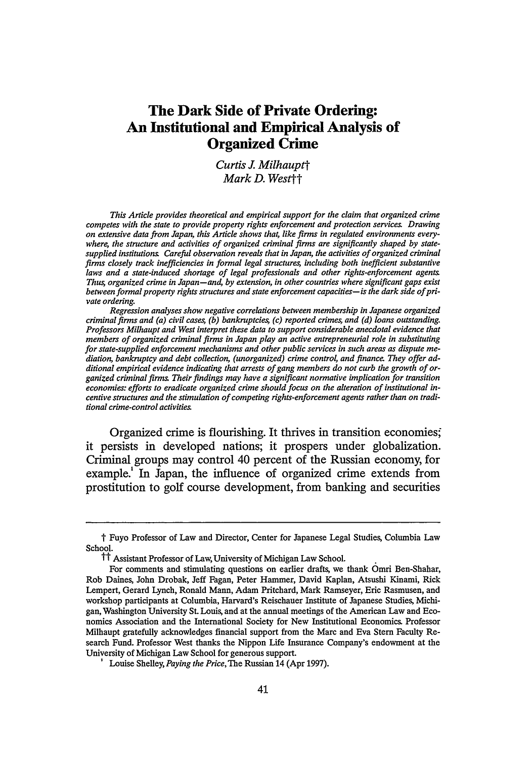# The Dark Side of Private Ordering: An Institutional and Empirical Analysis of Organized Crime

*Curtis J. Milhaupt*†

*Mark D. West*††

*This Article provides theoretical and empirical support for the claim that organized crime competes with the state to provide property rights enforcement and protection services. Drawing on extensive data from Japan, this Article shows that, like firms in regulated environments everywhere, the structure and activities of organized criminal firms are significantly shaped by state-supplied institutions. Careful observation reveals that in Japan, the activities of organized criminal firms closely track inefficiencies in formal legal structures, including both inefficient substantive laws and a state-induced shortage of legal professionals and other rights-enforcement agents. Thus, organized crime in Japan—and, by extension, in other countries where significant gaps exist between formal property rights structures and state enforcement capacities—is the dark side of private ordering.*

*Regression analyses show negative correlations between membership in Japanese organized criminal firms and (a) civil cases, (b) bankruptcies, (c) reported crimes, and (d) loans outstanding. Professors Milhaupt and West interpret these data to support considerable anecdotal evidence that members of organized criminal firms in Japan play an active entrepreneurial role in substituting for state-supplied enforcement mechanisms and other public services in such areas as dispute mediation, bankruptcy and debt collection, (unorganized) crime control, and finance. They offer additional empirical evidence indicating that arrests of gang members do not curb the growth of organized criminal firms. Their findings may have a significant normative implication for transition economies: efforts to eradicate organized crime should focus on the alteration of institutional incentive structures and the stimulation of competing rights-enforcement agents rather than on traditional crime-control activities.*

Organized crime is flourishing. It thrives in transition economies; it persists in developed nations; it prospers under globalization. Criminal groups may control 40 percent of the Russian economy, for example.[1] In Japan, the influence of organized crime extends from prostitution to golf course development, from banking and securities

---

† Fuyo Professor of Law and Director, Center for Japanese Legal Studies, Columbia Law School.

†† Assistant Professor of Law, University of Michigan Law School.

For comments and stimulating questions on earlier drafts, we thank Omri Ben-Shahar, Rob Daines, John Drobak, Jeff Fagan, Peter Hammer, David Kaplan, Atsushi Kinami, Rick Lempert, Gerard Lynch, Ronald Mann, Adam Pritchard, Mark Ramseyer, Eric Rasmusen, and workshop participants at Columbia, Harvard's Reischauer Institute of Japanese Studies, Michigan, Washington University St. Louis, and at the annual meetings of the American Law and Economics Association and the International Society for New Institutional Economics. Professor Milhaupt gratefully acknowledges financial support from the Marc and Eva Stern Faculty Research Fund. Professor West thanks the Nippon Life Insurance Company's endowment at the University of Michigan Law School for generous support.

[1] Louise Shelley, *Paying the Price*, The Russian 14 (Apr 1997).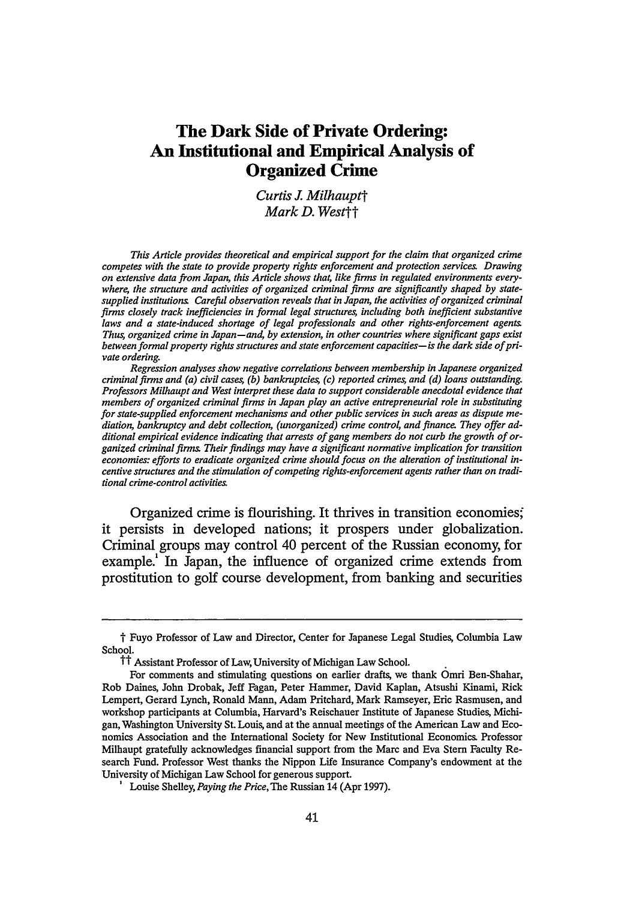# The Dark Side of Private Ordering: An Institutional and Empirical Analysis of Organized Crime

*Curtis J. Milhaupt*†

*Mark D. West*††

*This Article provides theoretical and empirical support for the claim that organized crime competes with the state to provide property rights enforcement and protection services. Drawing on extensive data from Japan, this Article shows that, like firms in regulated environments everywhere, the structure and activities of organized criminal firms are significantly shaped by state-supplied institutions. Careful observation reveals that in Japan, the activities of organized criminal firms closely track inefficiencies in formal legal structures, including both inefficient substantive laws and a state-induced shortage of legal professionals and other rights-enforcement agents. Thus, organized crime in Japan—and, by extension, in other countries where significant gaps exist between formal property rights structures and state enforcement capacities—is the dark side of private ordering.*

*Regression analyses show negative correlations between membership in Japanese organized criminal firms and (a) civil cases, (b) bankruptcies, (c) reported crimes, and (d) loans outstanding. Professors Milhaupt and West interpret these data to support considerable anecdotal evidence that members of organized criminal firms in Japan play an active entrepreneurial role in substituting for state-supplied enforcement mechanisms and other public services in such areas as dispute mediation, bankruptcy and debt collection, (unorganized) crime control, and finance. They offer additional empirical evidence indicating that arrests of gang members do not curb the growth of organized criminal firms. Their findings may have a significant normative implication for transition economies: efforts to eradicate organized crime should focus on the alteration of institutional incentive structures and the stimulation of competing rights-enforcement agents rather than on traditional crime-control activities.*

Organized crime is flourishing. It thrives in transition economies; it persists in developed nations; it prospers under globalization. Criminal groups may control 40 percent of the Russian economy, for example.[1] In Japan, the influence of organized crime extends from prostitution to golf course development, from banking and securities

---

† Fuyo Professor of Law and Director, Center for Japanese Legal Studies, Columbia Law School.

†† Assistant Professor of Law, University of Michigan Law School.

For comments and stimulating questions on earlier drafts, we thank Omri Ben-Shahar, Rob Daines, John Drobak, Jeff Fagan, Peter Hammer, David Kaplan, Atsushi Kinami, Rick Lempert, Gerard Lynch, Ronald Mann, Adam Pritchard, Mark Ramseyer, Eric Rasmusen, and workshop participants at Columbia, Harvard's Reischauer Institute of Japanese Studies, Michigan, Washington University St. Louis, and at the annual meetings of the American Law and Economics Association and the International Society for New Institutional Economics. Professor Milhaupt gratefully acknowledges financial support from the Marc and Eva Stern Faculty Research Fund. Professor West thanks the Nippon Life Insurance Company's endowment at the University of Michigan Law School for generous support.

[1] Louise Shelley, *Paying the Price*, The Russian 14 (Apr 1997).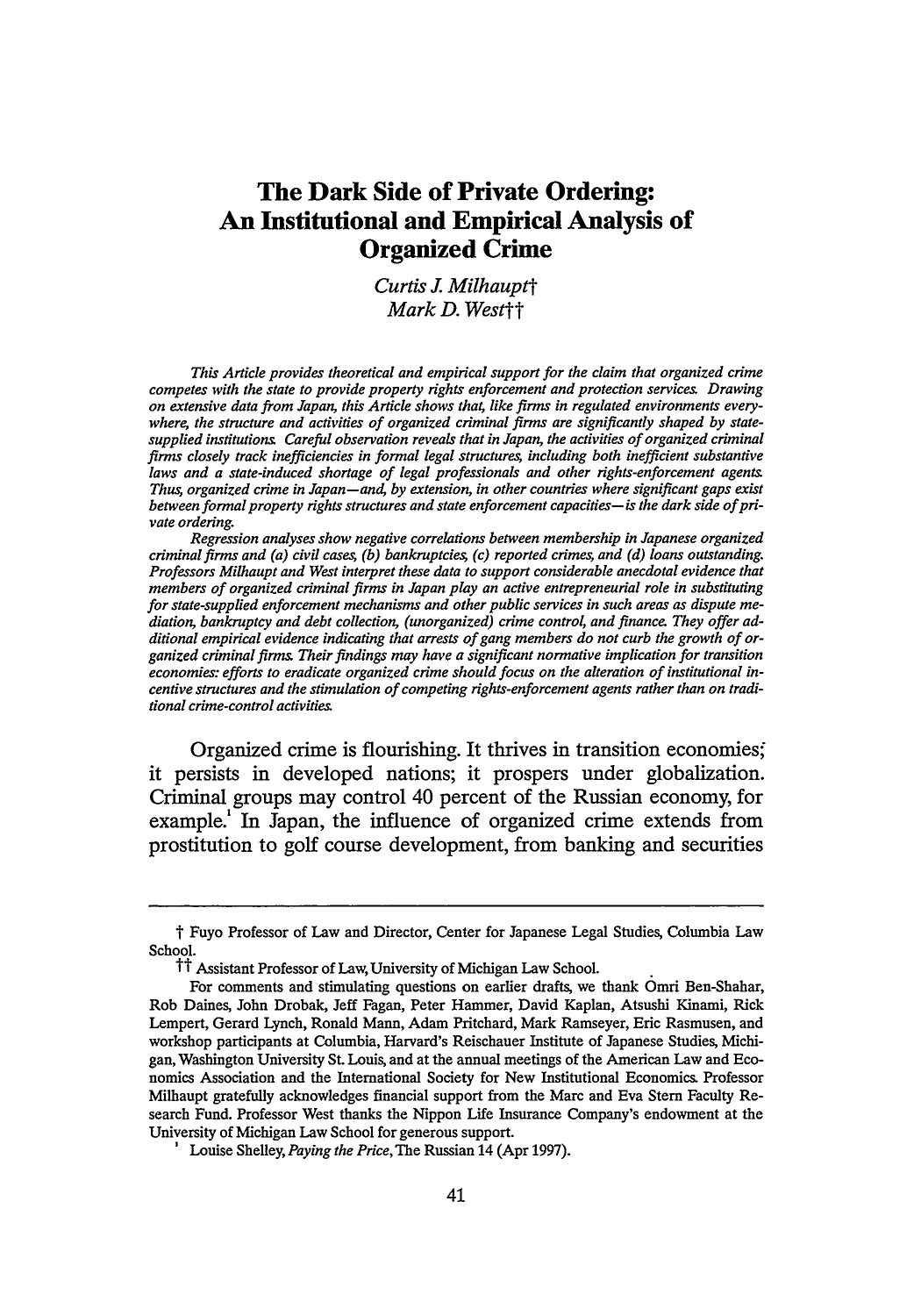# The Dark Side of Private Ordering: An Institutional and Empirical Analysis of Organized Crime

*Curtis J. Milhaupt*†
*Mark D. West*††

*This Article provides theoretical and empirical support for the claim that organized crime competes with the state to provide property rights enforcement and protection services. Drawing on extensive data from Japan, this Article shows that, like firms in regulated environments everywhere, the structure and activities of organized criminal firms are significantly shaped by state-supplied institutions. Careful observation reveals that in Japan, the activities of organized criminal firms closely track inefficiencies in formal legal structures, including both inefficient substantive laws and a state-induced shortage of legal professionals and other rights-enforcement agents. Thus, organized crime in Japan—and, by extension, in other countries where significant gaps exist between formal property rights structures and state enforcement capacities—is the dark side of private ordering.*

*Regression analyses show negative correlations between membership in Japanese organized criminal firms and (a) civil cases, (b) bankruptcies, (c) reported crimes, and (d) loans outstanding. Professors Milhaupt and West interpret these data to support considerable anecdotal evidence that members of organized criminal firms in Japan play an active entrepreneurial role in substituting for state-supplied enforcement mechanisms and other public services in such areas as dispute mediation, bankruptcy and debt collection, (unorganized) crime control, and finance. They offer additional empirical evidence indicating that arrests of gang members do not curb the growth of organized criminal firms. Their findings may have a significant normative implication for transition economies: efforts to eradicate organized crime should focus on the alteration of institutional incentive structures and the stimulation of competing rights-enforcement agents rather than on traditional crime-control activities.*

Organized crime is flourishing. It thrives in transition economies; it persists in developed nations; it prospers under globalization. Criminal groups may control 40 percent of the Russian economy, for example.[1] In Japan, the influence of organized crime extends from prostitution to golf course development, from banking and securities

---

† Fuyo Professor of Law and Director, Center for Japanese Legal Studies, Columbia Law School.

†† Assistant Professor of Law, University of Michigan Law School.

For comments and stimulating questions on earlier drafts, we thank Omri Ben-Shahar, Rob Daines, John Drobak, Jeff Fagan, Peter Hammer, David Kaplan, Atsushi Kinami, Rick Lempert, Gerard Lynch, Ronald Mann, Adam Pritchard, Mark Ramseyer, Eric Rasmusen, and workshop participants at Columbia, Harvard's Reischauer Institute of Japanese Studies, Michigan, Washington University St. Louis, and at the annual meetings of the American Law and Economics Association and the International Society for New Institutional Economics. Professor Milhaupt gratefully acknowledges financial support from the Marc and Eva Stern Faculty Research Fund. Professor West thanks the Nippon Life Insurance Company's endowment at the University of Michigan Law School for generous support.

[1] Louise Shelley, *Paying the Price*, The Russian 14 (Apr 1997).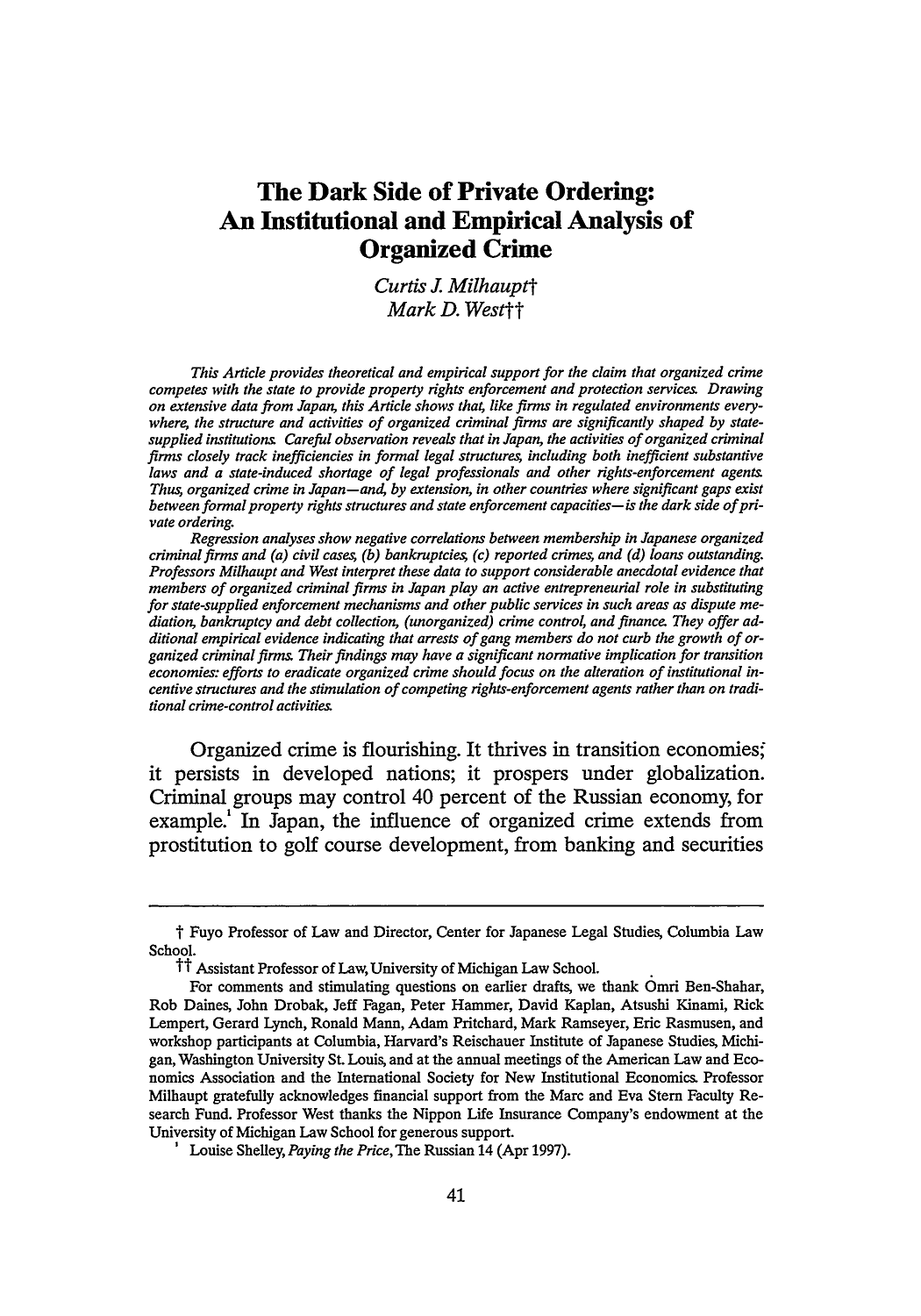# The Dark Side of Private Ordering: An Institutional and Empirical Analysis of Organized Crime

*Curtis J. Milhaupt†*
*Mark D. West††*

*This Article provides theoretical and empirical support for the claim that organized crime competes with the state to provide property rights enforcement and protection services. Drawing on extensive data from Japan, this Article shows that, like firms in regulated environments everywhere, the structure and activities of organized criminal firms are significantly shaped by state-supplied institutions. Careful observation reveals that in Japan, the activities of organized criminal firms closely track inefficiencies in formal legal structures, including both inefficient substantive laws and a state-induced shortage of legal professionals and other rights-enforcement agents. Thus, organized crime in Japan—and, by extension, in other countries where significant gaps exist between formal property rights structures and state enforcement capacities—is the dark side of private ordering.*

*Regression analyses show negative correlations between membership in Japanese organized criminal firms and (a) civil cases, (b) bankruptcies, (c) reported crimes, and (d) loans outstanding. Professors Milhaupt and West interpret these data to support considerable anecdotal evidence that members of organized criminal firms in Japan play an active entrepreneurial role in substituting for state-supplied enforcement mechanisms and other public services in such areas as dispute mediation, bankruptcy and debt collection, (unorganized) crime control, and finance. They offer additional empirical evidence indicating that arrests of gang members do not curb the growth of organized criminal firms. Their findings may have a significant normative implication for transition economies: efforts to eradicate organized crime should focus on the alteration of institutional incentive structures and the stimulation of competing rights-enforcement agents rather than on traditional crime-control activities.*

Organized crime is flourishing. It thrives in transition economies; it persists in developed nations; it prospers under globalization. Criminal groups may control 40 percent of the Russian economy, for example.[1] In Japan, the influence of organized crime extends from prostitution to golf course development, from banking and securities

---

† Fuyo Professor of Law and Director, Center for Japanese Legal Studies, Columbia Law School.

†† Assistant Professor of Law, University of Michigan Law School.

For comments and stimulating questions on earlier drafts, we thank Omri Ben-Shahar, Rob Daines, John Drobak, Jeff Fagan, Peter Hammer, David Kaplan, Atsushi Kinami, Rick Lempert, Gerard Lynch, Ronald Mann, Adam Pritchard, Mark Ramseyer, Eric Rasmusen, and workshop participants at Columbia, Harvard's Reischauer Institute of Japanese Studies, Michigan, Washington University St. Louis, and at the annual meetings of the American Law and Economics Association and the International Society for New Institutional Economics. Professor Milhaupt gratefully acknowledges financial support from the Marc and Eva Stern Faculty Research Fund. Professor West thanks the Nippon Life Insurance Company's endowment at the University of Michigan Law School for generous support.

[1] Louise Shelley, *Paying the Price*, The Russian 14 (Apr 1997).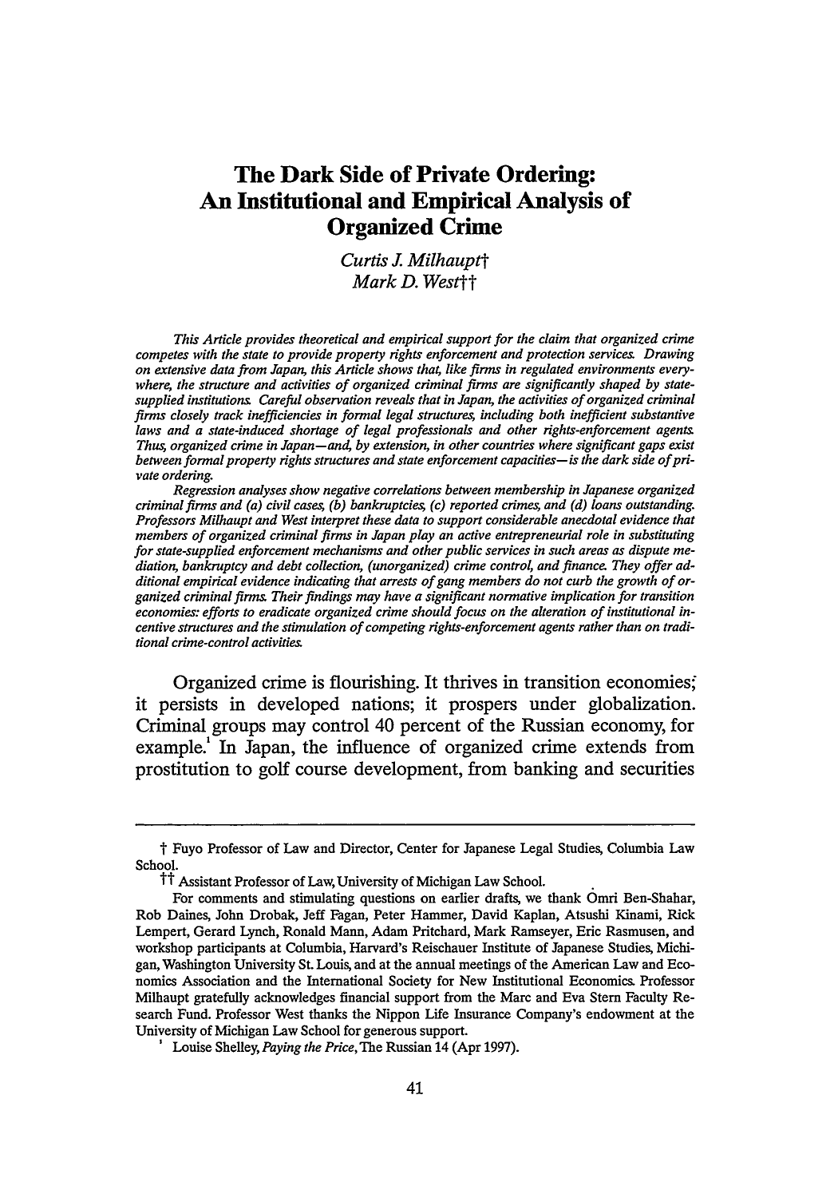# The Dark Side of Private Ordering: An Institutional and Empirical Analysis of Organized Crime

*Curtis J. Milhaupt†*
*Mark D. West††*

*This Article provides theoretical and empirical support for the claim that organized crime competes with the state to provide property rights enforcement and protection services. Drawing on extensive data from Japan, this Article shows that, like firms in regulated environments everywhere, the structure and activities of organized criminal firms are significantly shaped by state-supplied institutions. Careful observation reveals that in Japan, the activities of organized criminal firms closely track inefficiencies in formal legal structures, including both inefficient substantive laws and a state-induced shortage of legal professionals and other rights-enforcement agents. Thus, organized crime in Japan—and, by extension, in other countries where significant gaps exist between formal property rights structures and state enforcement capacities—is the dark side of private ordering.*

*Regression analyses show negative correlations between membership in Japanese organized criminal firms and (a) civil cases, (b) bankruptcies, (c) reported crimes, and (d) loans outstanding. Professors Milhaupt and West interpret these data to support considerable anecdotal evidence that members of organized criminal firms in Japan play an active entrepreneurial role in substituting for state-supplied enforcement mechanisms and other public services in such areas as dispute mediation, bankruptcy and debt collection, (unorganized) crime control, and finance. They offer additional empirical evidence indicating that arrests of gang members do not curb the growth of organized criminal firms. Their findings may have a significant normative implication for transition economies: efforts to eradicate organized crime should focus on the alteration of institutional incentive structures and the stimulation of competing rights-enforcement agents rather than on traditional crime-control activities.*

Organized crime is flourishing. It thrives in transition economies; it persists in developed nations; it prospers under globalization. Criminal groups may control 40 percent of the Russian economy, for example.[1] In Japan, the influence of organized crime extends from prostitution to golf course development, from banking and securities

---

† Fuyo Professor of Law and Director, Center for Japanese Legal Studies, Columbia Law School.

†† Assistant Professor of Law, University of Michigan Law School.

For comments and stimulating questions on earlier drafts, we thank Omri Ben-Shahar, Rob Daines, John Drobak, Jeff Fagan, Peter Hammer, David Kaplan, Atsushi Kinami, Rick Lempert, Gerard Lynch, Ronald Mann, Adam Pritchard, Mark Ramseyer, Eric Rasmusen, and workshop participants at Columbia, Harvard's Reischauer Institute of Japanese Studies, Michigan, Washington University St. Louis, and at the annual meetings of the American Law and Economics Association and the International Society for New Institutional Economics. Professor Milhaupt gratefully acknowledges financial support from the Marc and Eva Stern Faculty Research Fund. Professor West thanks the Nippon Life Insurance Company's endowment at the University of Michigan Law School for generous support.

[1] Louise Shelley, *Paying the Price*, The Russian 14 (Apr 1997).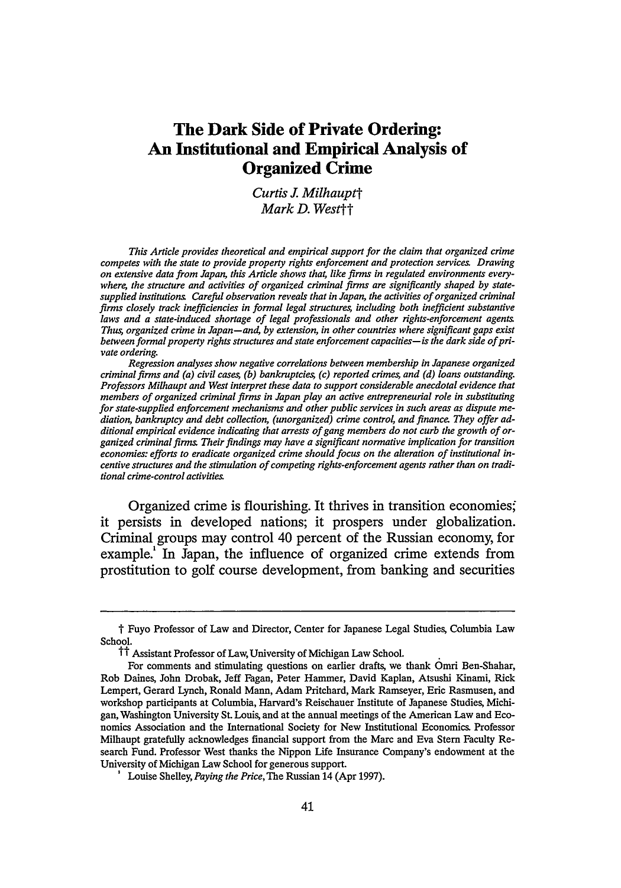# The Dark Side of Private Ordering: An Institutional and Empirical Analysis of Organized Crime

*Curtis J. Milhaupt†*
*Mark D. West††*

*This Article provides theoretical and empirical support for the claim that organized crime competes with the state to provide property rights enforcement and protection services. Drawing on extensive data from Japan, this Article shows that, like firms in regulated environments everywhere, the structure and activities of organized criminal firms are significantly shaped by state-supplied institutions. Careful observation reveals that in Japan, the activities of organized criminal firms closely track inefficiencies in formal legal structures, including both inefficient substantive laws and a state-induced shortage of legal professionals and other rights-enforcement agents. Thus, organized crime in Japan—and, by extension, in other countries where significant gaps exist between formal property rights structures and state enforcement capacities—is the dark side of private ordering.*

*Regression analyses show negative correlations between membership in Japanese organized criminal firms and (a) civil cases, (b) bankruptcies, (c) reported crimes, and (d) loans outstanding. Professors Milhaupt and West interpret these data to support considerable anecdotal evidence that members of organized criminal firms in Japan play an active entrepreneurial role in substituting for state-supplied enforcement mechanisms and other public services in such areas as dispute mediation, bankruptcy and debt collection, (unorganized) crime control, and finance. They offer additional empirical evidence indicating that arrests of gang members do not curb the growth of organized criminal firms. Their findings may have a significant normative implication for transition economies: efforts to eradicate organized crime should focus on the alteration of institutional incentive structures and the stimulation of competing rights-enforcement agents rather than on traditional crime-control activities.*

Organized crime is flourishing. It thrives in transition economies; it persists in developed nations; it prospers under globalization. Criminal groups may control 40 percent of the Russian economy, for example.[1] In Japan, the influence of organized crime extends from prostitution to golf course development, from banking and securities

---

† Fuyo Professor of Law and Director, Center for Japanese Legal Studies, Columbia Law School.

†† Assistant Professor of Law, University of Michigan Law School.

For comments and stimulating questions on earlier drafts, we thank Omri Ben-Shahar, Rob Daines, John Drobak, Jeff Fagan, Peter Hammer, David Kaplan, Atsushi Kinami, Rick Lempert, Gerard Lynch, Ronald Mann, Adam Pritchard, Mark Ramseyer, Eric Rasmusen, and workshop participants at Columbia, Harvard's Reischauer Institute of Japanese Studies, Michigan, Washington University St. Louis, and at the annual meetings of the American Law and Economics Association and the International Society for New Institutional Economics. Professor Milhaupt gratefully acknowledges financial support from the Marc and Eva Stern Faculty Research Fund. Professor West thanks the Nippon Life Insurance Company's endowment at the University of Michigan Law School for generous support.

[1] Louise Shelley, *Paying the Price*, The Russian 14 (Apr 1997).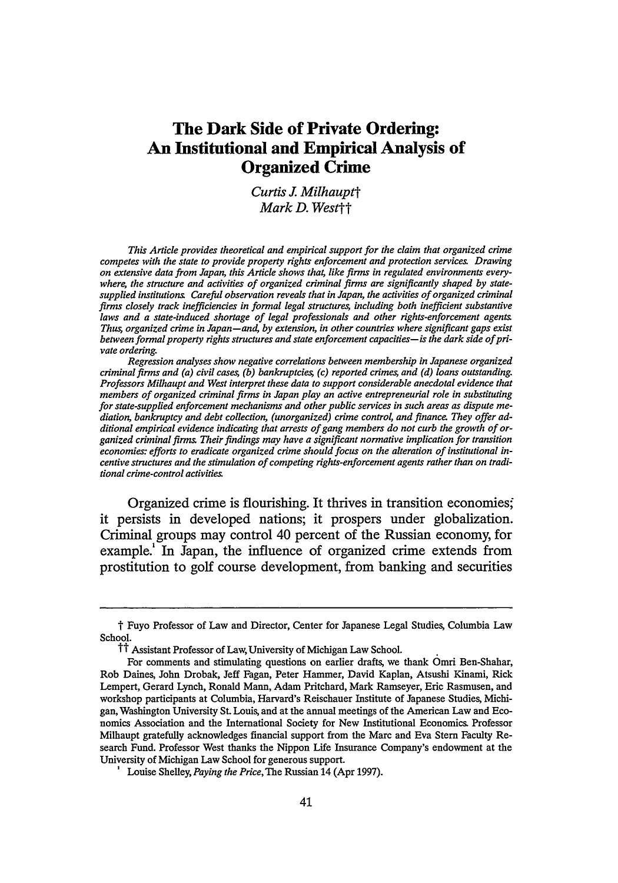# The Dark Side of Private Ordering: An Institutional and Empirical Analysis of Organized Crime

*Curtis J. Milhaupt*†
*Mark D. West*††

*This Article provides theoretical and empirical support for the claim that organized crime competes with the state to provide property rights enforcement and protection services. Drawing on extensive data from Japan, this Article shows that, like firms in regulated environments everywhere, the structure and activities of organized criminal firms are significantly shaped by state-supplied institutions. Careful observation reveals that in Japan, the activities of organized criminal firms closely track inefficiencies in formal legal structures, including both inefficient substantive laws and a state-induced shortage of legal professionals and other rights-enforcement agents. Thus, organized crime in Japan—and, by extension, in other countries where significant gaps exist between formal property rights structures and state enforcement capacities—is the dark side of private ordering.*

*Regression analyses show negative correlations between membership in Japanese organized criminal firms and (a) civil cases, (b) bankruptcies, (c) reported crimes, and (d) loans outstanding. Professors Milhaupt and West interpret these data to support considerable anecdotal evidence that members of organized criminal firms in Japan play an active entrepreneurial role in substituting for state-supplied enforcement mechanisms and other public services in such areas as dispute mediation, bankruptcy and debt collection, (unorganized) crime control, and finance. They offer additional empirical evidence indicating that arrests of gang members do not curb the growth of organized criminal firms. Their findings may have a significant normative implication for transition economies: efforts to eradicate organized crime should focus on the alteration of institutional incentive structures and the stimulation of competing rights-enforcement agents rather than on traditional crime-control activities.*

Organized crime is flourishing. It thrives in transition economies; it persists in developed nations; it prospers under globalization. Criminal groups may control 40 percent of the Russian economy, for example.[1] In Japan, the influence of organized crime extends from prostitution to golf course development, from banking and securities

---

† Fuyo Professor of Law and Director, Center for Japanese Legal Studies, Columbia Law School.

†† Assistant Professor of Law, University of Michigan Law School.

For comments and stimulating questions on earlier drafts, we thank Omri Ben-Shahar, Rob Daines, John Drobak, Jeff Fagan, Peter Hammer, David Kaplan, Atsushi Kinami, Rick Lempert, Gerard Lynch, Ronald Mann, Adam Pritchard, Mark Ramseyer, Eric Rasmusen, and workshop participants at Columbia, Harvard's Reischauer Institute of Japanese Studies, Michigan, Washington University St. Louis, and at the annual meetings of the American Law and Economics Association and the International Society for New Institutional Economics. Professor Milhaupt gratefully acknowledges financial support from the Marc and Eva Stern Faculty Research Fund. Professor West thanks the Nippon Life Insurance Company's endowment at the University of Michigan Law School for generous support.

[1] Louise Shelley, *Paying the Price*, The Russian 14 (Apr 1997).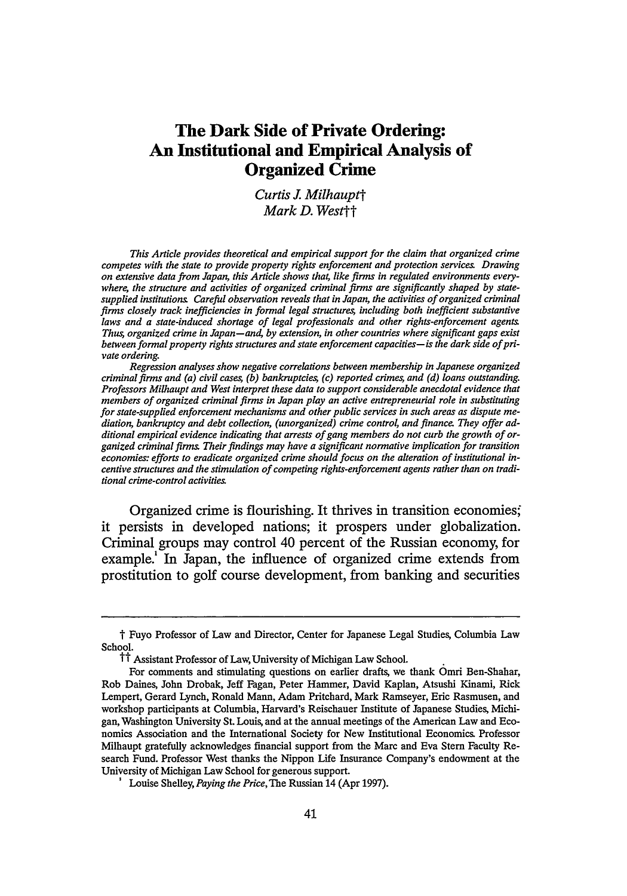# The Dark Side of Private Ordering: An Institutional and Empirical Analysis of Organized Crime

*Curtis J. Milhaupt*†
*Mark D. West*††

*This Article provides theoretical and empirical support for the claim that organized crime competes with the state to provide property rights enforcement and protection services. Drawing on extensive data from Japan, this Article shows that, like firms in regulated environments everywhere, the structure and activities of organized criminal firms are significantly shaped by state-supplied institutions. Careful observation reveals that in Japan, the activities of organized criminal firms closely track inefficiencies in formal legal structures, including both inefficient substantive laws and a state-induced shortage of legal professionals and other rights-enforcement agents. Thus, organized crime in Japan—and, by extension, in other countries where significant gaps exist between formal property rights structures and state enforcement capacities—is the dark side of private ordering.*

*Regression analyses show negative correlations between membership in Japanese organized criminal firms and (a) civil cases, (b) bankruptcies, (c) reported crimes, and (d) loans outstanding. Professors Milhaupt and West interpret these data to support considerable anecdotal evidence that members of organized criminal firms in Japan play an active entrepreneurial role in substituting for state-supplied enforcement mechanisms and other public services in such areas as dispute mediation, bankruptcy and debt collection, (unorganized) crime control, and finance. They offer additional empirical evidence indicating that arrests of gang members do not curb the growth of organized criminal firms. Their findings may have a significant normative implication for transition economies: efforts to eradicate organized crime should focus on the alteration of institutional incentive structures and the stimulation of competing rights-enforcement agents rather than on traditional crime-control activities.*

Organized crime is flourishing. It thrives in transition economies; it persists in developed nations; it prospers under globalization. Criminal groups may control 40 percent of the Russian economy, for example.[1] In Japan, the influence of organized crime extends from prostitution to golf course development, from banking and securities

---

† Fuyo Professor of Law and Director, Center for Japanese Legal Studies, Columbia Law School.

†† Assistant Professor of Law, University of Michigan Law School.

For comments and stimulating questions on earlier drafts, we thank Omri Ben-Shahar, Rob Daines, John Drobak, Jeff Fagan, Peter Hammer, David Kaplan, Atsushi Kinami, Rick Lempert, Gerard Lynch, Ronald Mann, Adam Pritchard, Mark Ramseyer, Eric Rasmusen, and workshop participants at Columbia, Harvard's Reischauer Institute of Japanese Studies, Michigan, Washington University St. Louis, and at the annual meetings of the American Law and Economics Association and the International Society for New Institutional Economics. Professor Milhaupt gratefully acknowledges financial support from the Marc and Eva Stern Faculty Research Fund. Professor West thanks the Nippon Life Insurance Company's endowment at the University of Michigan Law School for generous support.

[1] Louise Shelley, *Paying the Price*, The Russian 14 (Apr 1997).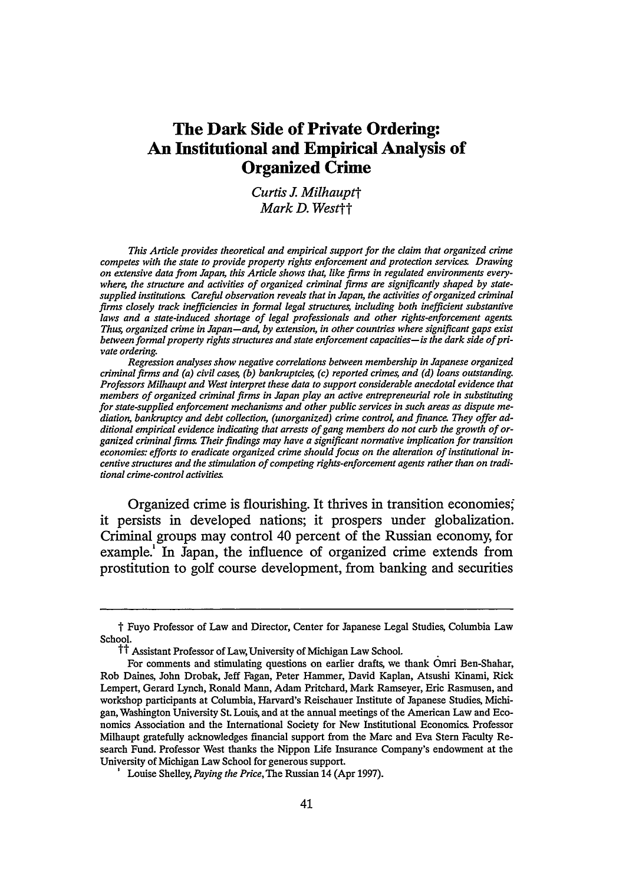# The Dark Side of Private Ordering: An Institutional and Empirical Analysis of Organized Crime

*Curtis J. Milhaupt*†
*Mark D. West*††

*This Article provides theoretical and empirical support for the claim that organized crime competes with the state to provide property rights enforcement and protection services. Drawing on extensive data from Japan, this Article shows that, like firms in regulated environments everywhere, the structure and activities of organized criminal firms are significantly shaped by state-supplied institutions. Careful observation reveals that in Japan, the activities of organized criminal firms closely track inefficiencies in formal legal structures, including both inefficient substantive laws and a state-induced shortage of legal professionals and other rights-enforcement agents. Thus, organized crime in Japan—and, by extension, in other countries where significant gaps exist between formal property rights structures and state enforcement capacities—is the dark side of private ordering.*

*Regression analyses show negative correlations between membership in Japanese organized criminal firms and (a) civil cases, (b) bankruptcies, (c) reported crimes, and (d) loans outstanding. Professors Milhaupt and West interpret these data to support considerable anecdotal evidence that members of organized criminal firms in Japan play an active entrepreneurial role in substituting for state-supplied enforcement mechanisms and other public services in such areas as dispute mediation, bankruptcy and debt collection, (unorganized) crime control, and finance. They offer additional empirical evidence indicating that arrests of gang members do not curb the growth of organized criminal firms. Their findings may have a significant normative implication for transition economies: efforts to eradicate organized crime should focus on the alteration of institutional incentive structures and the stimulation of competing rights-enforcement agents rather than on traditional crime-control activities.*

Organized crime is flourishing. It thrives in transition economies; it persists in developed nations; it prospers under globalization. Criminal groups may control 40 percent of the Russian economy, for example.[1] In Japan, the influence of organized crime extends from prostitution to golf course development, from banking and securities

---

† Fuyo Professor of Law and Director, Center for Japanese Legal Studies, Columbia Law School.

†† Assistant Professor of Law, University of Michigan Law School.

For comments and stimulating questions on earlier drafts, we thank Omri Ben-Shahar, Rob Daines, John Drobak, Jeff Fagan, Peter Hammer, David Kaplan, Atsushi Kinami, Rick Lempert, Gerard Lynch, Ronald Mann, Adam Pritchard, Mark Ramseyer, Eric Rasmusen, and workshop participants at Columbia, Harvard's Reischauer Institute of Japanese Studies, Michigan, Washington University St. Louis, and at the annual meetings of the American Law and Economics Association and the International Society for New Institutional Economics. Professor Milhaupt gratefully acknowledges financial support from the Marc and Eva Stern Faculty Research Fund. Professor West thanks the Nippon Life Insurance Company's endowment at the University of Michigan Law School for generous support.

[1] Louise Shelley, *Paying the Price*, The Russian 14 (Apr 1997).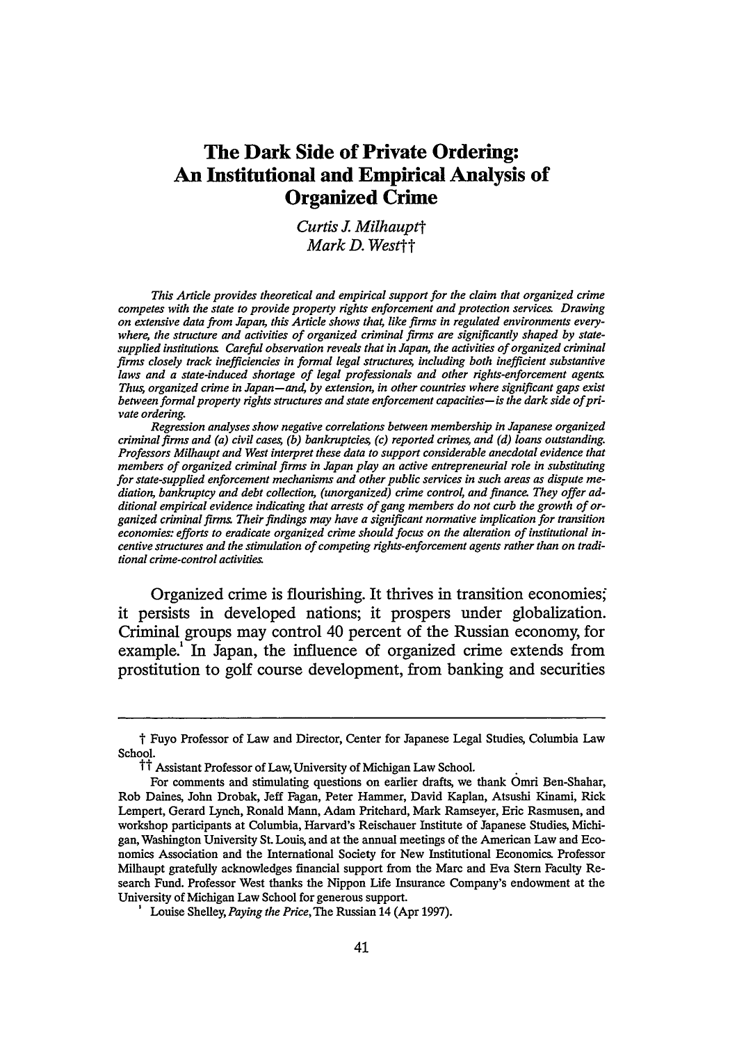# The Dark Side of Private Ordering: An Institutional and Empirical Analysis of Organized Crime

*Curtis J. Milhaupt†*
*Mark D. West††*

*This Article provides theoretical and empirical support for the claim that organized crime competes with the state to provide property rights enforcement and protection services. Drawing on extensive data from Japan, this Article shows that, like firms in regulated environments everywhere, the structure and activities of organized criminal firms are significantly shaped by state-supplied institutions. Careful observation reveals that in Japan, the activities of organized criminal firms closely track inefficiencies in formal legal structures, including both inefficient substantive laws and a state-induced shortage of legal professionals and other rights-enforcement agents. Thus, organized crime in Japan—and, by extension, in other countries where significant gaps exist between formal property rights structures and state enforcement capacities—is the dark side of private ordering.*

*Regression analyses show negative correlations between membership in Japanese organized criminal firms and (a) civil cases, (b) bankruptcies, (c) reported crimes, and (d) loans outstanding. Professors Milhaupt and West interpret these data to support considerable anecdotal evidence that members of organized criminal firms in Japan play an active entrepreneurial role in substituting for state-supplied enforcement mechanisms and other public services in such areas as dispute mediation, bankruptcy and debt collection, (unorganized) crime control, and finance. They offer additional empirical evidence indicating that arrests of gang members do not curb the growth of organized criminal firms. Their findings may have a significant normative implication for transition economies: efforts to eradicate organized crime should focus on the alteration of institutional incentive structures and the stimulation of competing rights-enforcement agents rather than on traditional crime-control activities.*

Organized crime is flourishing. It thrives in transition economies; it persists in developed nations; it prospers under globalization. Criminal groups may control 40 percent of the Russian economy, for example.[1] In Japan, the influence of organized crime extends from prostitution to golf course development, from banking and securities

---

† Fuyo Professor of Law and Director, Center for Japanese Legal Studies, Columbia Law School.

†† Assistant Professor of Law, University of Michigan Law School.

For comments and stimulating questions on earlier drafts, we thank Omri Ben-Shahar, Rob Daines, John Drobak, Jeff Fagan, Peter Hammer, David Kaplan, Atsushi Kinami, Rick Lempert, Gerard Lynch, Ronald Mann, Adam Pritchard, Mark Ramseyer, Eric Rasmusen, and workshop participants at Columbia, Harvard's Reischauer Institute of Japanese Studies, Michigan, Washington University St. Louis, and at the annual meetings of the American Law and Economics Association and the International Society for New Institutional Economics. Professor Milhaupt gratefully acknowledges financial support from the Marc and Eva Stern Faculty Research Fund. Professor West thanks the Nippon Life Insurance Company's endowment at the University of Michigan Law School for generous support.

[1] Louise Shelley, *Paying the Price*, The Russian 14 (Apr 1997).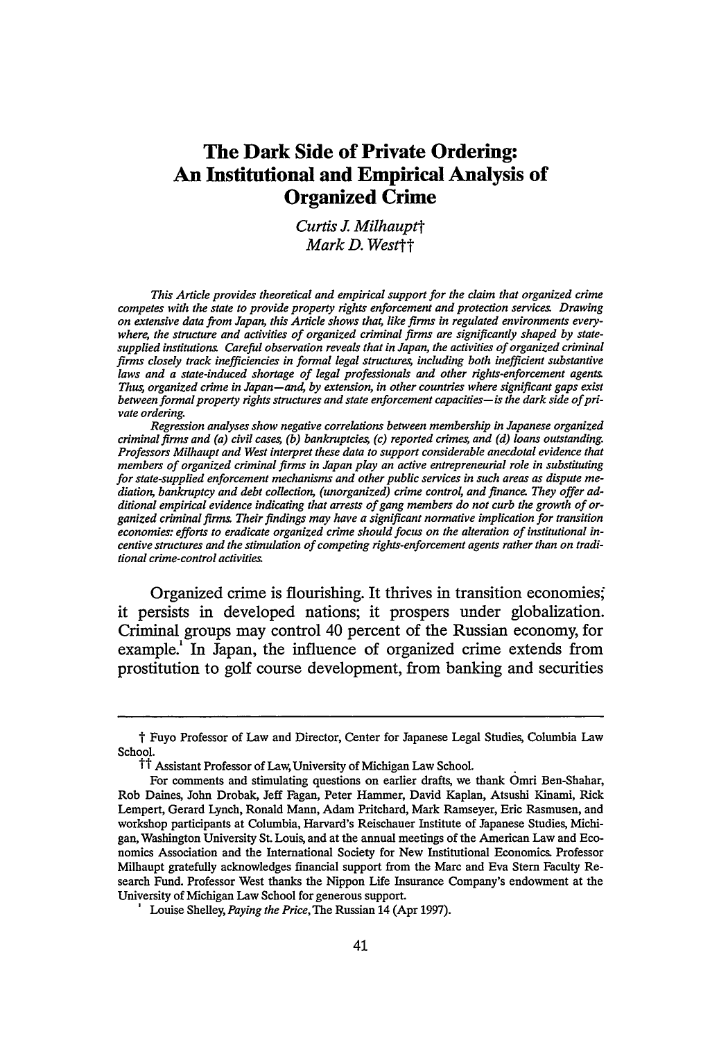# The Dark Side of Private Ordering: An Institutional and Empirical Analysis of Organized Crime

*Curtis J. Milhaupt*†

*Mark D. West*††

*This Article provides theoretical and empirical support for the claim that organized crime competes with the state to provide property rights enforcement and protection services. Drawing on extensive data from Japan, this Article shows that, like firms in regulated environments everywhere, the structure and activities of organized criminal firms are significantly shaped by state-supplied institutions. Careful observation reveals that in Japan, the activities of organized criminal firms closely track inefficiencies in formal legal structures, including both inefficient substantive laws and a state-induced shortage of legal professionals and other rights-enforcement agents. Thus, organized crime in Japan—and, by extension, in other countries where significant gaps exist between formal property rights structures and state enforcement capacities—is the dark side of private ordering.*

*Regression analyses show negative correlations between membership in Japanese organized criminal firms and (a) civil cases, (b) bankruptcies, (c) reported crimes, and (d) loans outstanding. Professors Milhaupt and West interpret these data to support considerable anecdotal evidence that members of organized criminal firms in Japan play an active entrepreneurial role in substituting for state-supplied enforcement mechanisms and other public services in such areas as dispute mediation, bankruptcy and debt collection, (unorganized) crime control, and finance. They offer additional empirical evidence indicating that arrests of gang members do not curb the growth of organized criminal firms. Their findings may have a significant normative implication for transition economies: efforts to eradicate organized crime should focus on the alteration of institutional incentive structures and the stimulation of competing rights-enforcement agents rather than on traditional crime-control activities.*

Organized crime is flourishing. It thrives in transition economies; it persists in developed nations; it prospers under globalization. Criminal groups may control 40 percent of the Russian economy, for example.[1] In Japan, the influence of organized crime extends from prostitution to golf course development, from banking and securities

---

† Fuyo Professor of Law and Director, Center for Japanese Legal Studies, Columbia Law School.

†† Assistant Professor of Law, University of Michigan Law School.

For comments and stimulating questions on earlier drafts, we thank Omri Ben-Shahar, Rob Daines, John Drobak, Jeff Fagan, Peter Hammer, David Kaplan, Atsushi Kinami, Rick Lempert, Gerard Lynch, Ronald Mann, Adam Pritchard, Mark Ramseyer, Eric Rasmusen, and workshop participants at Columbia, Harvard's Reischauer Institute of Japanese Studies, Michigan, Washington University St. Louis, and at the annual meetings of the American Law and Economics Association and the International Society for New Institutional Economics. Professor Milhaupt gratefully acknowledges financial support from the Marc and Eva Stern Faculty Research Fund. Professor West thanks the Nippon Life Insurance Company's endowment at the University of Michigan Law School for generous support.

[1] Louise Shelley, *Paying the Price*, The Russian 14 (Apr 1997).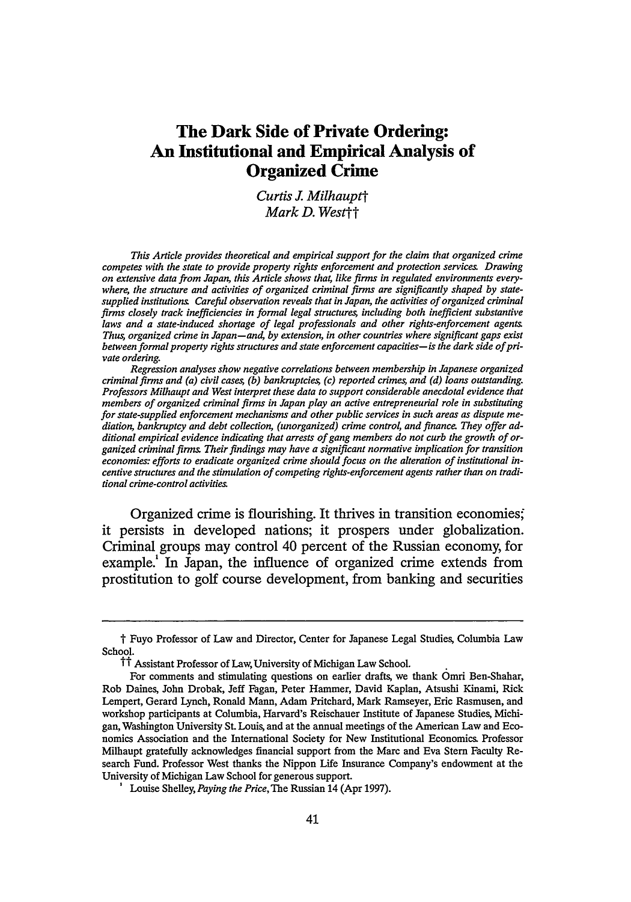# The Dark Side of Private Ordering: An Institutional and Empirical Analysis of Organized Crime

*Curtis J. Milhaupt*†
*Mark D. West*††

*This Article provides theoretical and empirical support for the claim that organized crime competes with the state to provide property rights enforcement and protection services. Drawing on extensive data from Japan, this Article shows that, like firms in regulated environments everywhere, the structure and activities of organized criminal firms are significantly shaped by state-supplied institutions. Careful observation reveals that in Japan, the activities of organized criminal firms closely track inefficiencies in formal legal structures, including both inefficient substantive laws and a state-induced shortage of legal professionals and other rights-enforcement agents. Thus, organized crime in Japan—and, by extension, in other countries where significant gaps exist between formal property rights structures and state enforcement capacities—is the dark side of private ordering.*

*Regression analyses show negative correlations between membership in Japanese organized criminal firms and (a) civil cases, (b) bankruptcies, (c) reported crimes, and (d) loans outstanding. Professors Milhaupt and West interpret these data to support considerable anecdotal evidence that members of organized criminal firms in Japan play an active entrepreneurial role in substituting for state-supplied enforcement mechanisms and other public services in such areas as dispute mediation, bankruptcy and debt collection, (unorganized) crime control, and finance. They offer additional empirical evidence indicating that arrests of gang members do not curb the growth of organized criminal firms. Their findings may have a significant normative implication for transition economies: efforts to eradicate organized crime should focus on the alteration of institutional incentive structures and the stimulation of competing rights-enforcement agents rather than on traditional crime-control activities.*

Organized crime is flourishing. It thrives in transition economies; it persists in developed nations; it prospers under globalization. Criminal groups may control 40 percent of the Russian economy, for example.[1] In Japan, the influence of organized crime extends from prostitution to golf course development, from banking and securities

---

† Fuyo Professor of Law and Director, Center for Japanese Legal Studies, Columbia Law School.

†† Assistant Professor of Law, University of Michigan Law School.

For comments and stimulating questions on earlier drafts, we thank Omri Ben-Shahar, Rob Daines, John Drobak, Jeff Fagan, Peter Hammer, David Kaplan, Atsushi Kinami, Rick Lempert, Gerard Lynch, Ronald Mann, Adam Pritchard, Mark Ramseyer, Eric Rasmusen, and workshop participants at Columbia, Harvard's Reischauer Institute of Japanese Studies, Michigan, Washington University St. Louis, and at the annual meetings of the American Law and Economics Association and the International Society for New Institutional Economics. Professor Milhaupt gratefully acknowledges financial support from the Marc and Eva Stern Faculty Research Fund. Professor West thanks the Nippon Life Insurance Company's endowment at the University of Michigan Law School for generous support.

[1] Louise Shelley, *Paying the Price*, The Russian 14 (Apr 1997).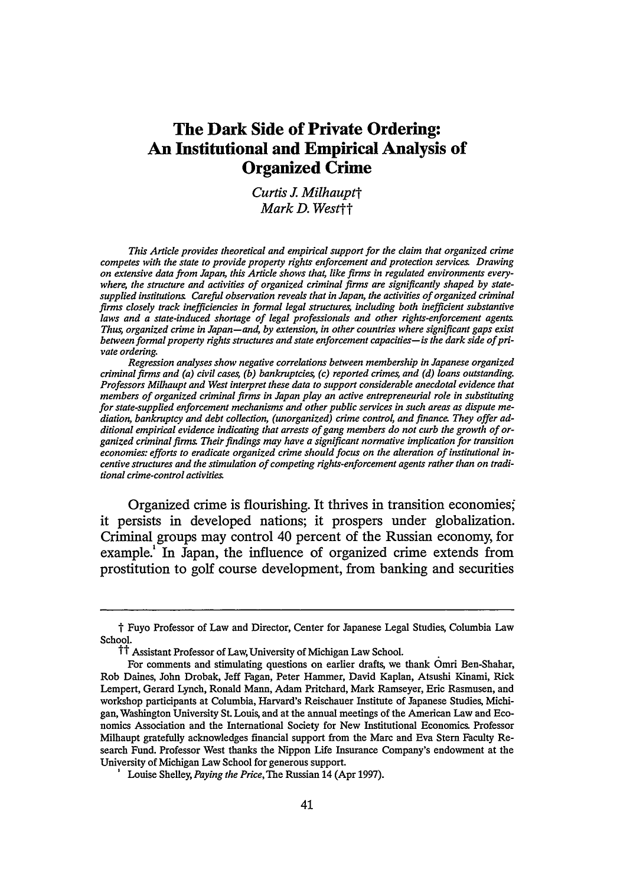# The Dark Side of Private Ordering: An Institutional and Empirical Analysis of Organized Crime

*Curtis J. Milhaupt*†

*Mark D. West*††

*This Article provides theoretical and empirical support for the claim that organized crime competes with the state to provide property rights enforcement and protection services. Drawing on extensive data from Japan, this Article shows that, like firms in regulated environments everywhere, the structure and activities of organized criminal firms are significantly shaped by state-supplied institutions. Careful observation reveals that in Japan, the activities of organized criminal firms closely track inefficiencies in formal legal structures, including both inefficient substantive laws and a state-induced shortage of legal professionals and other rights-enforcement agents. Thus, organized crime in Japan—and, by extension, in other countries where significant gaps exist between formal property rights structures and state enforcement capacities—is the dark side of private ordering.*

*Regression analyses show negative correlations between membership in Japanese organized criminal firms and (a) civil cases, (b) bankruptcies, (c) reported crimes, and (d) loans outstanding. Professors Milhaupt and West interpret these data to support considerable anecdotal evidence that members of organized criminal firms in Japan play an active entrepreneurial role in substituting for state-supplied enforcement mechanisms and other public services in such areas as dispute mediation, bankruptcy and debt collection, (unorganized) crime control, and finance. They offer additional empirical evidence indicating that arrests of gang members do not curb the growth of organized criminal firms. Their findings may have a significant normative implication for transition economies: efforts to eradicate organized crime should focus on the alteration of institutional incentive structures and the stimulation of competing rights-enforcement agents rather than on traditional crime-control activities.*

Organized crime is flourishing. It thrives in transition economies; it persists in developed nations; it prospers under globalization. Criminal groups may control 40 percent of the Russian economy, for example.[1] In Japan, the influence of organized crime extends from prostitution to golf course development, from banking and securities

---

† Fuyo Professor of Law and Director, Center for Japanese Legal Studies, Columbia Law School.

†† Assistant Professor of Law, University of Michigan Law School.

For comments and stimulating questions on earlier drafts, we thank Omri Ben-Shahar, Rob Daines, John Drobak, Jeff Fagan, Peter Hammer, David Kaplan, Atsushi Kinami, Rick Lempert, Gerard Lynch, Ronald Mann, Adam Pritchard, Mark Ramseyer, Eric Rasmusen, and workshop participants at Columbia, Harvard's Reischauer Institute of Japanese Studies, Michigan, Washington University St. Louis, and at the annual meetings of the American Law and Economics Association and the International Society for New Institutional Economics. Professor Milhaupt gratefully acknowledges financial support from the Marc and Eva Stern Faculty Research Fund. Professor West thanks the Nippon Life Insurance Company's endowment at the University of Michigan Law School for generous support.

[1] Louise Shelley, *Paying the Price*, The Russian 14 (Apr 1997).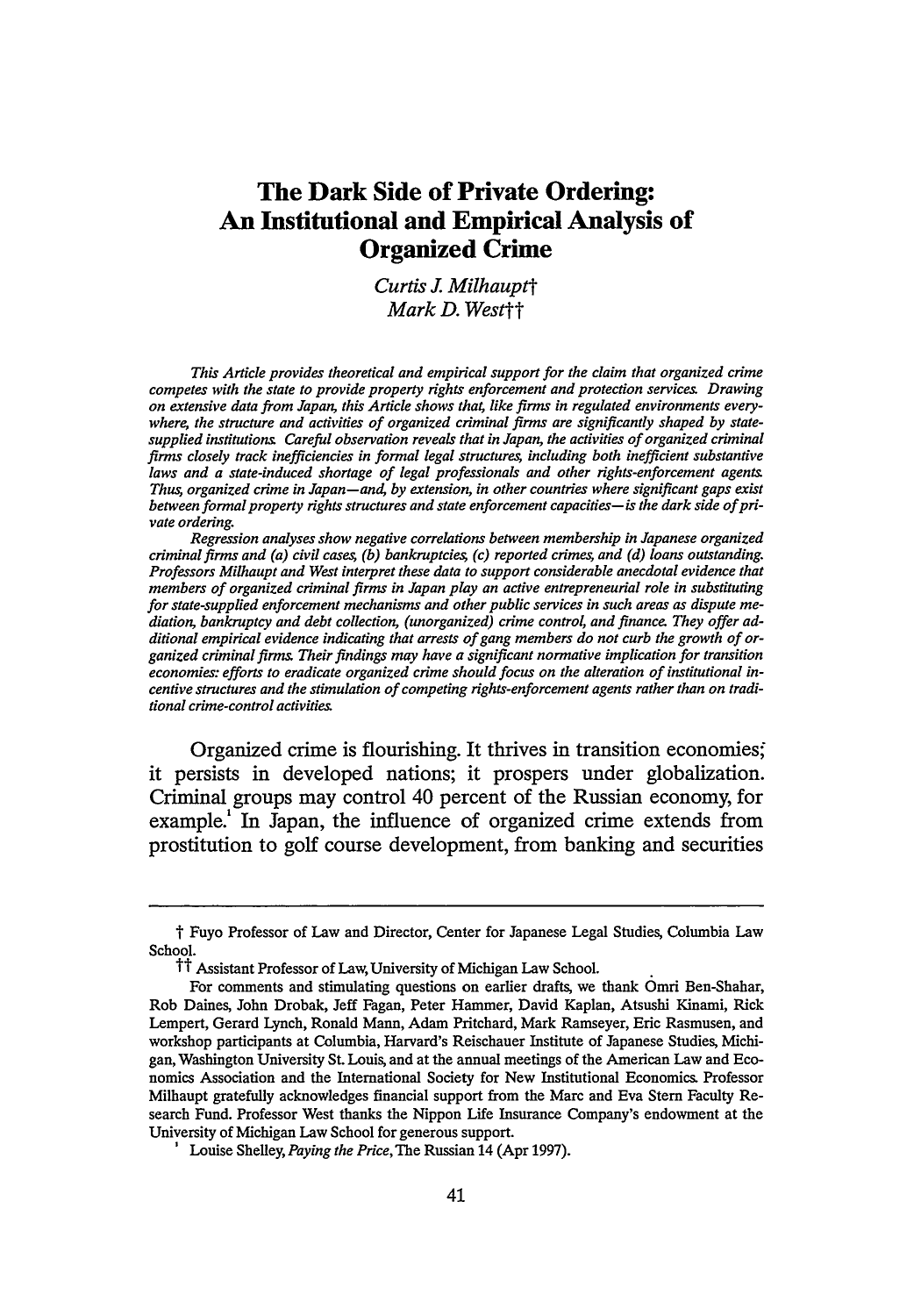# The Dark Side of Private Ordering: An Institutional and Empirical Analysis of Organized Crime

*Curtis J. Milhaupt*†
*Mark D. West*††

*This Article provides theoretical and empirical support for the claim that organized crime competes with the state to provide property rights enforcement and protection services. Drawing on extensive data from Japan, this Article shows that, like firms in regulated environments everywhere, the structure and activities of organized criminal firms are significantly shaped by state-supplied institutions. Careful observation reveals that in Japan, the activities of organized criminal firms closely track inefficiencies in formal legal structures, including both inefficient substantive laws and a state-induced shortage of legal professionals and other rights-enforcement agents. Thus, organized crime in Japan—and, by extension, in other countries where significant gaps exist between formal property rights structures and state enforcement capacities—is the dark side of private ordering.*

*Regression analyses show negative correlations between membership in Japanese organized criminal firms and (a) civil cases, (b) bankruptcies, (c) reported crimes, and (d) loans outstanding. Professors Milhaupt and West interpret these data to support considerable anecdotal evidence that members of organized criminal firms in Japan play an active entrepreneurial role in substituting for state-supplied enforcement mechanisms and other public services in such areas as dispute mediation, bankruptcy and debt collection, (unorganized) crime control, and finance. They offer additional empirical evidence indicating that arrests of gang members do not curb the growth of organized criminal firms. Their findings may have a significant normative implication for transition economies: efforts to eradicate organized crime should focus on the alteration of institutional incentive structures and the stimulation of competing rights-enforcement agents rather than on traditional crime-control activities.*

Organized crime is flourishing. It thrives in transition economies; it persists in developed nations; it prospers under globalization. Criminal groups may control 40 percent of the Russian economy, for example.[1] In Japan, the influence of organized crime extends from prostitution to golf course development, from banking and securities

---

† Fuyo Professor of Law and Director, Center for Japanese Legal Studies, Columbia Law School.

†† Assistant Professor of Law, University of Michigan Law School.

For comments and stimulating questions on earlier drafts, we thank Omri Ben-Shahar, Rob Daines, John Drobak, Jeff Fagan, Peter Hammer, David Kaplan, Atsushi Kinami, Rick Lempert, Gerard Lynch, Ronald Mann, Adam Pritchard, Mark Ramseyer, Eric Rasmusen, and workshop participants at Columbia, Harvard's Reischauer Institute of Japanese Studies, Michigan, Washington University St. Louis, and at the annual meetings of the American Law and Economics Association and the International Society for New Institutional Economics. Professor Milhaupt gratefully acknowledges financial support from the Marc and Eva Stern Faculty Research Fund. Professor West thanks the Nippon Life Insurance Company's endowment at the University of Michigan Law School for generous support.

[1] Louise Shelley, *Paying the Price*, The Russian 14 (Apr 1997).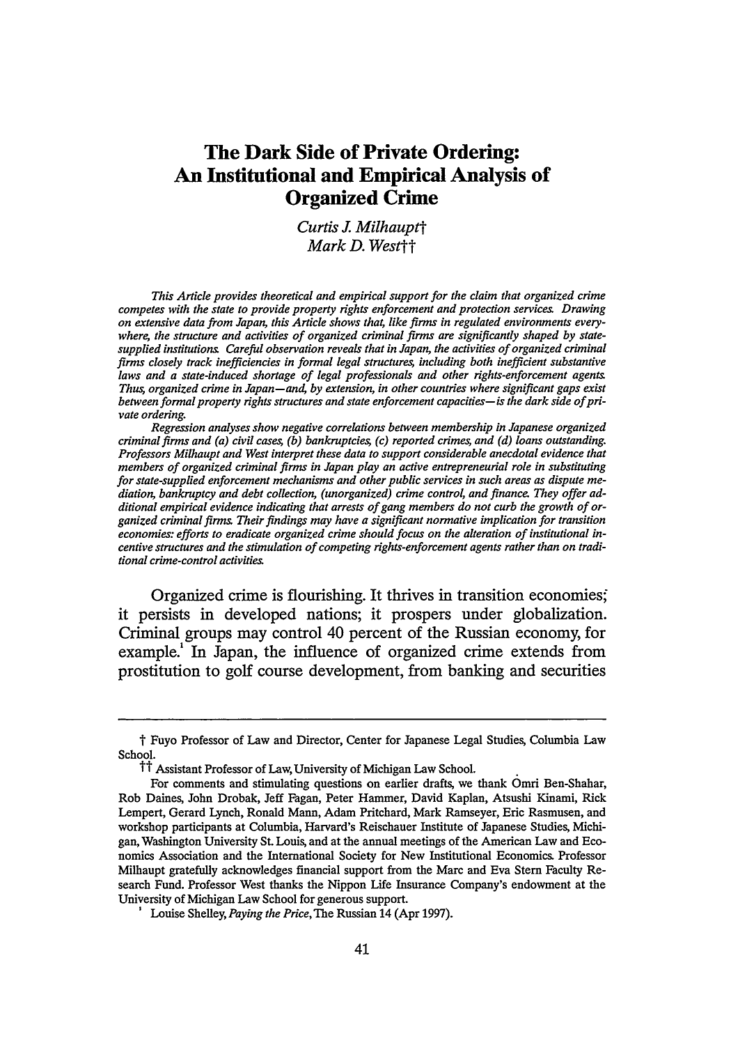# The Dark Side of Private Ordering: An Institutional and Empirical Analysis of Organized Crime

*Curtis J. Milhaupt*†

*Mark D. West*††

*This Article provides theoretical and empirical support for the claim that organized crime competes with the state to provide property rights enforcement and protection services. Drawing on extensive data from Japan, this Article shows that, like firms in regulated environments everywhere, the structure and activities of organized criminal firms are significantly shaped by state-supplied institutions. Careful observation reveals that in Japan, the activities of organized criminal firms closely track inefficiencies in formal legal structures, including both inefficient substantive laws and a state-induced shortage of legal professionals and other rights-enforcement agents. Thus, organized crime in Japan—and, by extension, in other countries where significant gaps exist between formal property rights structures and state enforcement capacities—is the dark side of private ordering.*

*Regression analyses show negative correlations between membership in Japanese organized criminal firms and (a) civil cases, (b) bankruptcies, (c) reported crimes, and (d) loans outstanding. Professors Milhaupt and West interpret these data to support considerable anecdotal evidence that members of organized criminal firms in Japan play an active entrepreneurial role in substituting for state-supplied enforcement mechanisms and other public services in such areas as dispute mediation, bankruptcy and debt collection, (unorganized) crime control, and finance. They offer additional empirical evidence indicating that arrests of gang members do not curb the growth of organized criminal firms. Their findings may have a significant normative implication for transition economies: efforts to eradicate organized crime should focus on the alteration of institutional incentive structures and the stimulation of competing rights-enforcement agents rather than on traditional crime-control activities.*

Organized crime is flourishing. It thrives in transition economies; it persists in developed nations; it prospers under globalization. Criminal groups may control 40 percent of the Russian economy, for example.[1] In Japan, the influence of organized crime extends from prostitution to golf course development, from banking and securities

---

† Fuyo Professor of Law and Director, Center for Japanese Legal Studies, Columbia Law School.

†† Assistant Professor of Law, University of Michigan Law School.

For comments and stimulating questions on earlier drafts, we thank Omri Ben-Shahar, Rob Daines, John Drobak, Jeff Fagan, Peter Hammer, David Kaplan, Atsushi Kinami, Rick Lempert, Gerard Lynch, Ronald Mann, Adam Pritchard, Mark Ramseyer, Eric Rasmusen, and workshop participants at Columbia, Harvard's Reischauer Institute of Japanese Studies, Michigan, Washington University St. Louis, and at the annual meetings of the American Law and Economics Association and the International Society for New Institutional Economics. Professor Milhaupt gratefully acknowledges financial support from the Marc and Eva Stern Faculty Research Fund. Professor West thanks the Nippon Life Insurance Company's endowment at the University of Michigan Law School for generous support.

[1] Louise Shelley, *Paying the Price*, The Russian 14 (Apr 1997).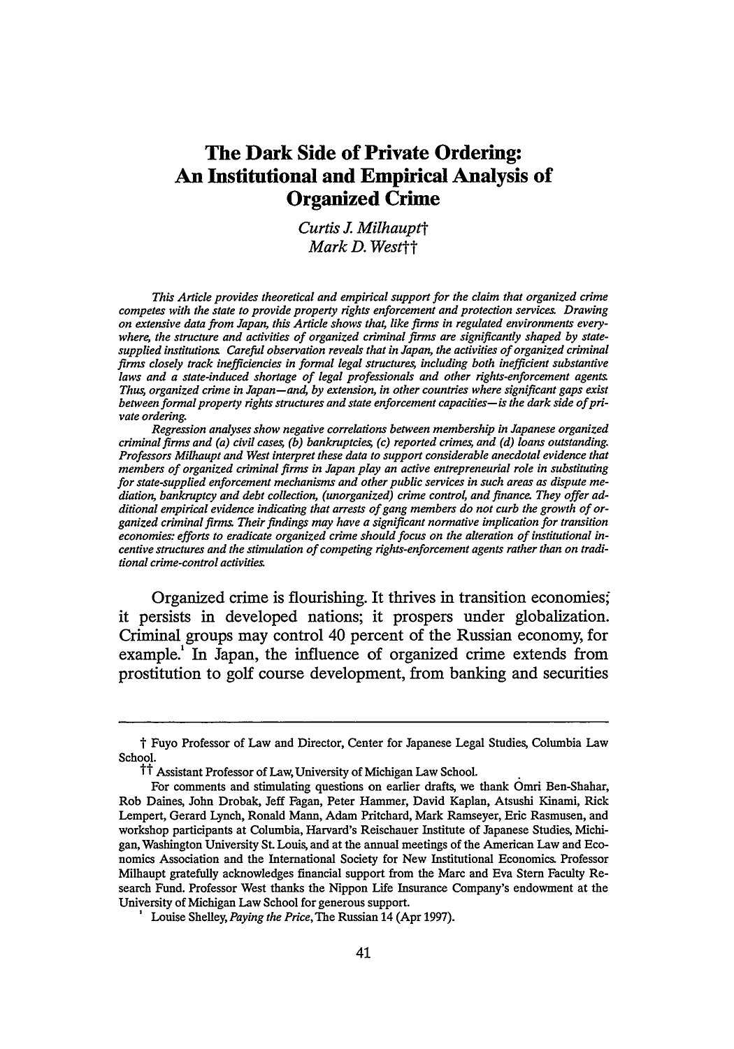# The Dark Side of Private Ordering: An Institutional and Empirical Analysis of Organized Crime

*Curtis J. Milhaupt*†
*Mark D. West*††

*This Article provides theoretical and empirical support for the claim that organized crime competes with the state to provide property rights enforcement and protection services. Drawing on extensive data from Japan, this Article shows that, like firms in regulated environments everywhere, the structure and activities of organized criminal firms are significantly shaped by state-supplied institutions. Careful observation reveals that in Japan, the activities of organized criminal firms closely track inefficiencies in formal legal structures, including both inefficient substantive laws and a state-induced shortage of legal professionals and other rights-enforcement agents. Thus, organized crime in Japan—and, by extension, in other countries where significant gaps exist between formal property rights structures and state enforcement capacities—is the dark side of private ordering.*

*Regression analyses show negative correlations between membership in Japanese organized criminal firms and (a) civil cases, (b) bankruptcies, (c) reported crimes, and (d) loans outstanding. Professors Milhaupt and West interpret these data to support considerable anecdotal evidence that members of organized criminal firms in Japan play an active entrepreneurial role in substituting for state-supplied enforcement mechanisms and other public services in such areas as dispute mediation, bankruptcy and debt collection, (unorganized) crime control, and finance. They offer additional empirical evidence indicating that arrests of gang members do not curb the growth of organized criminal firms. Their findings may have a significant normative implication for transition economies: efforts to eradicate organized crime should focus on the alteration of institutional incentive structures and the stimulation of competing rights-enforcement agents rather than on traditional crime-control activities.*

Organized crime is flourishing. It thrives in transition economies; it persists in developed nations; it prospers under globalization. Criminal groups may control 40 percent of the Russian economy, for example.[1] In Japan, the influence of organized crime extends from prostitution to golf course development, from banking and securities

---

† Fuyo Professor of Law and Director, Center for Japanese Legal Studies, Columbia Law School.

†† Assistant Professor of Law, University of Michigan Law School.

For comments and stimulating questions on earlier drafts, we thank Omri Ben-Shahar, Rob Daines, John Drobak, Jeff Fagan, Peter Hammer, David Kaplan, Atsushi Kinami, Rick Lempert, Gerard Lynch, Ronald Mann, Adam Pritchard, Mark Ramseyer, Eric Rasmusen, and workshop participants at Columbia, Harvard's Reischauer Institute of Japanese Studies, Michigan, Washington University St. Louis, and at the annual meetings of the American Law and Economics Association and the International Society for New Institutional Economics. Professor Milhaupt gratefully acknowledges financial support from the Marc and Eva Stern Faculty Research Fund. Professor West thanks the Nippon Life Insurance Company's endowment at the University of Michigan Law School for generous support.

[1] Louise Shelley, *Paying the Price*, The Russian 14 (Apr 1997).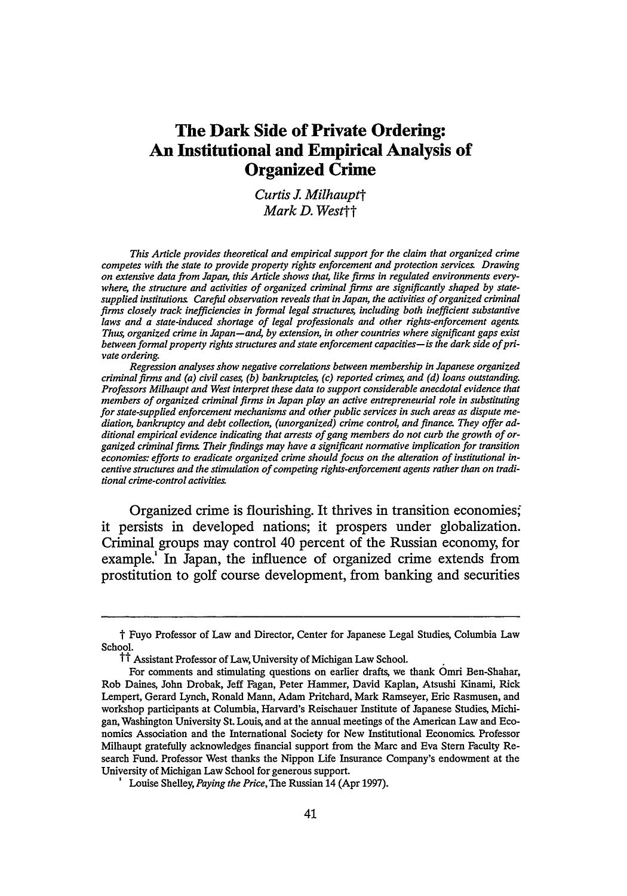# The Dark Side of Private Ordering: An Institutional and Empirical Analysis of Organized Crime

*Curtis J. Milhaupt†*
*Mark D. West††*

*This Article provides theoretical and empirical support for the claim that organized crime competes with the state to provide property rights enforcement and protection services. Drawing on extensive data from Japan, this Article shows that, like firms in regulated environments everywhere, the structure and activities of organized criminal firms are significantly shaped by state-supplied institutions. Careful observation reveals that in Japan, the activities of organized criminal firms closely track inefficiencies in formal legal structures, including both inefficient substantive laws and a state-induced shortage of legal professionals and other rights-enforcement agents. Thus, organized crime in Japan—and, by extension, in other countries where significant gaps exist between formal property rights structures and state enforcement capacities—is the dark side of private ordering.*

*Regression analyses show negative correlations between membership in Japanese organized criminal firms and (a) civil cases, (b) bankruptcies, (c) reported crimes, and (d) loans outstanding. Professors Milhaupt and West interpret these data to support considerable anecdotal evidence that members of organized criminal firms in Japan play an active entrepreneurial role in substituting for state-supplied enforcement mechanisms and other public services in such areas as dispute mediation, bankruptcy and debt collection, (unorganized) crime control, and finance. They offer additional empirical evidence indicating that arrests of gang members do not curb the growth of organized criminal firms. Their findings may have a significant normative implication for transition economies: efforts to eradicate organized crime should focus on the alteration of institutional incentive structures and the stimulation of competing rights-enforcement agents rather than on traditional crime-control activities.*

Organized crime is flourishing. It thrives in transition economies; it persists in developed nations; it prospers under globalization. Criminal groups may control 40 percent of the Russian economy, for example.[1] In Japan, the influence of organized crime extends from prostitution to golf course development, from banking and securities

---

† Fuyo Professor of Law and Director, Center for Japanese Legal Studies, Columbia Law School.

†† Assistant Professor of Law, University of Michigan Law School.

For comments and stimulating questions on earlier drafts, we thank Omri Ben-Shahar, Rob Daines, John Drobak, Jeff Fagan, Peter Hammer, David Kaplan, Atsushi Kinami, Rick Lempert, Gerard Lynch, Ronald Mann, Adam Pritchard, Mark Ramseyer, Eric Rasmusen, and workshop participants at Columbia, Harvard's Reischauer Institute of Japanese Studies, Michigan, Washington University St. Louis, and at the annual meetings of the American Law and Economics Association and the International Society for New Institutional Economics. Professor Milhaupt gratefully acknowledges financial support from the Marc and Eva Stern Faculty Research Fund. Professor West thanks the Nippon Life Insurance Company's endowment at the University of Michigan Law School for generous support.

[1] Louise Shelley, *Paying the Price*, The Russian 14 (Apr 1997).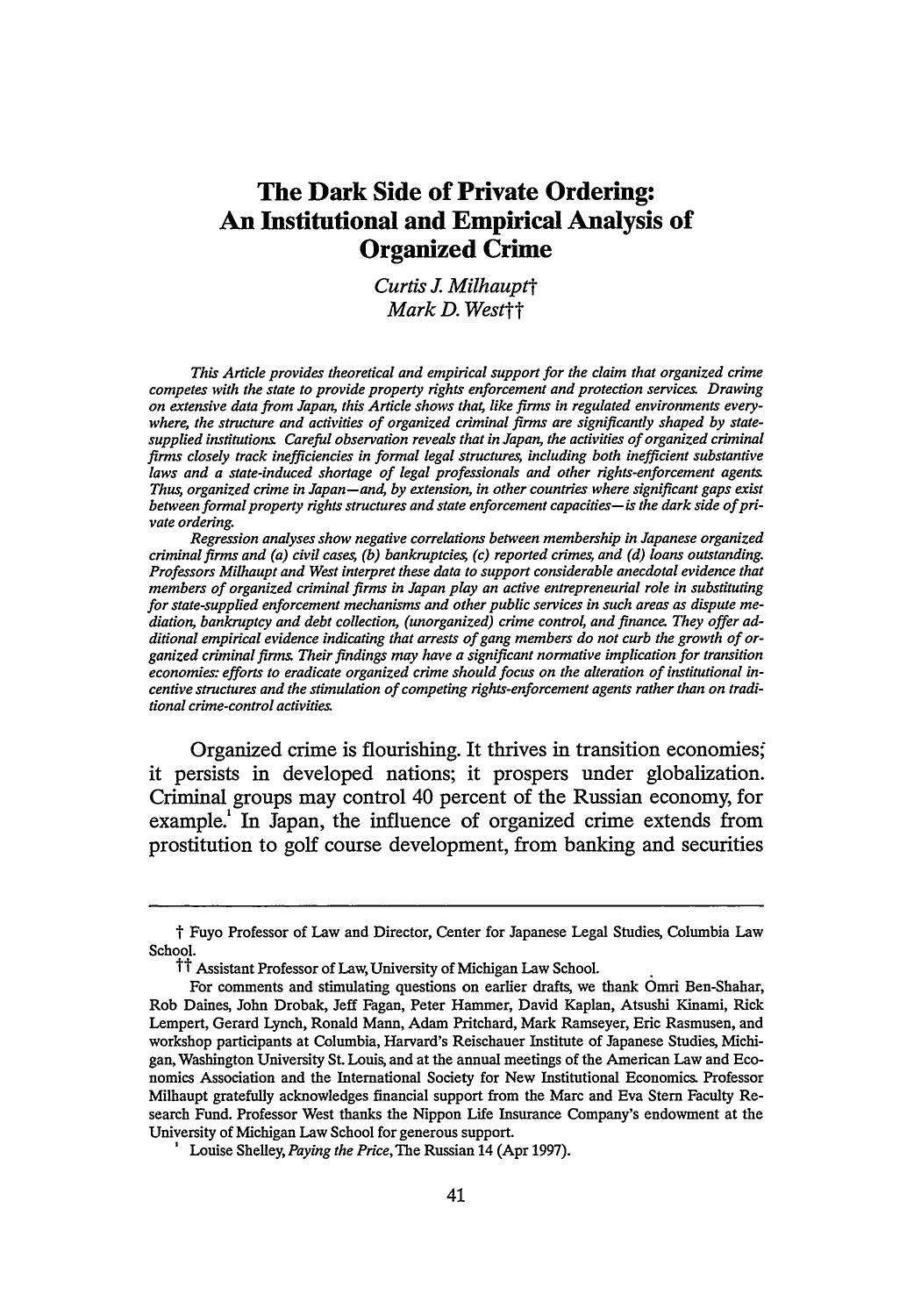# The Dark Side of Private Ordering: An Institutional and Empirical Analysis of Organized Crime

*Curtis J. Milhaupt†*
*Mark D. West††*

*This Article provides theoretical and empirical support for the claim that organized crime competes with the state to provide property rights enforcement and protection services. Drawing on extensive data from Japan, this Article shows that, like firms in regulated environments everywhere, the structure and activities of organized criminal firms are significantly shaped by state-supplied institutions. Careful observation reveals that in Japan, the activities of organized criminal firms closely track inefficiencies in formal legal structures, including both inefficient substantive laws and a state-induced shortage of legal professionals and other rights-enforcement agents. Thus, organized crime in Japan—and, by extension, in other countries where significant gaps exist between formal property rights structures and state enforcement capacities—is the dark side of private ordering.*

*Regression analyses show negative correlations between membership in Japanese organized criminal firms and (a) civil cases, (b) bankruptcies, (c) reported crimes, and (d) loans outstanding. Professors Milhaupt and West interpret these data to support considerable anecdotal evidence that members of organized criminal firms in Japan play an active entrepreneurial role in substituting for state-supplied enforcement mechanisms and other public services in such areas as dispute mediation, bankruptcy and debt collection, (unorganized) crime control, and finance. They offer additional empirical evidence indicating that arrests of gang members do not curb the growth of organized criminal firms. Their findings may have a significant normative implication for transition economies: efforts to eradicate organized crime should focus on the alteration of institutional incentive structures and the stimulation of competing rights-enforcement agents rather than on traditional crime-control activities.*

Organized crime is flourishing. It thrives in transition economies; it persists in developed nations; it prospers under globalization. Criminal groups may control 40 percent of the Russian economy, for example.[1] In Japan, the influence of organized crime extends from prostitution to golf course development, from banking and securities

---

† Fuyo Professor of Law and Director, Center for Japanese Legal Studies, Columbia Law School.

†† Assistant Professor of Law, University of Michigan Law School.

For comments and stimulating questions on earlier drafts, we thank Omri Ben-Shahar, Rob Daines, John Drobak, Jeff Fagan, Peter Hammer, David Kaplan, Atsushi Kinami, Rick Lempert, Gerard Lynch, Ronald Mann, Adam Pritchard, Mark Ramseyer, Eric Rasmusen, and workshop participants at Columbia, Harvard's Reischauer Institute of Japanese Studies, Michigan, Washington University St. Louis, and at the annual meetings of the American Law and Economics Association and the International Society for New Institutional Economics. Professor Milhaupt gratefully acknowledges financial support from the Marc and Eva Stern Faculty Research Fund. Professor West thanks the Nippon Life Insurance Company's endowment at the University of Michigan Law School for generous support.

[1] Louise Shelley, *Paying the Price*, The Russian 14 (Apr 1997).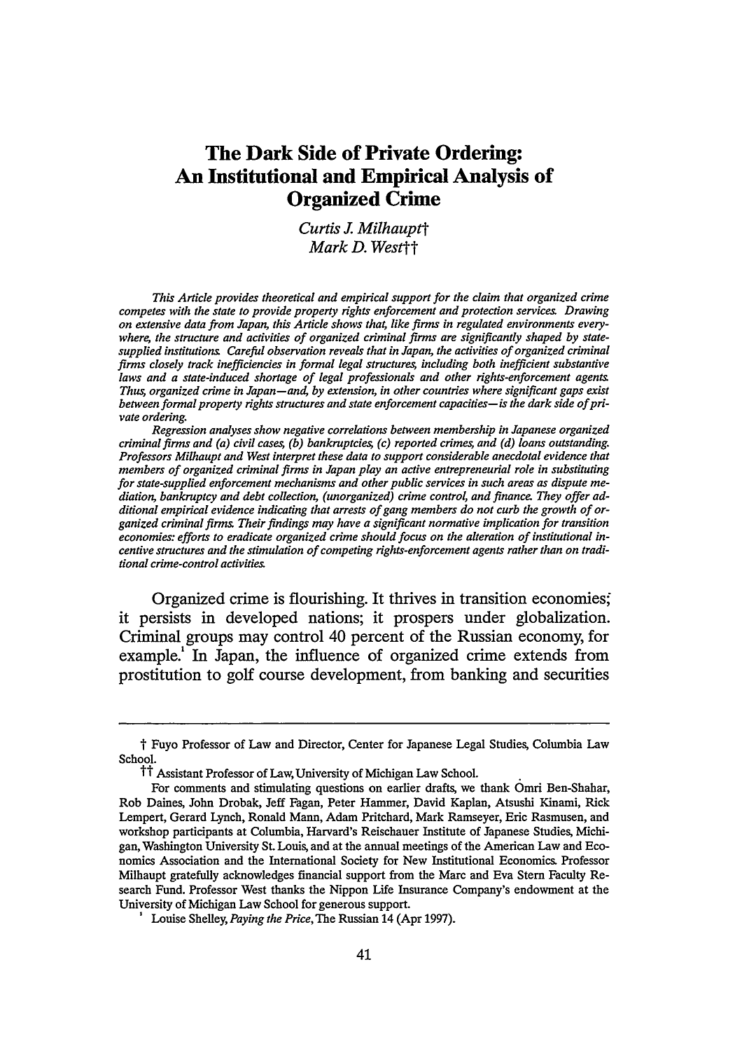# The Dark Side of Private Ordering: An Institutional and Empirical Analysis of Organized Crime

*Curtis J. Milhaupt*†

*Mark D. West*††

*This Article provides theoretical and empirical support for the claim that organized crime competes with the state to provide property rights enforcement and protection services. Drawing on extensive data from Japan, this Article shows that, like firms in regulated environments everywhere, the structure and activities of organized criminal firms are significantly shaped by state-supplied institutions. Careful observation reveals that in Japan, the activities of organized criminal firms closely track inefficiencies in formal legal structures, including both inefficient substantive laws and a state-induced shortage of legal professionals and other rights-enforcement agents. Thus, organized crime in Japan—and, by extension, in other countries where significant gaps exist between formal property rights structures and state enforcement capacities—is the dark side of private ordering.*

*Regression analyses show negative correlations between membership in Japanese organized criminal firms and (a) civil cases, (b) bankruptcies, (c) reported crimes, and (d) loans outstanding. Professors Milhaupt and West interpret these data to support considerable anecdotal evidence that members of organized criminal firms in Japan play an active entrepreneurial role in substituting for state-supplied enforcement mechanisms and other public services in such areas as dispute mediation, bankruptcy and debt collection, (unorganized) crime control, and finance. They offer additional empirical evidence indicating that arrests of gang members do not curb the growth of organized criminal firms. Their findings may have a significant normative implication for transition economies: efforts to eradicate organized crime should focus on the alteration of institutional incentive structures and the stimulation of competing rights-enforcement agents rather than on traditional crime-control activities.*

Organized crime is flourishing. It thrives in transition economies; it persists in developed nations; it prospers under globalization. Criminal groups may control 40 percent of the Russian economy, for example.[1] In Japan, the influence of organized crime extends from prostitution to golf course development, from banking and securities

---

† Fuyo Professor of Law and Director, Center for Japanese Legal Studies, Columbia Law School.

†† Assistant Professor of Law, University of Michigan Law School.

For comments and stimulating questions on earlier drafts, we thank Omri Ben-Shahar, Rob Daines, John Drobak, Jeff Fagan, Peter Hammer, David Kaplan, Atsushi Kinami, Rick Lempert, Gerard Lynch, Ronald Mann, Adam Pritchard, Mark Ramseyer, Eric Rasmusen, and workshop participants at Columbia, Harvard's Reischauer Institute of Japanese Studies, Michigan, Washington University St. Louis, and at the annual meetings of the American Law and Economics Association and the International Society for New Institutional Economics. Professor Milhaupt gratefully acknowledges financial support from the Marc and Eva Stern Faculty Research Fund. Professor West thanks the Nippon Life Insurance Company's endowment at the University of Michigan Law School for generous support.

[1] Louise Shelley, *Paying the Price*, The Russian 14 (Apr 1997).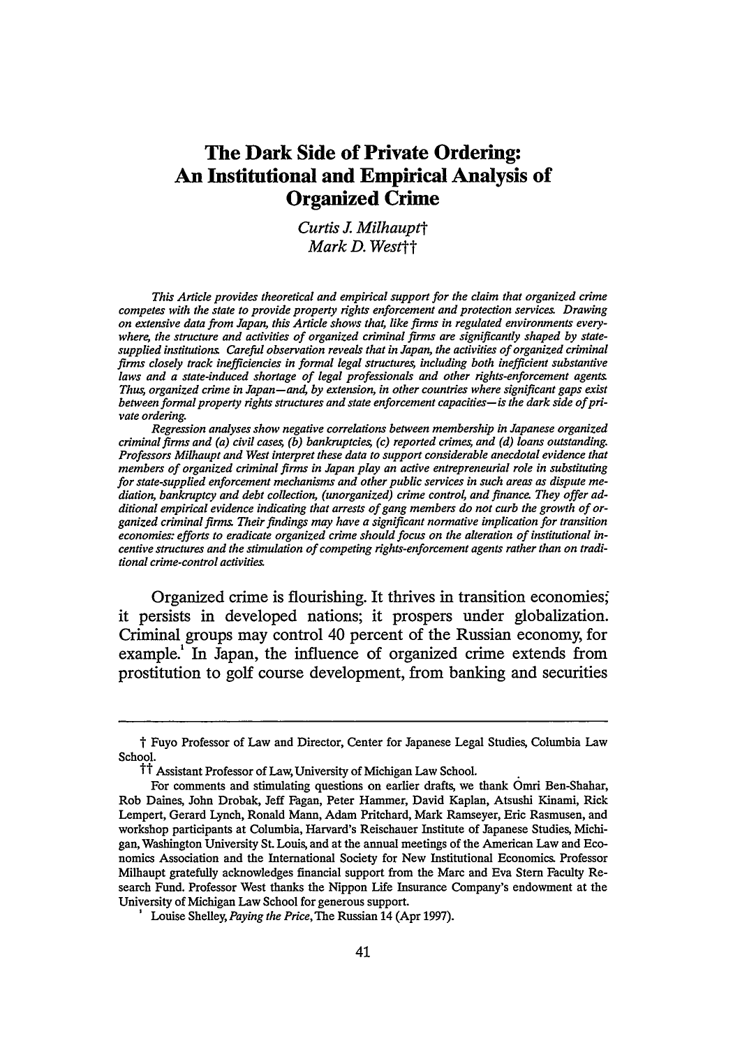# The Dark Side of Private Ordering: An Institutional and Empirical Analysis of Organized Crime

*Curtis J. Milhaupt*†
*Mark D. West*††

*This Article provides theoretical and empirical support for the claim that organized crime competes with the state to provide property rights enforcement and protection services. Drawing on extensive data from Japan, this Article shows that, like firms in regulated environments everywhere, the structure and activities of organized criminal firms are significantly shaped by state-supplied institutions. Careful observation reveals that in Japan, the activities of organized criminal firms closely track inefficiencies in formal legal structures, including both inefficient substantive laws and a state-induced shortage of legal professionals and other rights-enforcement agents. Thus, organized crime in Japan—and, by extension, in other countries where significant gaps exist between formal property rights structures and state enforcement capacities—is the dark side of private ordering.*

*Regression analyses show negative correlations between membership in Japanese organized criminal firms and (a) civil cases, (b) bankruptcies, (c) reported crimes, and (d) loans outstanding. Professors Milhaupt and West interpret these data to support considerable anecdotal evidence that members of organized criminal firms in Japan play an active entrepreneurial role in substituting for state-supplied enforcement mechanisms and other public services in such areas as dispute mediation, bankruptcy and debt collection, (unorganized) crime control, and finance. They offer additional empirical evidence indicating that arrests of gang members do not curb the growth of organized criminal firms. Their findings may have a significant normative implication for transition economies: efforts to eradicate organized crime should focus on the alteration of institutional incentive structures and the stimulation of competing rights-enforcement agents rather than on traditional crime-control activities.*

Organized crime is flourishing. It thrives in transition economies; it persists in developed nations; it prospers under globalization. Criminal groups may control 40 percent of the Russian economy, for example.[1] In Japan, the influence of organized crime extends from prostitution to golf course development, from banking and securities

---

† Fuyo Professor of Law and Director, Center for Japanese Legal Studies, Columbia Law School.

†† Assistant Professor of Law, University of Michigan Law School.

For comments and stimulating questions on earlier drafts, we thank Omri Ben-Shahar, Rob Daines, John Drobak, Jeff Fagan, Peter Hammer, David Kaplan, Atsushi Kinami, Rick Lempert, Gerard Lynch, Ronald Mann, Adam Pritchard, Mark Ramseyer, Eric Rasmusen, and workshop participants at Columbia, Harvard's Reischauer Institute of Japanese Studies, Michigan, Washington University St. Louis, and at the annual meetings of the American Law and Economics Association and the International Society for New Institutional Economics. Professor Milhaupt gratefully acknowledges financial support from the Marc and Eva Stern Faculty Research Fund. Professor West thanks the Nippon Life Insurance Company's endowment at the University of Michigan Law School for generous support.

[1] Louise Shelley, *Paying the Price*, The Russian 14 (Apr 1997).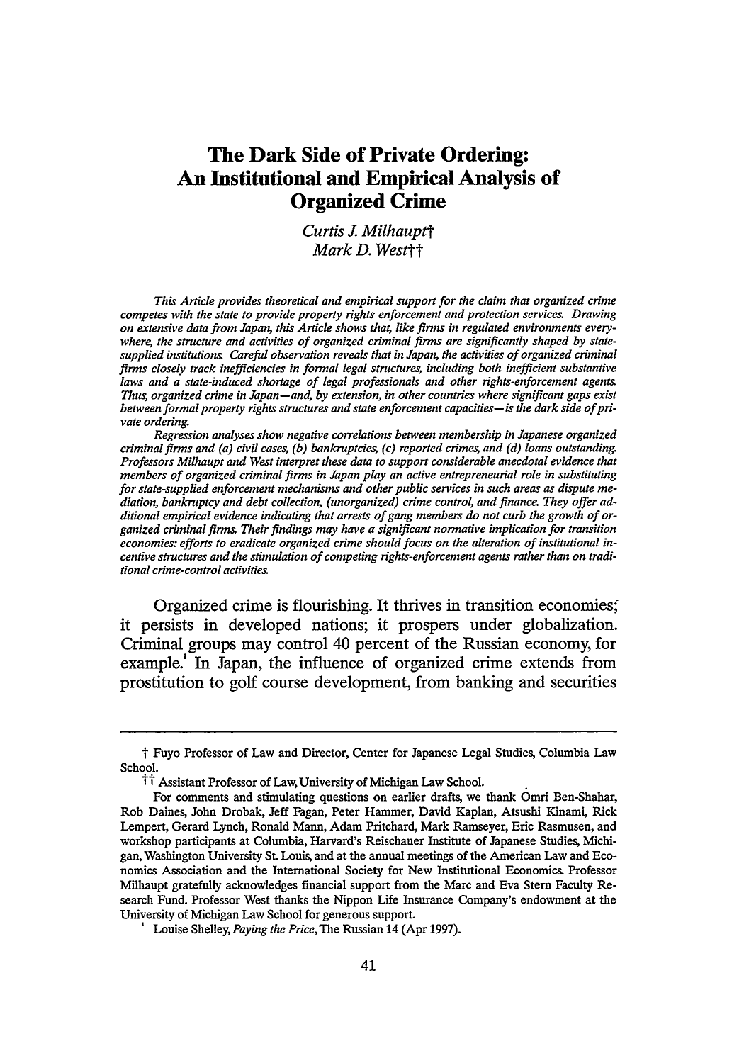# The Dark Side of Private Ordering: An Institutional and Empirical Analysis of Organized Crime

*Curtis J. Milhaupt*†
*Mark D. West*††

*This Article provides theoretical and empirical support for the claim that organized crime competes with the state to provide property rights enforcement and protection services. Drawing on extensive data from Japan, this Article shows that, like firms in regulated environments everywhere, the structure and activities of organized criminal firms are significantly shaped by state-supplied institutions. Careful observation reveals that in Japan, the activities of organized criminal firms closely track inefficiencies in formal legal structures, including both inefficient substantive laws and a state-induced shortage of legal professionals and other rights-enforcement agents. Thus, organized crime in Japan—and, by extension, in other countries where significant gaps exist between formal property rights structures and state enforcement capacities—is the dark side of private ordering.*

*Regression analyses show negative correlations between membership in Japanese organized criminal firms and (a) civil cases, (b) bankruptcies, (c) reported crimes, and (d) loans outstanding. Professors Milhaupt and West interpret these data to support considerable anecdotal evidence that members of organized criminal firms in Japan play an active entrepreneurial role in substituting for state-supplied enforcement mechanisms and other public services in such areas as dispute mediation, bankruptcy and debt collection, (unorganized) crime control, and finance. They offer additional empirical evidence indicating that arrests of gang members do not curb the growth of organized criminal firms. Their findings may have a significant normative implication for transition economies: efforts to eradicate organized crime should focus on the alteration of institutional incentive structures and the stimulation of competing rights-enforcement agents rather than on traditional crime-control activities.*

Organized crime is flourishing. It thrives in transition economies; it persists in developed nations; it prospers under globalization. Criminal groups may control 40 percent of the Russian economy, for example.[1] In Japan, the influence of organized crime extends from prostitution to golf course development, from banking and securities

---

† Fuyo Professor of Law and Director, Center for Japanese Legal Studies, Columbia Law School.

†† Assistant Professor of Law, University of Michigan Law School.

For comments and stimulating questions on earlier drafts, we thank Omri Ben-Shahar, Rob Daines, John Drobak, Jeff Fagan, Peter Hammer, David Kaplan, Atsushi Kinami, Rick Lempert, Gerard Lynch, Ronald Mann, Adam Pritchard, Mark Ramseyer, Eric Rasmusen, and workshop participants at Columbia, Harvard's Reischauer Institute of Japanese Studies, Michigan, Washington University St. Louis, and at the annual meetings of the American Law and Economics Association and the International Society for New Institutional Economics. Professor Milhaupt gratefully acknowledges financial support from the Marc and Eva Stern Faculty Research Fund. Professor West thanks the Nippon Life Insurance Company's endowment at the University of Michigan Law School for generous support.

[1] Louise Shelley, *Paying the Price*, The Russian 14 (Apr 1997).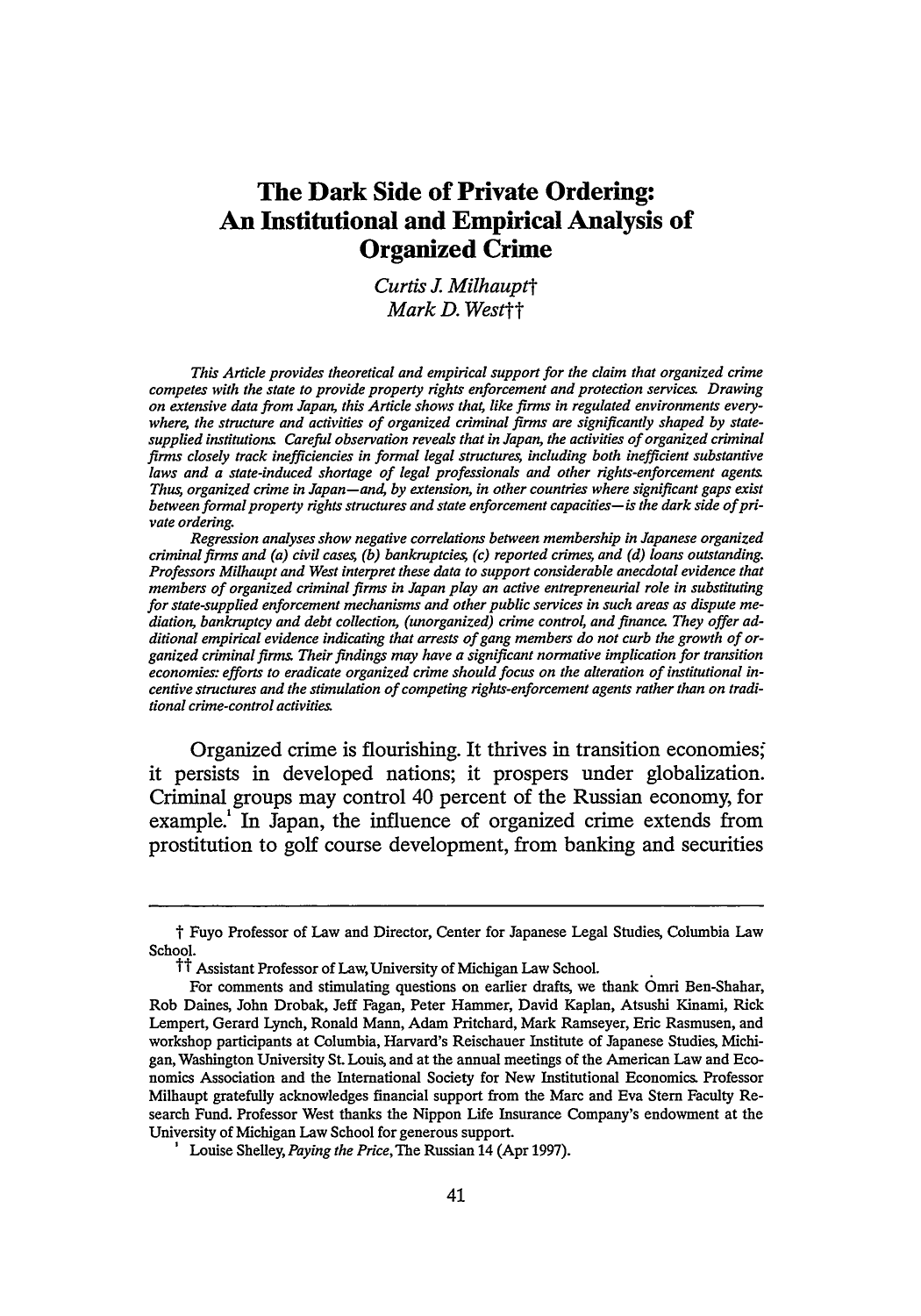# The Dark Side of Private Ordering: An Institutional and Empirical Analysis of Organized Crime

*Curtis J. Milhaupt†*
*Mark D. West††*

*This Article provides theoretical and empirical support for the claim that organized crime competes with the state to provide property rights enforcement and protection services. Drawing on extensive data from Japan, this Article shows that, like firms in regulated environments everywhere, the structure and activities of organized criminal firms are significantly shaped by state-supplied institutions. Careful observation reveals that in Japan, the activities of organized criminal firms closely track inefficiencies in formal legal structures, including both inefficient substantive laws and a state-induced shortage of legal professionals and other rights-enforcement agents. Thus, organized crime in Japan—and, by extension, in other countries where significant gaps exist between formal property rights structures and state enforcement capacities—is the dark side of private ordering.*

*Regression analyses show negative correlations between membership in Japanese organized criminal firms and (a) civil cases, (b) bankruptcies, (c) reported crimes, and (d) loans outstanding. Professors Milhaupt and West interpret these data to support considerable anecdotal evidence that members of organized criminal firms in Japan play an active entrepreneurial role in substituting for state-supplied enforcement mechanisms and other public services in such areas as dispute mediation, bankruptcy and debt collection, (unorganized) crime control, and finance. They offer additional empirical evidence indicating that arrests of gang members do not curb the growth of organized criminal firms. Their findings may have a significant normative implication for transition economies: efforts to eradicate organized crime should focus on the alteration of institutional incentive structures and the stimulation of competing rights-enforcement agents rather than on traditional crime-control activities.*

Organized crime is flourishing. It thrives in transition economies; it persists in developed nations; it prospers under globalization. Criminal groups may control 40 percent of the Russian economy, for example.[1] In Japan, the influence of organized crime extends from prostitution to golf course development, from banking and securities

---

† Fuyo Professor of Law and Director, Center for Japanese Legal Studies, Columbia Law School.

†† Assistant Professor of Law, University of Michigan Law School.

For comments and stimulating questions on earlier drafts, we thank Omri Ben-Shahar, Rob Daines, John Drobak, Jeff Fagan, Peter Hammer, David Kaplan, Atsushi Kinami, Rick Lempert, Gerard Lynch, Ronald Mann, Adam Pritchard, Mark Ramseyer, Eric Rasmusen, and workshop participants at Columbia, Harvard's Reischauer Institute of Japanese Studies, Michigan, Washington University St. Louis, and at the annual meetings of the American Law and Economics Association and the International Society for New Institutional Economics. Professor Milhaupt gratefully acknowledges financial support from the Marc and Eva Stern Faculty Research Fund. Professor West thanks the Nippon Life Insurance Company's endowment at the University of Michigan Law School for generous support.

[1] Louise Shelley, *Paying the Price*, The Russian 14 (Apr 1997).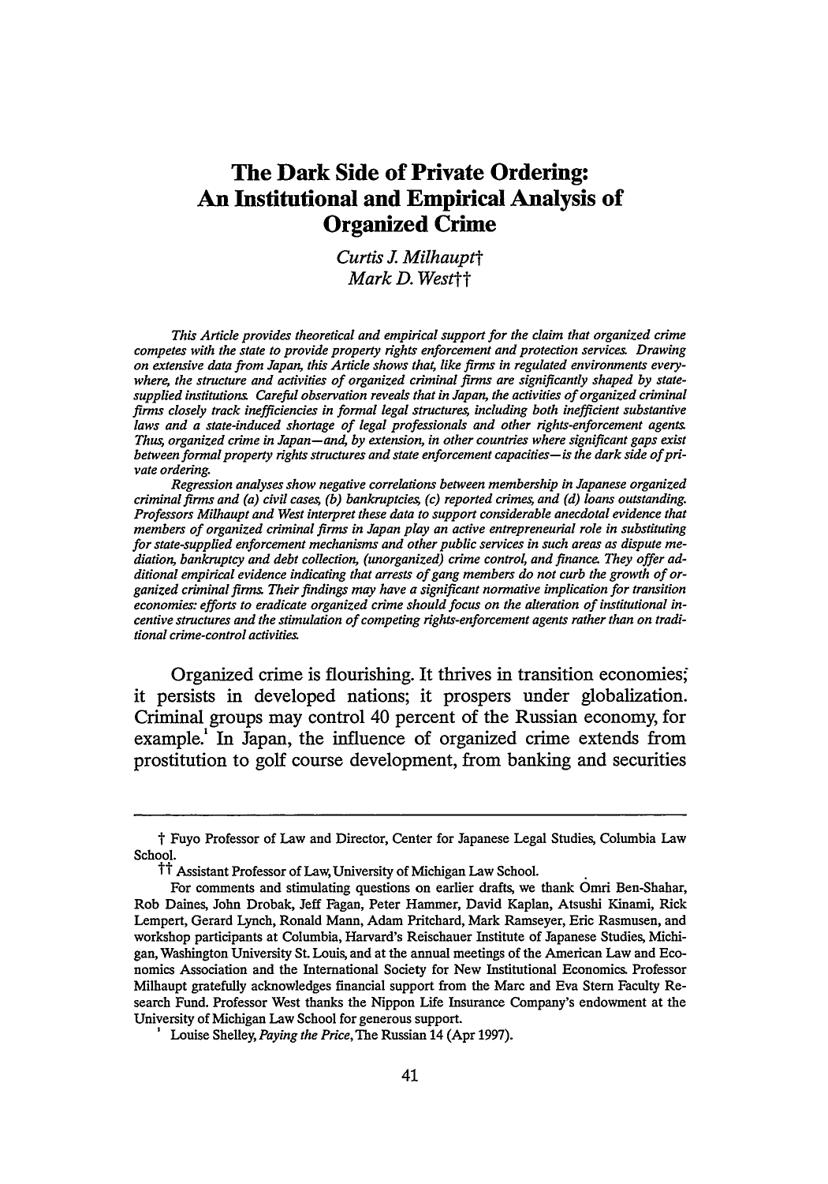# The Dark Side of Private Ordering: An Institutional and Empirical Analysis of Organized Crime

*Curtis J. Milhaupt*†
*Mark D. West*††

*This Article provides theoretical and empirical support for the claim that organized crime competes with the state to provide property rights enforcement and protection services. Drawing on extensive data from Japan, this Article shows that, like firms in regulated environments everywhere, the structure and activities of organized criminal firms are significantly shaped by state-supplied institutions. Careful observation reveals that in Japan, the activities of organized criminal firms closely track inefficiencies in formal legal structures, including both inefficient substantive laws and a state-induced shortage of legal professionals and other rights-enforcement agents. Thus, organized crime in Japan—and, by extension, in other countries where significant gaps exist between formal property rights structures and state enforcement capacities—is the dark side of private ordering.*

*Regression analyses show negative correlations between membership in Japanese organized criminal firms and (a) civil cases, (b) bankruptcies, (c) reported crimes, and (d) loans outstanding. Professors Milhaupt and West interpret these data to support considerable anecdotal evidence that members of organized criminal firms in Japan play an active entrepreneurial role in substituting for state-supplied enforcement mechanisms and other public services in such areas as dispute mediation, bankruptcy and debt collection, (unorganized) crime control, and finance. They offer additional empirical evidence indicating that arrests of gang members do not curb the growth of organized criminal firms. Their findings may have a significant normative implication for transition economies: efforts to eradicate organized crime should focus on the alteration of institutional incentive structures and the stimulation of competing rights-enforcement agents rather than on traditional crime-control activities.*

Organized crime is flourishing. It thrives in transition economies; it persists in developed nations; it prospers under globalization. Criminal groups may control 40 percent of the Russian economy, for example.[1] In Japan, the influence of organized crime extends from prostitution to golf course development, from banking and securities

---

† Fuyo Professor of Law and Director, Center for Japanese Legal Studies, Columbia Law School.

†† Assistant Professor of Law, University of Michigan Law School.

For comments and stimulating questions on earlier drafts, we thank Omri Ben-Shahar, Rob Daines, John Drobak, Jeff Fagan, Peter Hammer, David Kaplan, Atsushi Kinami, Rick Lempert, Gerard Lynch, Ronald Mann, Adam Pritchard, Mark Ramseyer, Eric Rasmusen, and workshop participants at Columbia, Harvard's Reischauer Institute of Japanese Studies, Michigan, Washington University St. Louis, and at the annual meetings of the American Law and Economics Association and the International Society for New Institutional Economics. Professor Milhaupt gratefully acknowledges financial support from the Marc and Eva Stern Faculty Research Fund. Professor West thanks the Nippon Life Insurance Company's endowment at the University of Michigan Law School for generous support.

[1] Louise Shelley, *Paying the Price*, The Russian 14 (Apr 1997).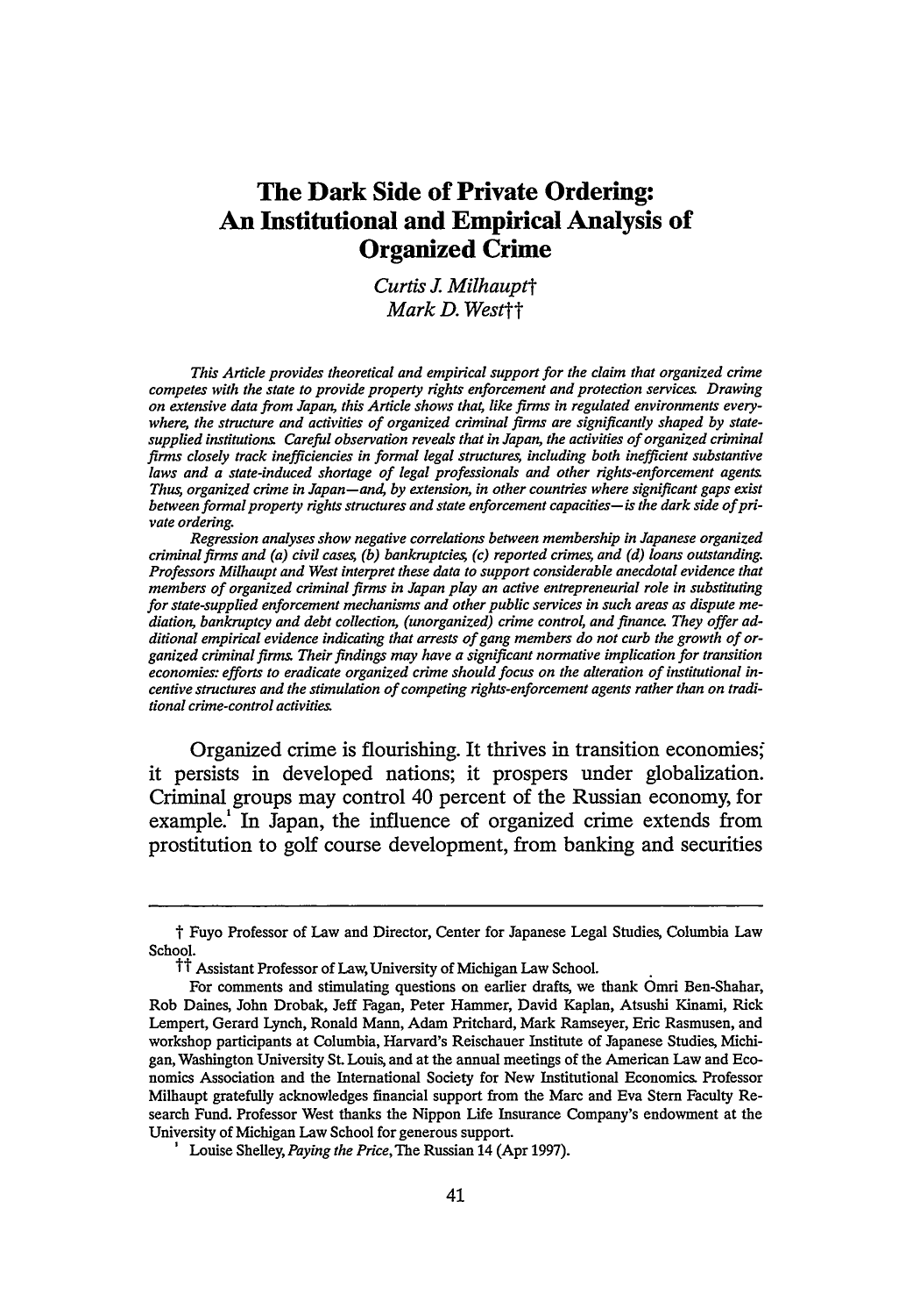# The Dark Side of Private Ordering: An Institutional and Empirical Analysis of Organized Crime

*Curtis J. Milhaupt*†
*Mark D. West*††

*This Article provides theoretical and empirical support for the claim that organized crime competes with the state to provide property rights enforcement and protection services. Drawing on extensive data from Japan, this Article shows that, like firms in regulated environments everywhere, the structure and activities of organized criminal firms are significantly shaped by state-supplied institutions. Careful observation reveals that in Japan, the activities of organized criminal firms closely track inefficiencies in formal legal structures, including both inefficient substantive laws and a state-induced shortage of legal professionals and other rights-enforcement agents. Thus, organized crime in Japan—and, by extension, in other countries where significant gaps exist between formal property rights structures and state enforcement capacities—is the dark side of private ordering.*

*Regression analyses show negative correlations between membership in Japanese organized criminal firms and (a) civil cases, (b) bankruptcies, (c) reported crimes, and (d) loans outstanding. Professors Milhaupt and West interpret these data to support considerable anecdotal evidence that members of organized criminal firms in Japan play an active entrepreneurial role in substituting for state-supplied enforcement mechanisms and other public services in such areas as dispute mediation, bankruptcy and debt collection, (unorganized) crime control, and finance. They offer additional empirical evidence indicating that arrests of gang members do not curb the growth of organized criminal firms. Their findings may have a significant normative implication for transition economies: efforts to eradicate organized crime should focus on the alteration of institutional incentive structures and the stimulation of competing rights-enforcement agents rather than on traditional crime-control activities.*

Organized crime is flourishing. It thrives in transition economies; it persists in developed nations; it prospers under globalization. Criminal groups may control 40 percent of the Russian economy, for example.[1] In Japan, the influence of organized crime extends from prostitution to golf course development, from banking and securities

---

† Fuyo Professor of Law and Director, Center for Japanese Legal Studies, Columbia Law School.

†† Assistant Professor of Law, University of Michigan Law School.

For comments and stimulating questions on earlier drafts, we thank Omri Ben-Shahar, Rob Daines, John Drobak, Jeff Fagan, Peter Hammer, David Kaplan, Atsushi Kinami, Rick Lempert, Gerard Lynch, Ronald Mann, Adam Pritchard, Mark Ramseyer, Eric Rasmusen, and workshop participants at Columbia, Harvard's Reischauer Institute of Japanese Studies, Michigan, Washington University St. Louis, and at the annual meetings of the American Law and Economics Association and the International Society for New Institutional Economics. Professor Milhaupt gratefully acknowledges financial support from the Marc and Eva Stern Faculty Research Fund. Professor West thanks the Nippon Life Insurance Company's endowment at the University of Michigan Law School for generous support.

[1] Louise Shelley, *Paying the Price*, The Russian 14 (Apr 1997).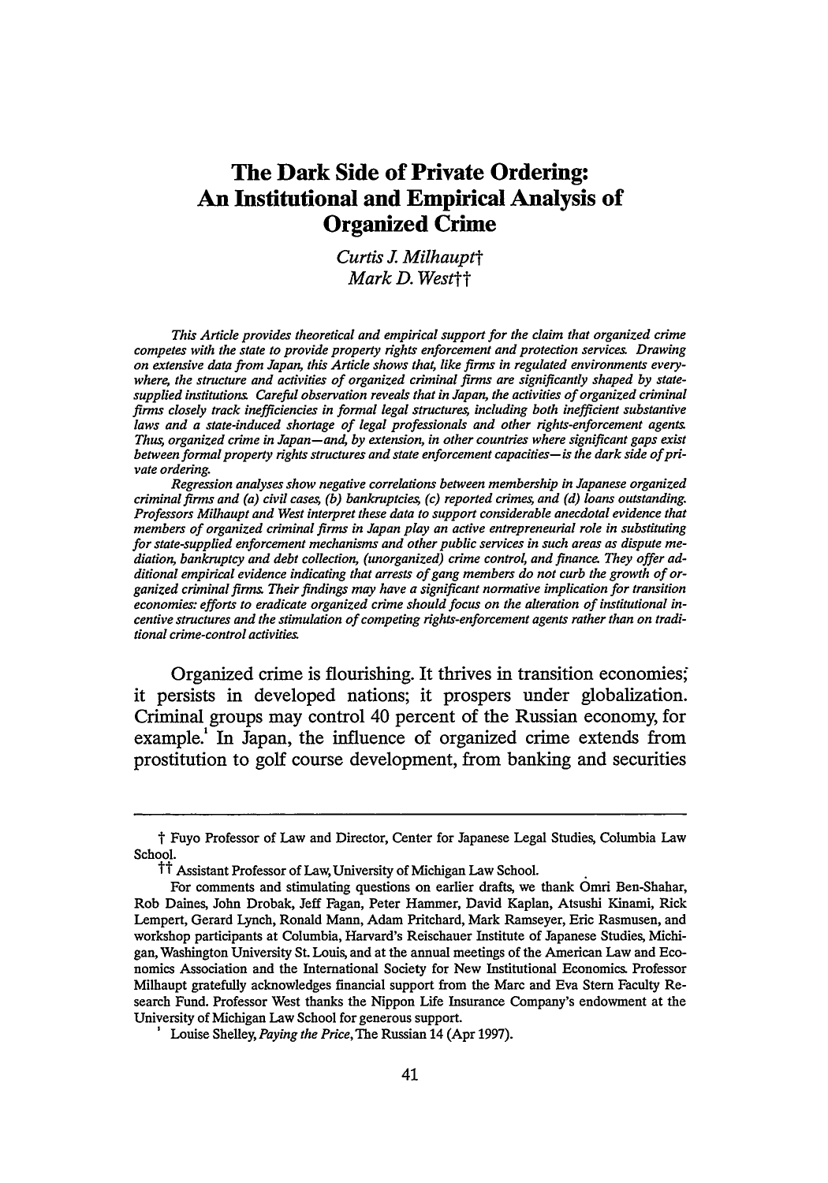# The Dark Side of Private Ordering: An Institutional and Empirical Analysis of Organized Crime

*Curtis J. Milhaupt†*
*Mark D. West††*

*This Article provides theoretical and empirical support for the claim that organized crime competes with the state to provide property rights enforcement and protection services. Drawing on extensive data from Japan, this Article shows that, like firms in regulated environments everywhere, the structure and activities of organized criminal firms are significantly shaped by state-supplied institutions. Careful observation reveals that in Japan, the activities of organized criminal firms closely track inefficiencies in formal legal structures, including both inefficient substantive laws and a state-induced shortage of legal professionals and other rights-enforcement agents. Thus, organized crime in Japan—and, by extension, in other countries where significant gaps exist between formal property rights structures and state enforcement capacities—is the dark side of private ordering.*

*Regression analyses show negative correlations between membership in Japanese organized criminal firms and (a) civil cases, (b) bankruptcies, (c) reported crimes, and (d) loans outstanding. Professors Milhaupt and West interpret these data to support considerable anecdotal evidence that members of organized criminal firms in Japan play an active entrepreneurial role in substituting for state-supplied enforcement mechanisms and other public services in such areas as dispute mediation, bankruptcy and debt collection, (unorganized) crime control, and finance. They offer additional empirical evidence indicating that arrests of gang members do not curb the growth of organized criminal firms. Their findings may have a significant normative implication for transition economies: efforts to eradicate organized crime should focus on the alteration of institutional incentive structures and the stimulation of competing rights-enforcement agents rather than on traditional crime-control activities.*

Organized crime is flourishing. It thrives in transition economies; it persists in developed nations; it prospers under globalization. Criminal groups may control 40 percent of the Russian economy, for example.[1] In Japan, the influence of organized crime extends from prostitution to golf course development, from banking and securities

---

† Fuyo Professor of Law and Director, Center for Japanese Legal Studies, Columbia Law School.

†† Assistant Professor of Law, University of Michigan Law School.

For comments and stimulating questions on earlier drafts, we thank Omri Ben-Shahar, Rob Daines, John Drobak, Jeff Fagan, Peter Hammer, David Kaplan, Atsushi Kinami, Rick Lempert, Gerard Lynch, Ronald Mann, Adam Pritchard, Mark Ramseyer, Eric Rasmusen, and workshop participants at Columbia, Harvard's Reischauer Institute of Japanese Studies, Michigan, Washington University St. Louis, and at the annual meetings of the American Law and Economics Association and the International Society for New Institutional Economics. Professor Milhaupt gratefully acknowledges financial support from the Marc and Eva Stern Faculty Research Fund. Professor West thanks the Nippon Life Insurance Company's endowment at the University of Michigan Law School for generous support.

[1] Louise Shelley, *Paying the Price*, The Russian 14 (Apr 1997).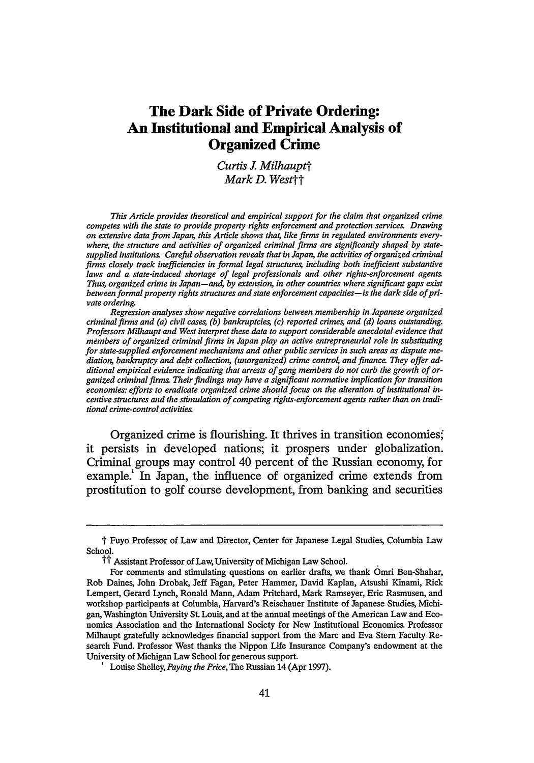# The Dark Side of Private Ordering: An Institutional and Empirical Analysis of Organized Crime

*Curtis J. Milhaupt*†

*Mark D. West*††

*This Article provides theoretical and empirical support for the claim that organized crime competes with the state to provide property rights enforcement and protection services. Drawing on extensive data from Japan, this Article shows that, like firms in regulated environments everywhere, the structure and activities of organized criminal firms are significantly shaped by state-supplied institutions. Careful observation reveals that in Japan, the activities of organized criminal firms closely track inefficiencies in formal legal structures, including both inefficient substantive laws and a state-induced shortage of legal professionals and other rights-enforcement agents. Thus, organized crime in Japan—and, by extension, in other countries where significant gaps exist between formal property rights structures and state enforcement capacities—is the dark side of private ordering.*

*Regression analyses show negative correlations between membership in Japanese organized criminal firms and (a) civil cases, (b) bankruptcies, (c) reported crimes, and (d) loans outstanding. Professors Milhaupt and West interpret these data to support considerable anecdotal evidence that members of organized criminal firms in Japan play an active entrepreneurial role in substituting for state-supplied enforcement mechanisms and other public services in such areas as dispute mediation, bankruptcy and debt collection, (unorganized) crime control, and finance. They offer additional empirical evidence indicating that arrests of gang members do not curb the growth of organized criminal firms. Their findings may have a significant normative implication for transition economies: efforts to eradicate organized crime should focus on the alteration of institutional incentive structures and the stimulation of competing rights-enforcement agents rather than on traditional crime-control activities.*

Organized crime is flourishing. It thrives in transition economies; it persists in developed nations; it prospers under globalization. Criminal groups may control 40 percent of the Russian economy, for example.[1] In Japan, the influence of organized crime extends from prostitution to golf course development, from banking and securities

---

† Fuyo Professor of Law and Director, Center for Japanese Legal Studies, Columbia Law School.

†† Assistant Professor of Law, University of Michigan Law School.

For comments and stimulating questions on earlier drafts, we thank Omri Ben-Shahar, Rob Daines, John Drobak, Jeff Fagan, Peter Hammer, David Kaplan, Atsushi Kinami, Rick Lempert, Gerard Lynch, Ronald Mann, Adam Pritchard, Mark Ramseyer, Eric Rasmusen, and workshop participants at Columbia, Harvard's Reischauer Institute of Japanese Studies, Michigan, Washington University St. Louis, and at the annual meetings of the American Law and Economics Association and the International Society for New Institutional Economics. Professor Milhaupt gratefully acknowledges financial support from the Marc and Eva Stern Faculty Research Fund. Professor West thanks the Nippon Life Insurance Company's endowment at the University of Michigan Law School for generous support.

[1] Louise Shelley, *Paying the Price*, The Russian 14 (Apr 1997).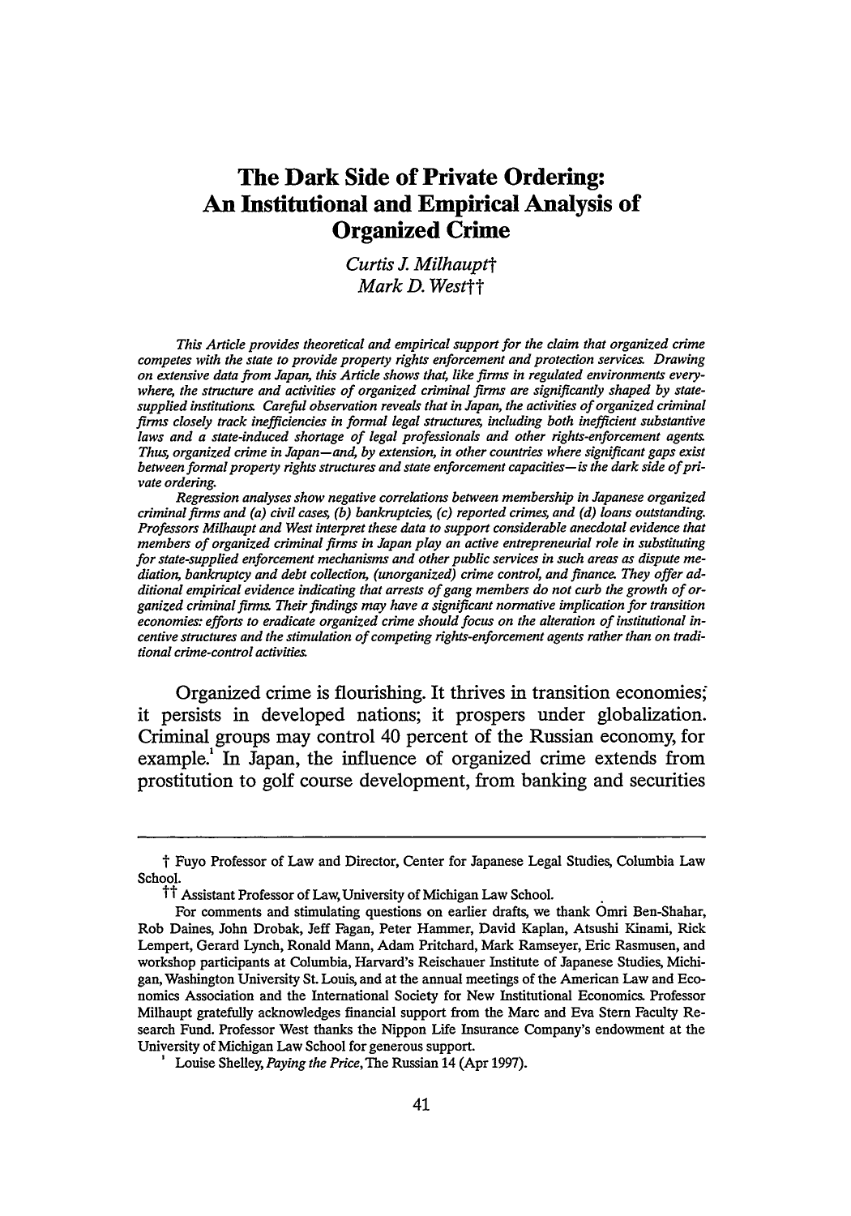# The Dark Side of Private Ordering: An Institutional and Empirical Analysis of Organized Crime

*Curtis J. Milhaupt*†

*Mark D. West*††

*This Article provides theoretical and empirical support for the claim that organized crime competes with the state to provide property rights enforcement and protection services. Drawing on extensive data from Japan, this Article shows that, like firms in regulated environments everywhere, the structure and activities of organized criminal firms are significantly shaped by state-supplied institutions. Careful observation reveals that in Japan, the activities of organized criminal firms closely track inefficiencies in formal legal structures, including both inefficient substantive laws and a state-induced shortage of legal professionals and other rights-enforcement agents. Thus, organized crime in Japan—and, by extension, in other countries where significant gaps exist between formal property rights structures and state enforcement capacities—is the dark side of private ordering.*

*Regression analyses show negative correlations between membership in Japanese organized criminal firms and (a) civil cases, (b) bankruptcies, (c) reported crimes, and (d) loans outstanding. Professors Milhaupt and West interpret these data to support considerable anecdotal evidence that members of organized criminal firms in Japan play an active entrepreneurial role in substituting for state-supplied enforcement mechanisms and other public services in such areas as dispute mediation, bankruptcy and debt collection, (unorganized) crime control, and finance. They offer additional empirical evidence indicating that arrests of gang members do not curb the growth of organized criminal firms. Their findings may have a significant normative implication for transition economies: efforts to eradicate organized crime should focus on the alteration of institutional incentive structures and the stimulation of competing rights-enforcement agents rather than on traditional crime-control activities.*

Organized crime is flourishing. It thrives in transition economies; it persists in developed nations; it prospers under globalization. Criminal groups may control 40 percent of the Russian economy, for example.[1] In Japan, the influence of organized crime extends from prostitution to golf course development, from banking and securities

---

† Fuyo Professor of Law and Director, Center for Japanese Legal Studies, Columbia Law School.

†† Assistant Professor of Law, University of Michigan Law School.

For comments and stimulating questions on earlier drafts, we thank Omri Ben-Shahar, Rob Daines, John Drobak, Jeff Fagan, Peter Hammer, David Kaplan, Atsushi Kinami, Rick Lempert, Gerard Lynch, Ronald Mann, Adam Pritchard, Mark Ramseyer, Eric Rasmusen, and workshop participants at Columbia, Harvard's Reischauer Institute of Japanese Studies, Michigan, Washington University St. Louis, and at the annual meetings of the American Law and Economics Association and the International Society for New Institutional Economics. Professor Milhaupt gratefully acknowledges financial support from the Marc and Eva Stern Faculty Research Fund. Professor West thanks the Nippon Life Insurance Company's endowment at the University of Michigan Law School for generous support.

[1] Louise Shelley, *Paying the Price*, The Russian 14 (Apr 1997).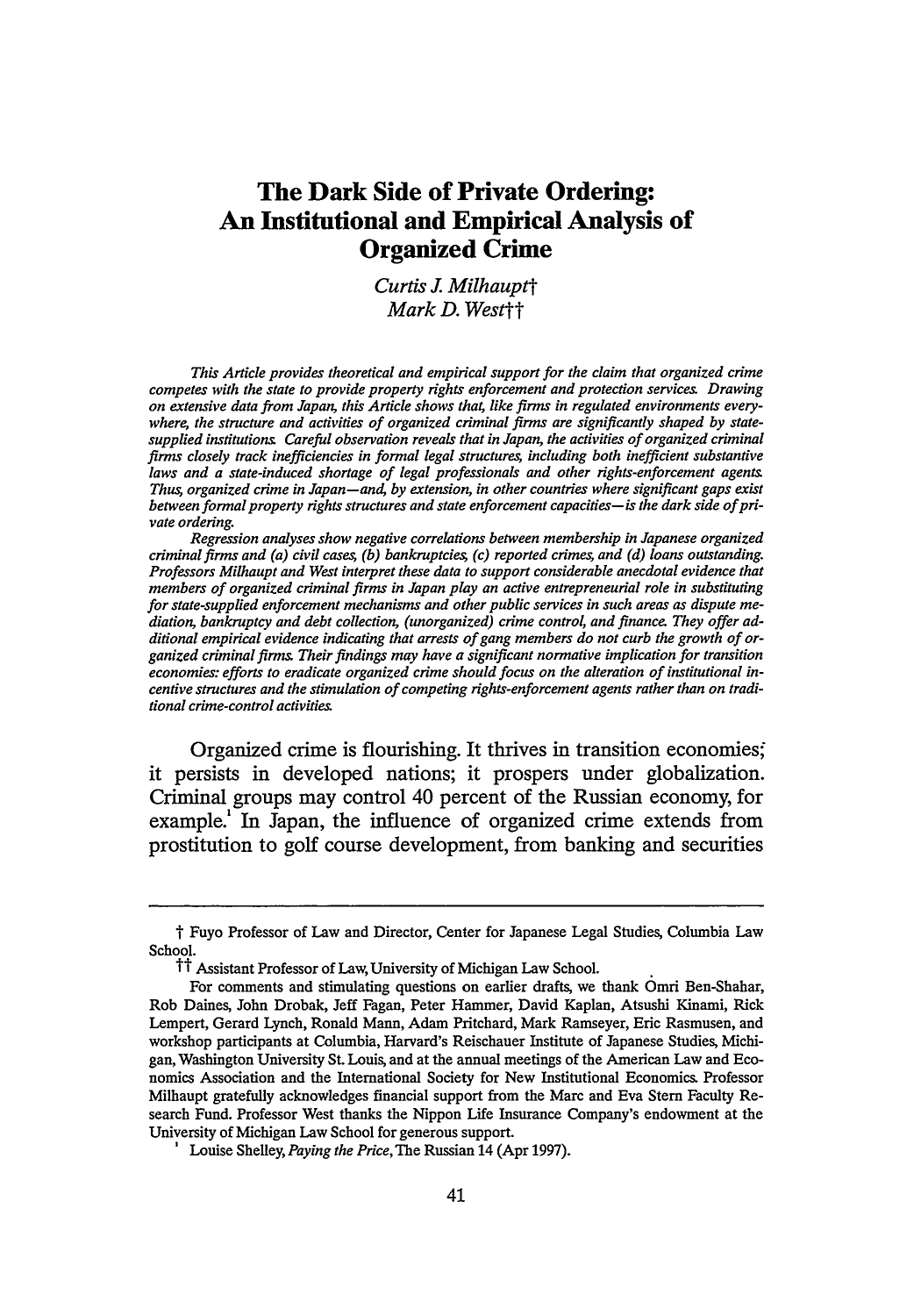# The Dark Side of Private Ordering: An Institutional and Empirical Analysis of Organized Crime

*Curtis J. Milhaupt†*
*Mark D. West††*

*This Article provides theoretical and empirical support for the claim that organized crime competes with the state to provide property rights enforcement and protection services. Drawing on extensive data from Japan, this Article shows that, like firms in regulated environments everywhere, the structure and activities of organized criminal firms are significantly shaped by state-supplied institutions. Careful observation reveals that in Japan, the activities of organized criminal firms closely track inefficiencies in formal legal structures, including both inefficient substantive laws and a state-induced shortage of legal professionals and other rights-enforcement agents. Thus, organized crime in Japan—and, by extension, in other countries where significant gaps exist between formal property rights structures and state enforcement capacities—is the dark side of private ordering.*

*Regression analyses show negative correlations between membership in Japanese organized criminal firms and (a) civil cases, (b) bankruptcies, (c) reported crimes, and (d) loans outstanding. Professors Milhaupt and West interpret these data to support considerable anecdotal evidence that members of organized criminal firms in Japan play an active entrepreneurial role in substituting for state-supplied enforcement mechanisms and other public services in such areas as dispute mediation, bankruptcy and debt collection, (unorganized) crime control, and finance. They offer additional empirical evidence indicating that arrests of gang members do not curb the growth of organized criminal firms. Their findings may have a significant normative implication for transition economies: efforts to eradicate organized crime should focus on the alteration of institutional incentive structures and the stimulation of competing rights-enforcement agents rather than on traditional crime-control activities.*

Organized crime is flourishing. It thrives in transition economies; it persists in developed nations; it prospers under globalization. Criminal groups may control 40 percent of the Russian economy, for example.[1] In Japan, the influence of organized crime extends from prostitution to golf course development, from banking and securities

---

† Fuyo Professor of Law and Director, Center for Japanese Legal Studies, Columbia Law School.

†† Assistant Professor of Law, University of Michigan Law School.

For comments and stimulating questions on earlier drafts, we thank Omri Ben-Shahar, Rob Daines, John Drobak, Jeff Fagan, Peter Hammer, David Kaplan, Atsushi Kinami, Rick Lempert, Gerard Lynch, Ronald Mann, Adam Pritchard, Mark Ramseyer, Eric Rasmusen, and workshop participants at Columbia, Harvard's Reischauer Institute of Japanese Studies, Michigan, Washington University St. Louis, and at the annual meetings of the American Law and Economics Association and the International Society for New Institutional Economics. Professor Milhaupt gratefully acknowledges financial support from the Marc and Eva Stern Faculty Research Fund. Professor West thanks the Nippon Life Insurance Company's endowment at the University of Michigan Law School for generous support.

[1] Louise Shelley, *Paying the Price*, The Russian 14 (Apr 1997).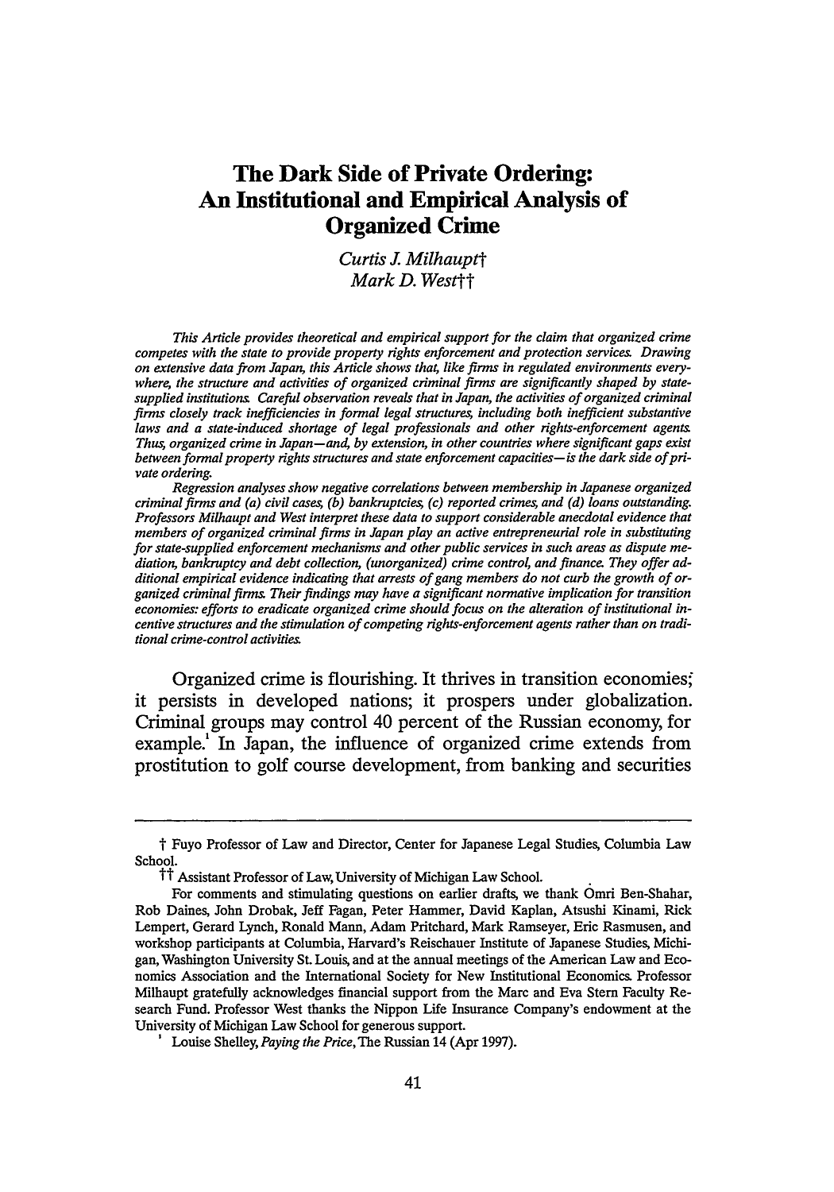# The Dark Side of Private Ordering: An Institutional and Empirical Analysis of Organized Crime

*Curtis J. Milhaupt†*
*Mark D. West††*

*This Article provides theoretical and empirical support for the claim that organized crime competes with the state to provide property rights enforcement and protection services. Drawing on extensive data from Japan, this Article shows that, like firms in regulated environments everywhere, the structure and activities of organized criminal firms are significantly shaped by state-supplied institutions. Careful observation reveals that in Japan, the activities of organized criminal firms closely track inefficiencies in formal legal structures, including both inefficient substantive laws and a state-induced shortage of legal professionals and other rights-enforcement agents. Thus, organized crime in Japan—and, by extension, in other countries where significant gaps exist between formal property rights structures and state enforcement capacities—is the dark side of private ordering.*

*Regression analyses show negative correlations between membership in Japanese organized criminal firms and (a) civil cases, (b) bankruptcies, (c) reported crimes, and (d) loans outstanding. Professors Milhaupt and West interpret these data to support considerable anecdotal evidence that members of organized criminal firms in Japan play an active entrepreneurial role in substituting for state-supplied enforcement mechanisms and other public services in such areas as dispute mediation, bankruptcy and debt collection, (unorganized) crime control, and finance. They offer additional empirical evidence indicating that arrests of gang members do not curb the growth of organized criminal firms. Their findings may have a significant normative implication for transition economies: efforts to eradicate organized crime should focus on the alteration of institutional incentive structures and the stimulation of competing rights-enforcement agents rather than on traditional crime-control activities.*

Organized crime is flourishing. It thrives in transition economies; it persists in developed nations; it prospers under globalization. Criminal groups may control 40 percent of the Russian economy, for example.[1] In Japan, the influence of organized crime extends from prostitution to golf course development, from banking and securities

---

† Fuyo Professor of Law and Director, Center for Japanese Legal Studies, Columbia Law School.

†† Assistant Professor of Law, University of Michigan Law School.

For comments and stimulating questions on earlier drafts, we thank Omri Ben-Shahar, Rob Daines, John Drobak, Jeff Fagan, Peter Hammer, David Kaplan, Atsushi Kinami, Rick Lempert, Gerard Lynch, Ronald Mann, Adam Pritchard, Mark Ramseyer, Eric Rasmusen, and workshop participants at Columbia, Harvard's Reischauer Institute of Japanese Studies, Michigan, Washington University St. Louis, and at the annual meetings of the American Law and Economics Association and the International Society for New Institutional Economics. Professor Milhaupt gratefully acknowledges financial support from the Marc and Eva Stern Faculty Research Fund. Professor West thanks the Nippon Life Insurance Company's endowment at the University of Michigan Law School for generous support.

[1] Louise Shelley, *Paying the Price*, The Russian 14 (Apr 1997).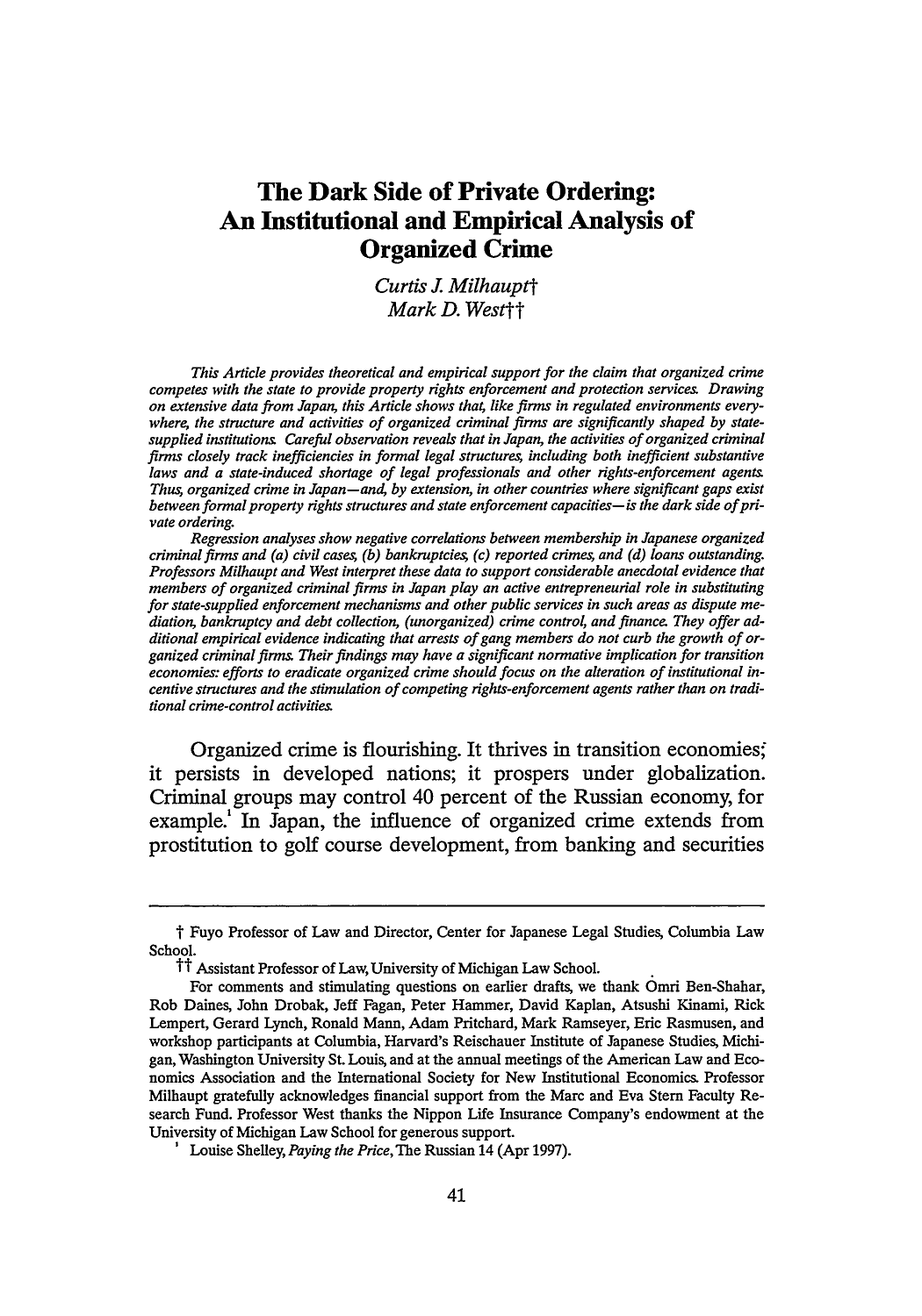# The Dark Side of Private Ordering: An Institutional and Empirical Analysis of Organized Crime

*Curtis J. Milhaupt*†
*Mark D. West*††

*This Article provides theoretical and empirical support for the claim that organized crime competes with the state to provide property rights enforcement and protection services. Drawing on extensive data from Japan, this Article shows that, like firms in regulated environments everywhere, the structure and activities of organized criminal firms are significantly shaped by state-supplied institutions. Careful observation reveals that in Japan, the activities of organized criminal firms closely track inefficiencies in formal legal structures, including both inefficient substantive laws and a state-induced shortage of legal professionals and other rights-enforcement agents. Thus, organized crime in Japan—and, by extension, in other countries where significant gaps exist between formal property rights structures and state enforcement capacities—is the dark side of private ordering.*

*Regression analyses show negative correlations between membership in Japanese organized criminal firms and (a) civil cases, (b) bankruptcies, (c) reported crimes, and (d) loans outstanding. Professors Milhaupt and West interpret these data to support considerable anecdotal evidence that members of organized criminal firms in Japan play an active entrepreneurial role in substituting for state-supplied enforcement mechanisms and other public services in such areas as dispute mediation, bankruptcy and debt collection, (unorganized) crime control, and finance. They offer additional empirical evidence indicating that arrests of gang members do not curb the growth of organized criminal firms. Their findings may have a significant normative implication for transition economies: efforts to eradicate organized crime should focus on the alteration of institutional incentive structures and the stimulation of competing rights-enforcement agents rather than on traditional crime-control activities.*

Organized crime is flourishing. It thrives in transition economies; it persists in developed nations; it prospers under globalization. Criminal groups may control 40 percent of the Russian economy, for example.[1] In Japan, the influence of organized crime extends from prostitution to golf course development, from banking and securities

---

† Fuyo Professor of Law and Director, Center for Japanese Legal Studies, Columbia Law School.

†† Assistant Professor of Law, University of Michigan Law School.

For comments and stimulating questions on earlier drafts, we thank Omri Ben-Shahar, Rob Daines, John Drobak, Jeff Fagan, Peter Hammer, David Kaplan, Atsushi Kinami, Rick Lempert, Gerard Lynch, Ronald Mann, Adam Pritchard, Mark Ramseyer, Eric Rasmusen, and workshop participants at Columbia, Harvard's Reischauer Institute of Japanese Studies, Michigan, Washington University St. Louis, and at the annual meetings of the American Law and Economics Association and the International Society for New Institutional Economics. Professor Milhaupt gratefully acknowledges financial support from the Marc and Eva Stern Faculty Research Fund. Professor West thanks the Nippon Life Insurance Company's endowment at the University of Michigan Law School for generous support.

[1] Louise Shelley, *Paying the Price*, The Russian 14 (Apr 1997).